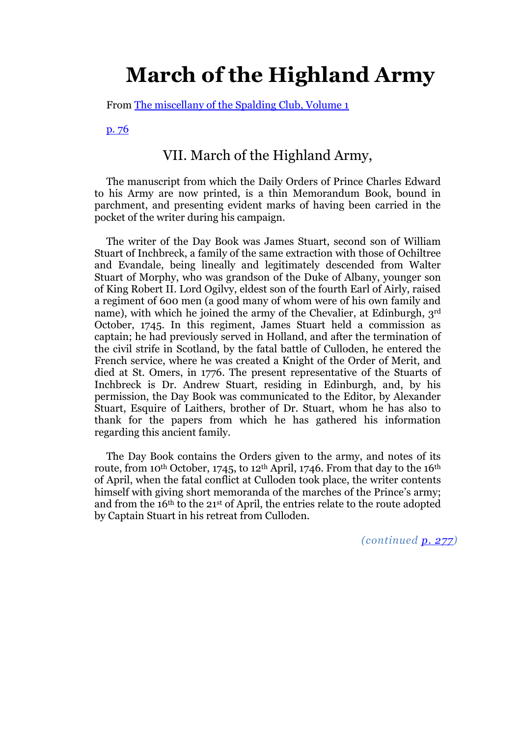# March of the Highland Army

From [The miscellany of the Spalding Club, Volume 1](#)

[p. 76](#)

## VII. March of the Highland Army,

The manuscript from which the Daily Orders of Prince Charles Edward to his Army are now printed, is a thin Memorandum Book, bound in parchment, and presenting evident marks of having been carried in the pocket of the writer during his campaign.

The writer of the Day Book was James Stuart, second son of William Stuart of Inchbreck, a family of the same extraction with those of Ochiltree and Evandale, being lineally and legitimately descended from Walter Stuart of Morphy, who was grandson of the Duke of Albany, younger son of King Robert II. Lord Ogilvy, eldest son of the fourth Earl of Airly, raised a regiment of 600 men (a good many of whom were of his own family and name), with which he joined the army of the Chevalier, at Edinburgh, 3rd October, 1745. In this regiment, James Stuart held a commission as captain; he had previously served in Holland, and after the termination of the civil strife in Scotland, by the fatal battle of Culloden, he entered the French service, where he was created a Knight of the Order of Merit, and died at St. Omers, in 1776. The present representative of the Stuarts of Inchbreck is Dr. Andrew Stuart, residing in Edinburgh, and, by his permission, the Day Book was communicated to the Editor, by Alexander Stuart, Esquire of Laithers, brother of Dr. Stuart, whom he has also to thank for the papers from which he has gathered his information regarding this ancient family.

The Day Book contains the Orders given to the army, and notes of its route, from 10th October, 1745, to 12th April, 1746. From that day to the 16th of April, when the fatal conflict at Culloden took place, the writer contents himself with giving short memoranda of the marches of the Prince's army; and from the 16th to the 21st of April, the entries relate to the route adopted by Captain Stuart in his retreat from Culloden.

*(continued [p. 277](#))*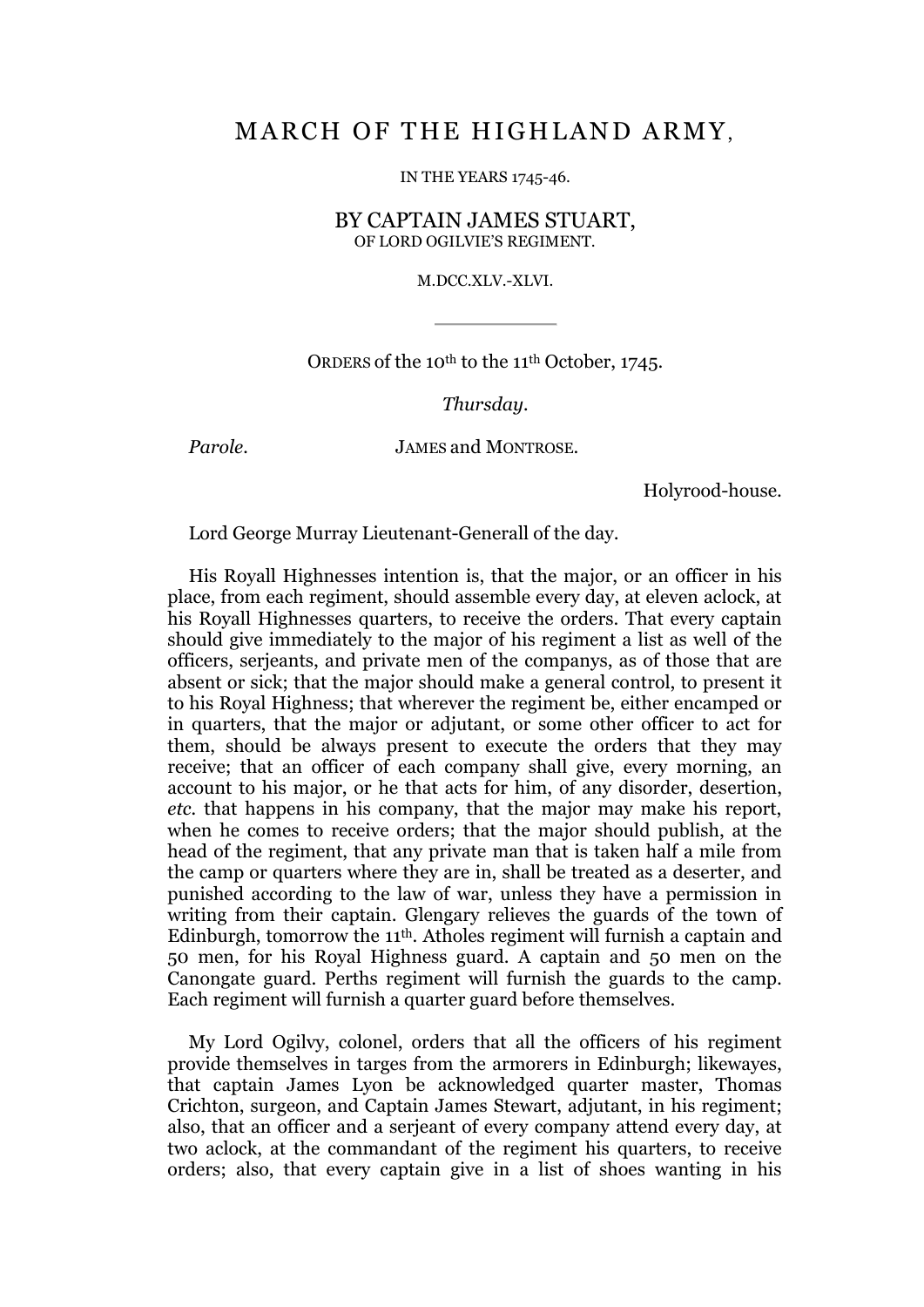# MARCH OF THE HIGHLAND ARMY,

IN THE YEARS 1745-46.

## BY CAPTAIN JAMES STUART,

OF LORD OGILVIE'S REGIMENT.

M.DCC.XLV.-XLVI.

---

ORDERS of the 10th to the 11th October, 1745.

*Thursday.*

*Parole.* JAMES and MONTROSE.

Holyrood-house.

Lord George Murray Lieutenant-Generall of the day.

His Royall Highnesses intention is, that the major, or an officer in his place, from each regiment, should assemble every day, at eleven aclock, at his Royall Highnesses quarters, to receive the orders. That every captain should give immediately to the major of his regiment a list as well of the officers, serjeants, and private men of the companys, as of those that are absent or sick; that the major should make a general control, to present it to his Royal Highness; that wherever the regiment be, either encamped or in quarters, that the major or adjutant, or some other officer to act for them, should be always present to execute the orders that they may receive; that an officer of each company shall give, every morning, an account to his major, or he that acts for him, of any disorder, desertion, *etc.* that happens in his company, that the major may make his report, when he comes to receive orders; that the major should publish, at the head of the regiment, that any private man that is taken half a mile from the camp or quarters where they are in, shall be treated as a deserter, and punished according to the law of war, unless they have a permission in writing from their captain. Glengary relieves the guards of the town of Edinburgh, tomorrow the 11th. Atholes regiment will furnish a captain and 50 men, for his Royal Highness guard. A captain and 50 men on the Canongate guard. Perths regiment will furnish the guards to the camp. Each regiment will furnish a quarter guard before themselves.

My Lord Ogilvy, colonel, orders that all the officers of his regiment provide themselves in targes from the armorers in Edinburgh; likewayes, that captain James Lyon be acknowledged quarter master, Thomas Crichton, surgeon, and Captain James Stewart, adjutant, in his regiment; also, that an officer and a serjeant of every company attend every day, at two aclock, at the commandant of the regiment his quarters, to receive orders; also, that every captain give in a list of shoes wanting in his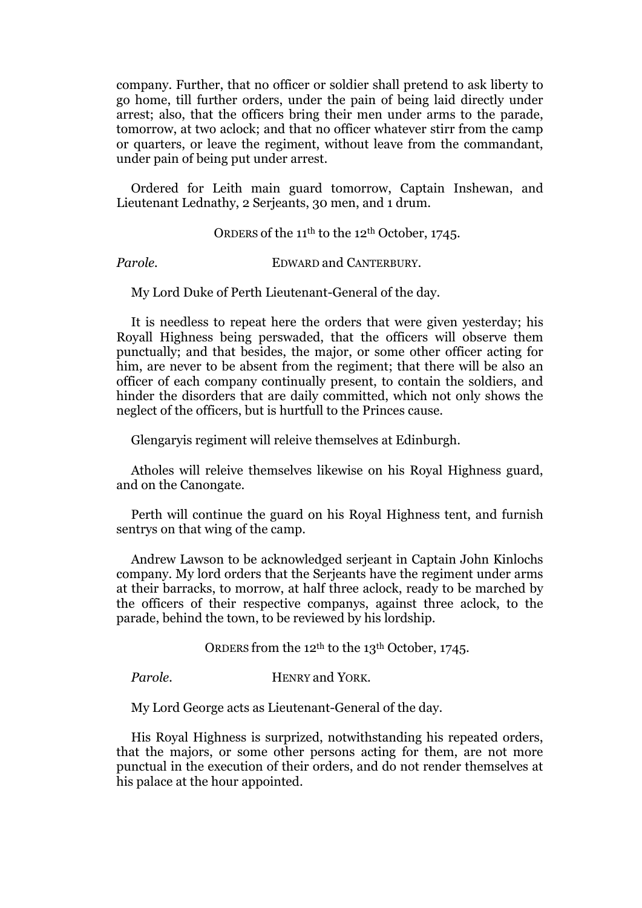company. Further, that no officer or soldier shall pretend to ask liberty to go home, till further orders, under the pain of being laid directly under arrest; also, that the officers bring their men under arms to the parade, tomorrow, at two aclock; and that no officer whatever stirr from the camp or quarters, or leave the regiment, without leave from the commandant, under pain of being put under arrest.

Ordered for Leith main guard tomorrow, Captain Inshewan, and Lieutenant Lednathy, 2 Serjeants, 30 men, and 1 drum.

ORDERS of the 11th to the 12th October, 1745.

*Parole.* EDWARD and CANTERBURY.

My Lord Duke of Perth Lieutenant-General of the day.

It is needless to repeat here the orders that were given yesterday; his Royall Highness being perswaded, that the officers will observe them punctually; and that besides, the major, or some other officer acting for him, are never to be absent from the regiment; that there will be also an officer of each company continually present, to contain the soldiers, and hinder the disorders that are daily committed, which not only shows the neglect of the officers, but is hurtfull to the Princes cause.

Glengaryis regiment will releive themselves at Edinburgh.

Atholes will releive themselves likewise on his Royal Highness guard, and on the Canongate.

Perth will continue the guard on his Royal Highness tent, and furnish sentrys on that wing of the camp.

Andrew Lawson to be acknowledged serjeant in Captain John Kinlochs company. My lord orders that the Serjeants have the regiment under arms at their barracks, to morrow, at half three aclock, ready to be marched by the officers of their respective companys, against three aclock, to the parade, behind the town, to be reviewed by his lordship.

ORDERS from the 12th to the 13th October, 1745.

*Parole.* HENRY and YORK.

My Lord George acts as Lieutenant-General of the day.

His Royal Highness is surprized, notwithstanding his repeated orders, that the majors, or some other persons acting for them, are not more punctual in the execution of their orders, and do not render themselves at his palace at the hour appointed.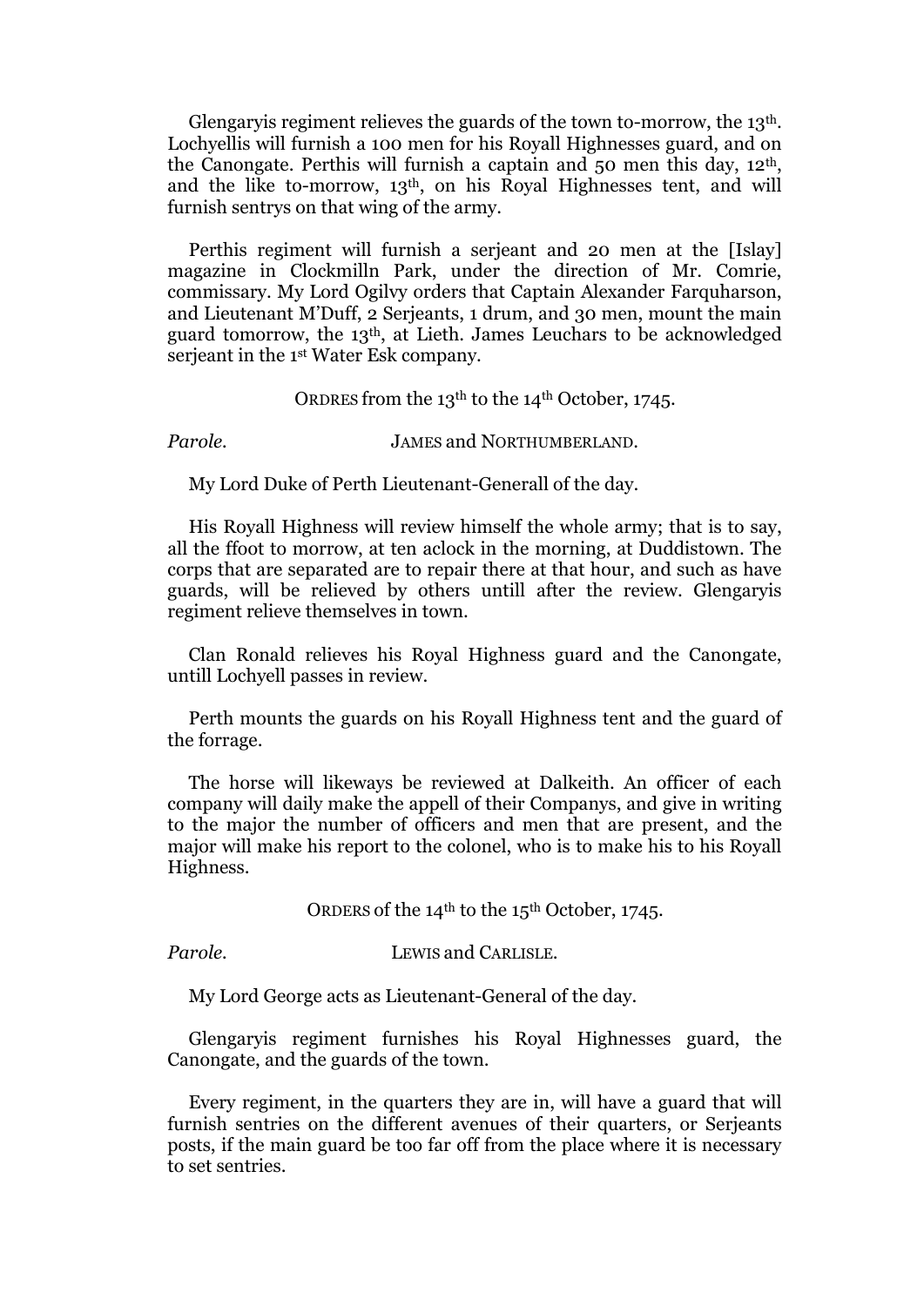Glengaryis regiment relieves the guards of the town to-morrow, the 13th. Lochyellis will furnish a 100 men for his Royall Highnesses guard, and on the Canongate. Perthis will furnish a captain and 50 men this day, 12th, and the like to-morrow, 13th, on his Royal Highnesses tent, and will furnish sentrys on that wing of the army.

Perthis regiment will furnish a serjeant and 20 men at the [Islay] magazine in Clockmilln Park, under the direction of Mr. Comrie, commissary. My Lord Ogilvy orders that Captain Alexander Farquharson, and Lieutenant M'Duff, 2 Serjeants, 1 drum, and 30 men, mount the main guard tomorrow, the 13th, at Lieth. James Leuchars to be acknowledged serjeant in the 1st Water Esk company.

ORDRES from the 13th to the 14th October, 1745.

*Parole.* JAMES and NORTHUMBERLAND.

My Lord Duke of Perth Lieutenant-Generall of the day.

His Royall Highness will review himself the whole army; that is to say, all the ffoot to morrow, at ten aclock in the morning, at Duddistown. The corps that are separated are to repair there at that hour, and such as have guards, will be relieved by others untill after the review. Glengaryis regiment relieve themselves in town.

Clan Ronald relieves his Royal Highness guard and the Canongate, untill Lochyell passes in review.

Perth mounts the guards on his Royall Highness tent and the guard of the forrage.

The horse will likeways be reviewed at Dalkeith. An officer of each company will daily make the appell of their Companys, and give in writing to the major the number of officers and men that are present, and the major will make his report to the colonel, who is to make his to his Royall Highness.

ORDERS of the 14th to the 15th October, 1745.

*Parole.* LEWIS and CARLISLE.

My Lord George acts as Lieutenant-General of the day.

Glengaryis regiment furnishes his Royal Highnesses guard, the Canongate, and the guards of the town.

Every regiment, in the quarters they are in, will have a guard that will furnish sentries on the different avenues of their quarters, or Serjeants posts, if the main guard be too far off from the place where it is necessary to set sentries.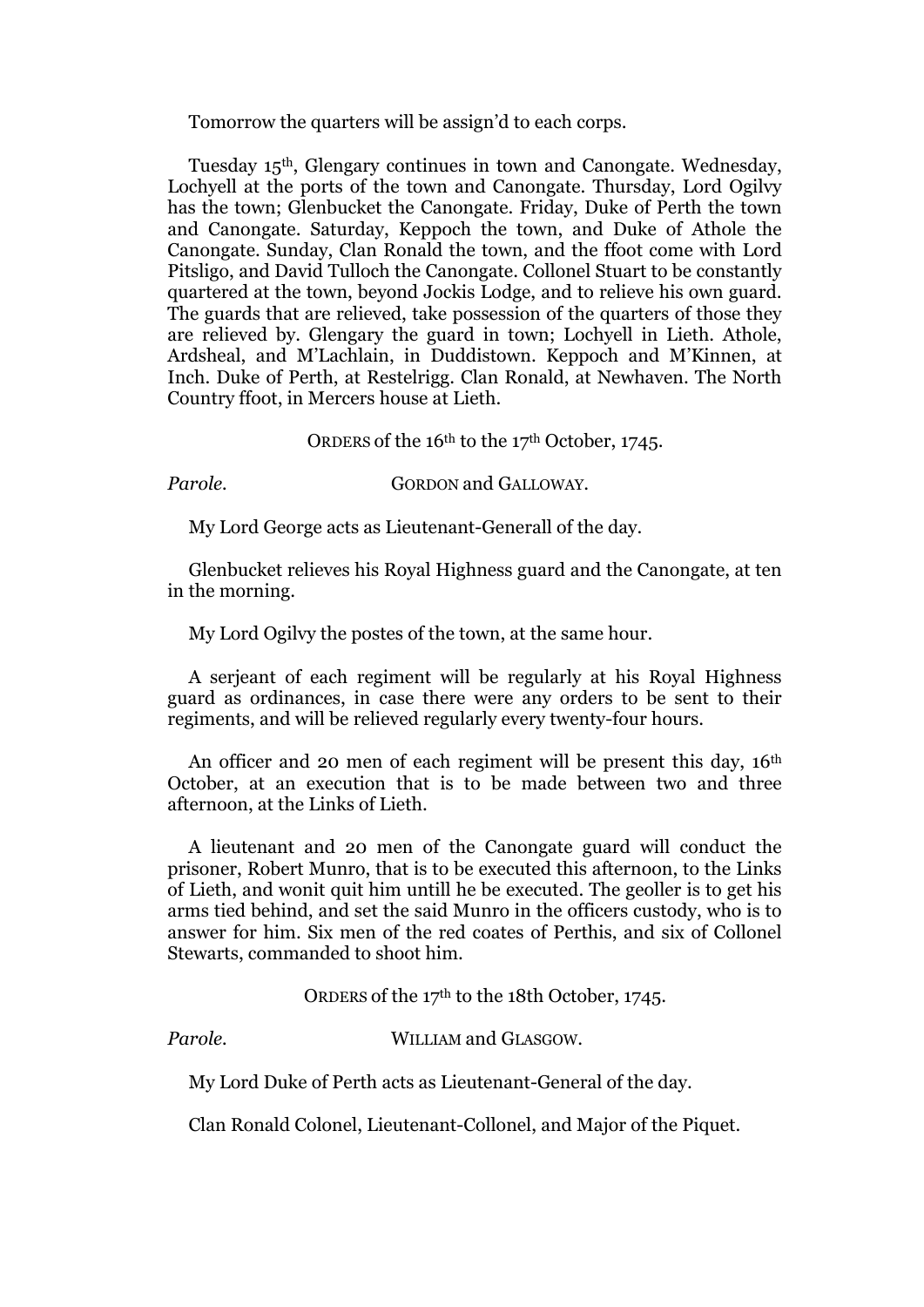Tomorrow the quarters will be assign'd to each corps.

Tuesday 15th, Glengary continues in town and Canongate. Wednesday, Lochyell at the ports of the town and Canongate. Thursday, Lord Ogilvy has the town; Glenbucket the Canongate. Friday, Duke of Perth the town and Canongate. Saturday, Keppoch the town, and Duke of Athole the Canongate. Sunday, Clan Ronald the town, and the ffoot come with Lord Pitsligo, and David Tulloch the Canongate. Collonel Stuart to be constantly quartered at the town, beyond Jockis Lodge, and to relieve his own guard. The guards that are relieved, take possession of the quarters of those they are relieved by. Glengary the guard in town; Lochyell in Lieth. Athole, Ardsheal, and M'Lachlain, in Duddistown. Keppoch and M'Kinnen, at Inch. Duke of Perth, at Restelrigg. Clan Ronald, at Newhaven. The North Country ffoot, in Mercers house at Lieth.

ORDERS of the 16th to the 17th October, 1745.

*Parole.* GORDON and GALLOWAY.

My Lord George acts as Lieutenant-Generall of the day.

Glenbucket relieves his Royal Highness guard and the Canongate, at ten in the morning.

My Lord Ogilvy the postes of the town, at the same hour.

A serjeant of each regiment will be regularly at his Royal Highness guard as ordinances, in case there were any orders to be sent to their regiments, and will be relieved regularly every twenty-four hours.

An officer and 20 men of each regiment will be present this day, 16th October, at an execution that is to be made between two and three afternoon, at the Links of Lieth.

A lieutenant and 20 men of the Canongate guard will conduct the prisoner, Robert Munro, that is to be executed this afternoon, to the Links of Lieth, and wonit quit him untill he be executed. The geoller is to get his arms tied behind, and set the said Munro in the officers custody, who is to answer for him. Six men of the red coates of Perthis, and six of Collonel Stewarts, commanded to shoot him.

ORDERS of the 17th to the 18th October, 1745.

*Parole.* WILLIAM and GLASGOW.

My Lord Duke of Perth acts as Lieutenant-General of the day.

Clan Ronald Colonel, Lieutenant-Collonel, and Major of the Piquet.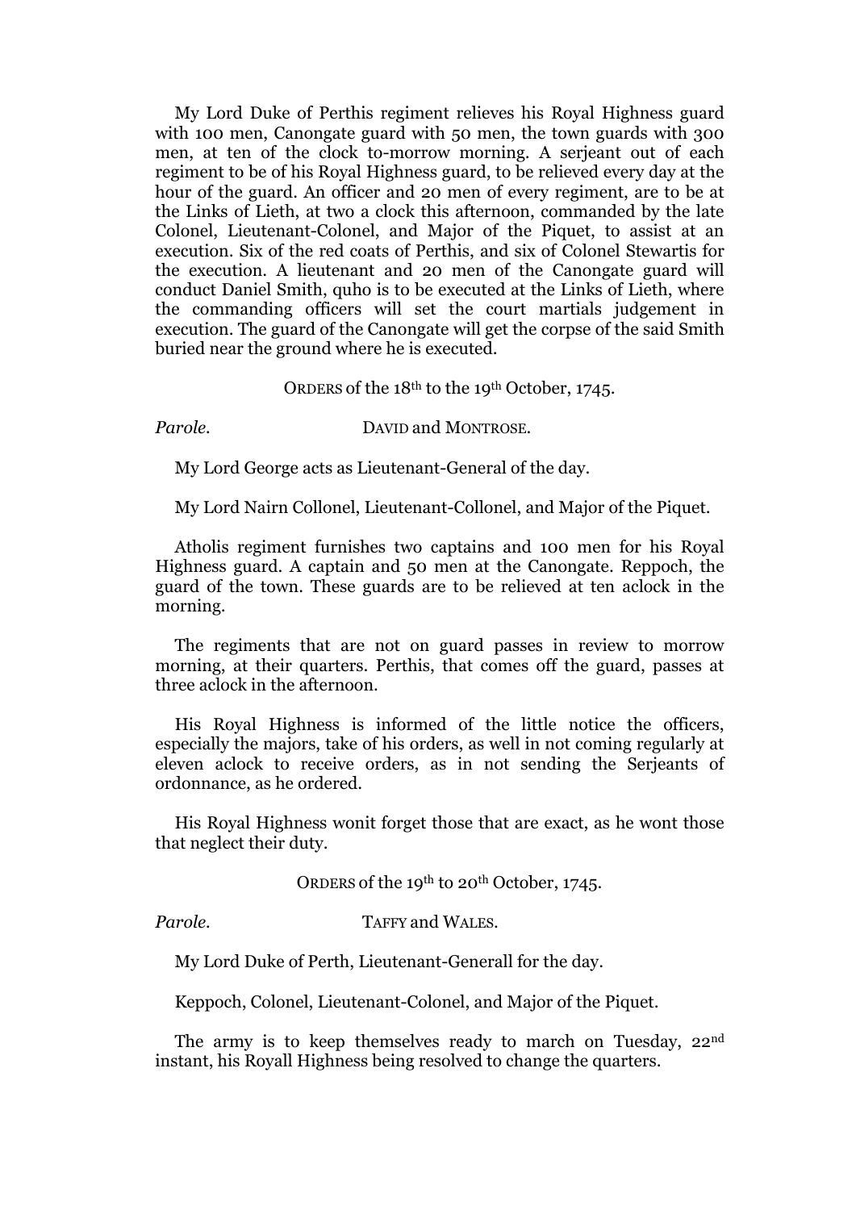My Lord Duke of Perthis regiment relieves his Royal Highness guard with 100 men, Canongate guard with 50 men, the town guards with 300 men, at ten of the clock to-morrow morning. A serjeant out of each regiment to be of his Royal Highness guard, to be relieved every day at the hour of the guard. An officer and 20 men of every regiment, are to be at the Links of Lieth, at two a clock this afternoon, commanded by the late Colonel, Lieutenant-Colonel, and Major of the Piquet, to assist at an execution. Six of the red coats of Perthis, and six of Colonel Stewartis for the execution. A lieutenant and 20 men of the Canongate guard will conduct Daniel Smith, quho is to be executed at the Links of Lieth, where the commanding officers will set the court martials judgement in execution. The guard of the Canongate will get the corpse of the said Smith buried near the ground where he is executed.

ORDERS of the 18th to the 19th October, 1745.

*Parole.* DAVID and MONTROSE.

My Lord George acts as Lieutenant-General of the day.

My Lord Nairn Collonel, Lieutenant-Collonel, and Major of the Piquet.

Atholis regiment furnishes two captains and 100 men for his Royal Highness guard. A captain and 50 men at the Canongate. Reppoch, the guard of the town. These guards are to be relieved at ten aclock in the morning.

The regiments that are not on guard passes in review to morrow morning, at their quarters. Perthis, that comes off the guard, passes at three aclock in the afternoon.

His Royal Highness is informed of the little notice the officers, especially the majors, take of his orders, as well in not coming regularly at eleven aclock to receive orders, as in not sending the Serjeants of ordonnance, as he ordered.

His Royal Highness wonit forget those that are exact, as he wont those that neglect their duty.

ORDERS of the 19th to 20th October, 1745.

*Parole.* TAFFY and WALES.

My Lord Duke of Perth, Lieutenant-Generall for the day.

Keppoch, Colonel, Lieutenant-Colonel, and Major of the Piquet.

The army is to keep themselves ready to march on Tuesday, 22nd instant, his Royall Highness being resolved to change the quarters.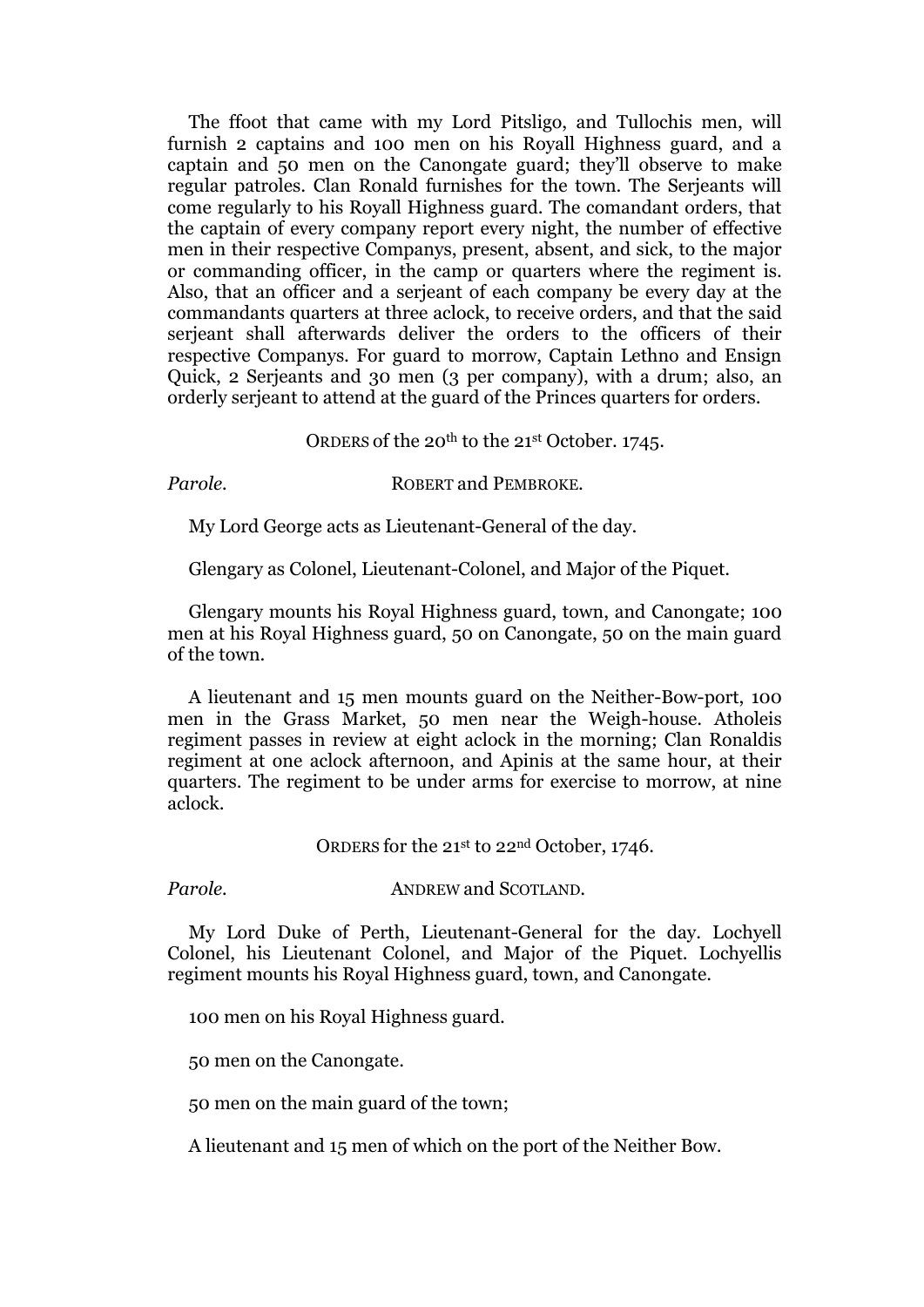The ffoot that came with my Lord Pitsligo, and Tullochis men, will furnish 2 captains and 100 men on his Royall Highness guard, and a captain and 50 men on the Canongate guard; they'll observe to make regular patroles. Clan Ronald furnishes for the town. The Serjeants will come regularly to his Royall Highness guard. The comandant orders, that the captain of every company report every night, the number of effective men in their respective Companys, present, absent, and sick, to the major or commanding officer, in the camp or quarters where the regiment is. Also, that an officer and a serjeant of each company be every day at the commandants quarters at three aclock, to receive orders, and that the said serjeant shall afterwards deliver the orders to the officers of their respective Companys. For guard to morrow, Captain Lethno and Ensign Quick, 2 Serjeants and 30 men (3 per company), with a drum; also, an orderly serjeant to attend at the guard of the Princes quarters for orders.

ORDERS of the 20th to the 21st October. 1745.

*Parole.* ROBERT and PEMBROKE.

My Lord George acts as Lieutenant-General of the day.

Glengary as Colonel, Lieutenant-Colonel, and Major of the Piquet.

Glengary mounts his Royal Highness guard, town, and Canongate; 100 men at his Royal Highness guard, 50 on Canongate, 50 on the main guard of the town.

A lieutenant and 15 men mounts guard on the Neither-Bow-port, 100 men in the Grass Market, 50 men near the Weigh-house. Atholeis regiment passes in review at eight aclock in the morning; Clan Ronaldis regiment at one aclock afternoon, and Apinis at the same hour, at their quarters. The regiment to be under arms for exercise to morrow, at nine aclock.

ORDERS for the 21st to 22nd October, 1746.

*Parole.* ANDREW and SCOTLAND.

My Lord Duke of Perth, Lieutenant-General for the day. Lochyell Colonel, his Lieutenant Colonel, and Major of the Piquet. Lochyellis regiment mounts his Royal Highness guard, town, and Canongate.

100 men on his Royal Highness guard.

50 men on the Canongate.

50 men on the main guard of the town;

A lieutenant and 15 men of which on the port of the Neither Bow.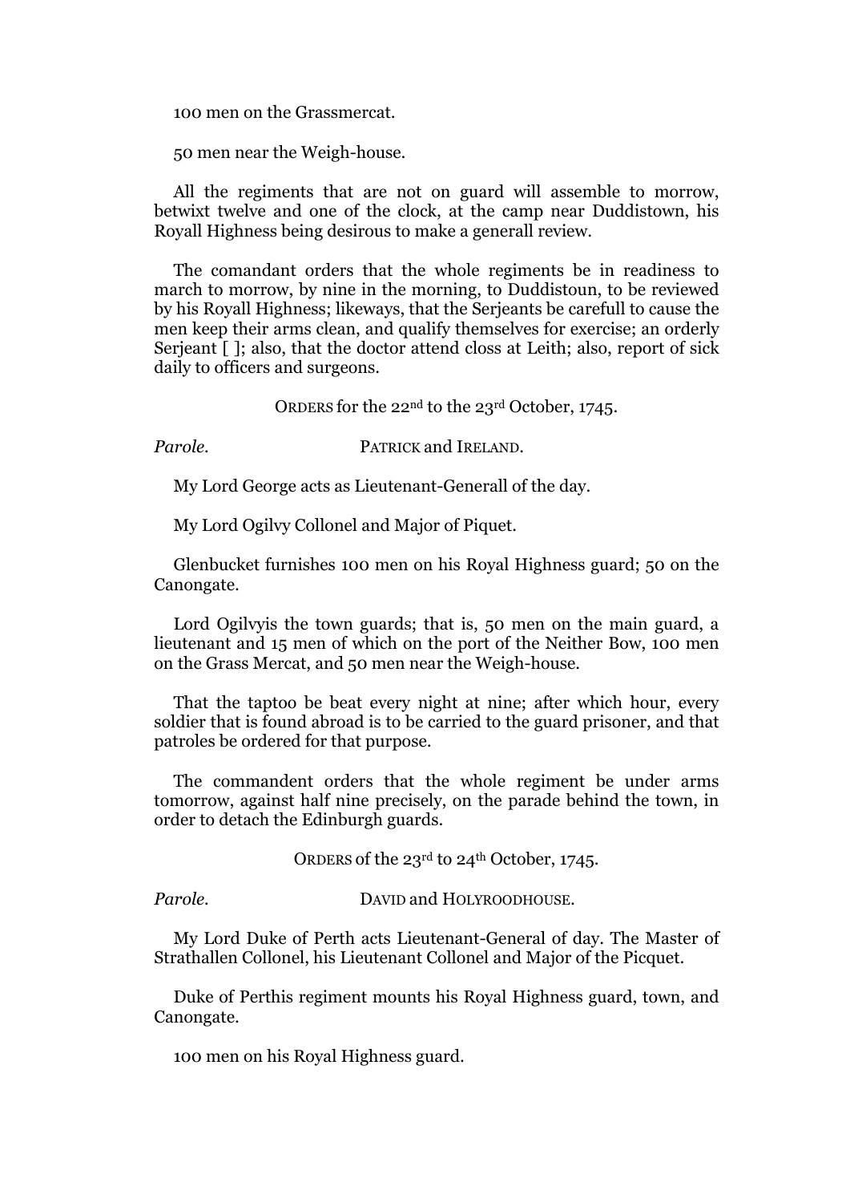100 men on the Grassmercat.

50 men near the Weigh-house.

All the regiments that are not on guard will assemble to morrow, betwixt twelve and one of the clock, at the camp near Duddistown, his Royall Highness being desirous to make a generall review.

The comandant orders that the whole regiments be in readiness to march to morrow, by nine in the morning, to Duddistoun, to be reviewed by his Royall Highness; likeways, that the Serjeants be carefull to cause the men keep their arms clean, and qualify themselves for exercise; an orderly Serjeant [ ]; also, that the doctor attend closs at Leith; also, report of sick daily to officers and surgeons.

ORDERS for the 22nd to the 23rd October, 1745.

*Parole.* PATRICK and IRELAND.

My Lord George acts as Lieutenant-Generall of the day.

My Lord Ogilvy Collonel and Major of Piquet.

Glenbucket furnishes 100 men on his Royal Highness guard; 50 on the Canongate.

Lord Ogilvyis the town guards; that is, 50 men on the main guard, a lieutenant and 15 men of which on the port of the Neither Bow, 100 men on the Grass Mercat, and 50 men near the Weigh-house.

That the taptoo be beat every night at nine; after which hour, every soldier that is found abroad is to be carried to the guard prisoner, and that patroles be ordered for that purpose.

The commandent orders that the whole regiment be under arms tomorrow, against half nine precisely, on the parade behind the town, in order to detach the Edinburgh guards.

ORDERS of the 23rd to 24th October, 1745.

*Parole.* DAVID and HOLYROODHOUSE.

My Lord Duke of Perth acts Lieutenant-General of day. The Master of Strathallen Collonel, his Lieutenant Collonel and Major of the Picquet.

Duke of Perthis regiment mounts his Royal Highness guard, town, and Canongate.

100 men on his Royal Highness guard.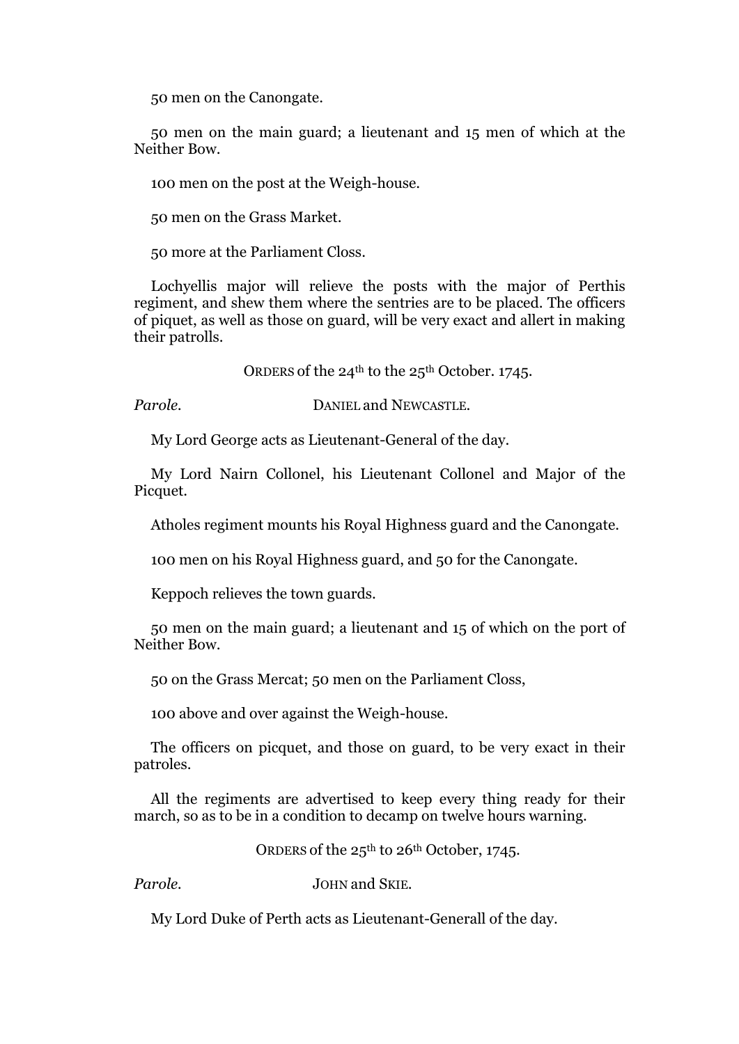50 men on the Canongate.

50 men on the main guard; a lieutenant and 15 men of which at the Neither Bow.

100 men on the post at the Weigh-house.

50 men on the Grass Market.

50 more at the Parliament Closs.

Lochyellis major will relieve the posts with the major of Perthis regiment, and shew them where the sentries are to be placed. The officers of piquet, as well as those on guard, will be very exact and allert in making their patrolls.

ORDERS of the 24th to the 25th October. 1745.

*Parole.* DANIEL and NEWCASTLE.

My Lord George acts as Lieutenant-General of the day.

My Lord Nairn Collonel, his Lieutenant Collonel and Major of the Picquet.

Atholes regiment mounts his Royal Highness guard and the Canongate.

100 men on his Royal Highness guard, and 50 for the Canongate.

Keppoch relieves the town guards.

50 men on the main guard; a lieutenant and 15 of which on the port of Neither Bow.

50 on the Grass Mercat; 50 men on the Parliament Closs,

100 above and over against the Weigh-house.

The officers on picquet, and those on guard, to be very exact in their patroles.

All the regiments are advertised to keep every thing ready for their march, so as to be in a condition to decamp on twelve hours warning.

ORDERS of the 25th to 26th October, 1745.

*Parole.* JOHN and SKIE.

My Lord Duke of Perth acts as Lieutenant-Generall of the day.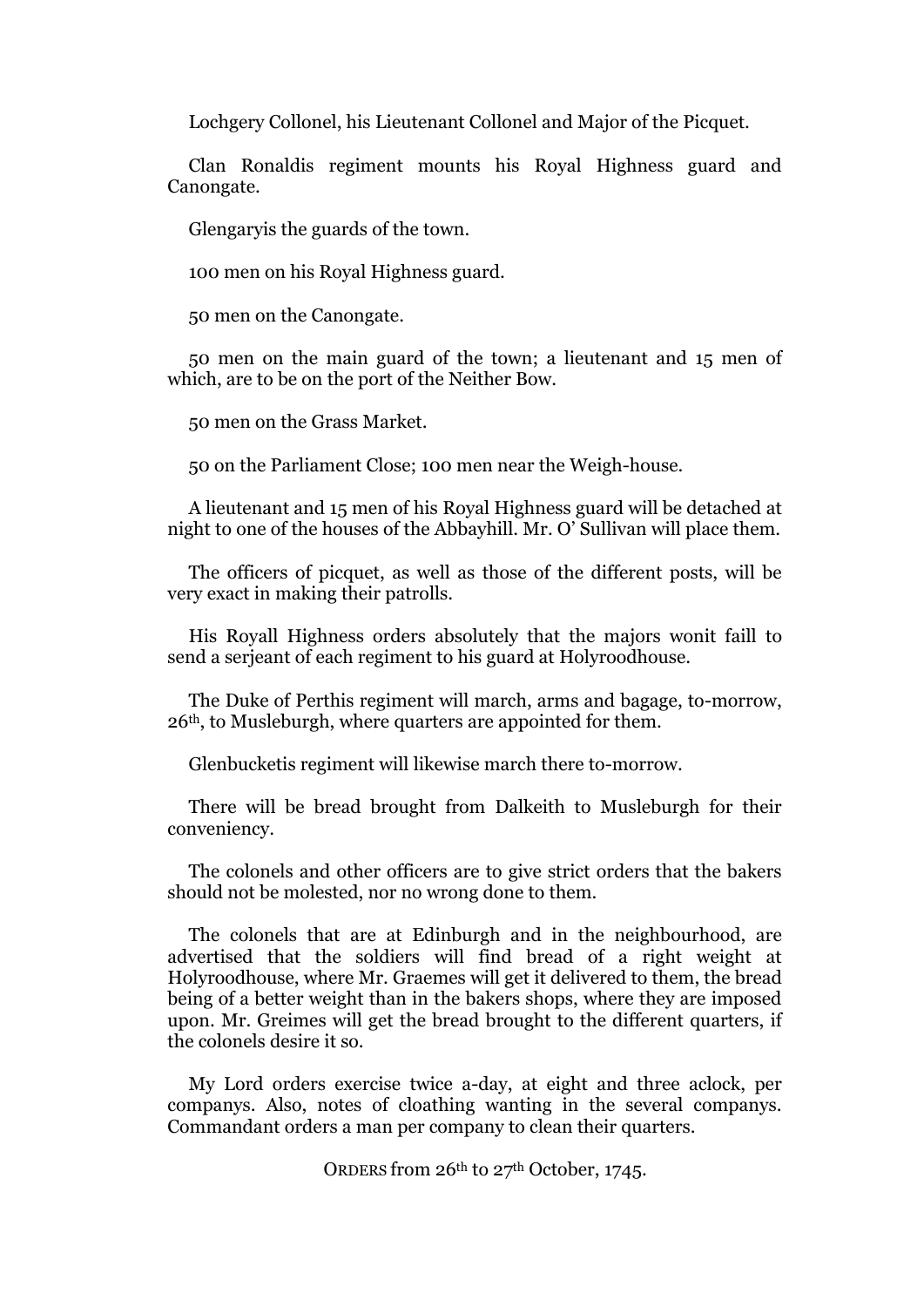Lochgery Collonel, his Lieutenant Collonel and Major of the Picquet.

Clan Ronaldis regiment mounts his Royal Highness guard and Canongate.

Glengaryis the guards of the town.

100 men on his Royal Highness guard.

50 men on the Canongate.

50 men on the main guard of the town; a lieutenant and 15 men of which, are to be on the port of the Neither Bow.

50 men on the Grass Market.

50 on the Parliament Close; 100 men near the Weigh-house.

A lieutenant and 15 men of his Royal Highness guard will be detached at night to one of the houses of the Abbayhill. Mr. O' Sullivan will place them.

The officers of picquet, as well as those of the different posts, will be very exact in making their patrolls.

His Royall Highness orders absolutely that the majors wonit faill to send a serjeant of each regiment to his guard at Holyroodhouse.

The Duke of Perthis regiment will march, arms and bagage, to-morrow, 26th, to Musleburgh, where quarters are appointed for them.

Glenbucketis regiment will likewise march there to-morrow.

There will be bread brought from Dalkeith to Musleburgh for their conveniency.

The colonels and other officers are to give strict orders that the bakers should not be molested, nor no wrong done to them.

The colonels that are at Edinburgh and in the neighbourhood, are advertised that the soldiers will find bread of a right weight at Holyroodhouse, where Mr. Graemes will get it delivered to them, the bread being of a better weight than in the bakers shops, where they are imposed upon. Mr. Greimes will get the bread brought to the different quarters, if the colonels desire it so.

My Lord orders exercise twice a-day, at eight and three aclock, per companys. Also, notes of cloathing wanting in the several companys. Commandant orders a man per company to clean their quarters.

ORDERS from 26th to 27th October, 1745.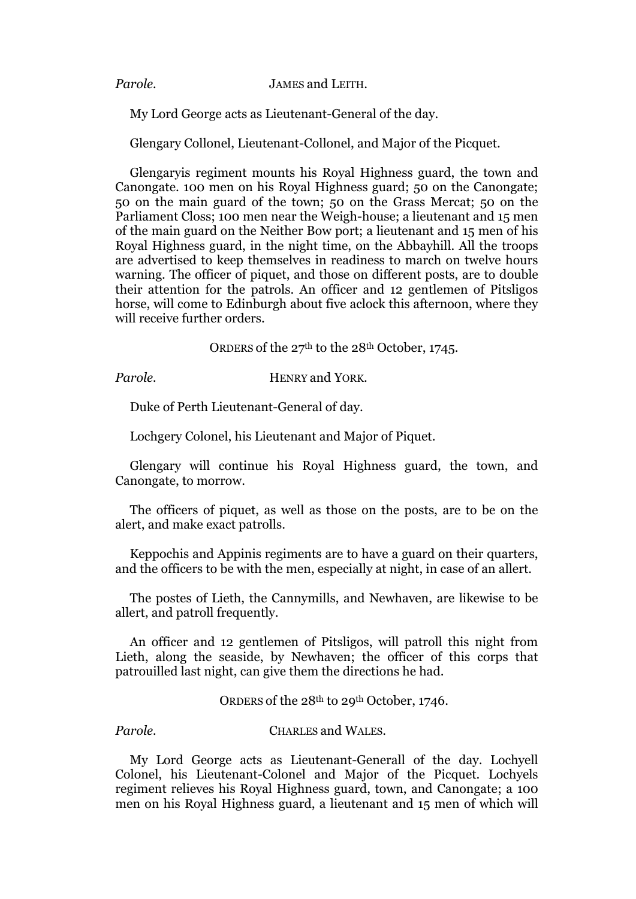*Parole.* JAMES and LEITH.

My Lord George acts as Lieutenant-General of the day.

Glengary Collonel, Lieutenant-Collonel, and Major of the Picquet.

Glengaryis regiment mounts his Royal Highness guard, the town and Canongate. 100 men on his Royal Highness guard; 50 on the Canongate; 50 on the main guard of the town; 50 on the Grass Mercat; 50 on the Parliament Closs; 100 men near the Weigh-house; a lieutenant and 15 men of the main guard on the Neither Bow port; a lieutenant and 15 men of his Royal Highness guard, in the night time, on the Abbayhill. All the troops are advertised to keep themselves in readiness to march on twelve hours warning. The officer of piquet, and those on different posts, are to double their attention for the patrols. An officer and 12 gentlemen of Pitsligos horse, will come to Edinburgh about five aclock this afternoon, where they will receive further orders.

ORDERS of the 27th to the 28th October, 1745.

*Parole.* HENRY and YORK.

Duke of Perth Lieutenant-General of day.

Lochgery Colonel, his Lieutenant and Major of Piquet.

Glengary will continue his Royal Highness guard, the town, and Canongate, to morrow.

The officers of piquet, as well as those on the posts, are to be on the alert, and make exact patrolls.

Keppochis and Appinis regiments are to have a guard on their quarters, and the officers to be with the men, especially at night, in case of an allert.

The postes of Lieth, the Cannymills, and Newhaven, are likewise to be allert, and patroll frequently.

An officer and 12 gentlemen of Pitsligos, will patroll this night from Lieth, along the seaside, by Newhaven; the officer of this corps that patrouilled last night, can give them the directions he had.

ORDERS of the 28th to 29th October, 1746.

*Parole.* CHARLES and WALES.

My Lord George acts as Lieutenant-Generall of the day. Lochyell Colonel, his Lieutenant-Colonel and Major of the Picquet. Lochyels regiment relieves his Royal Highness guard, town, and Canongate; a 100 men on his Royal Highness guard, a lieutenant and 15 men of which will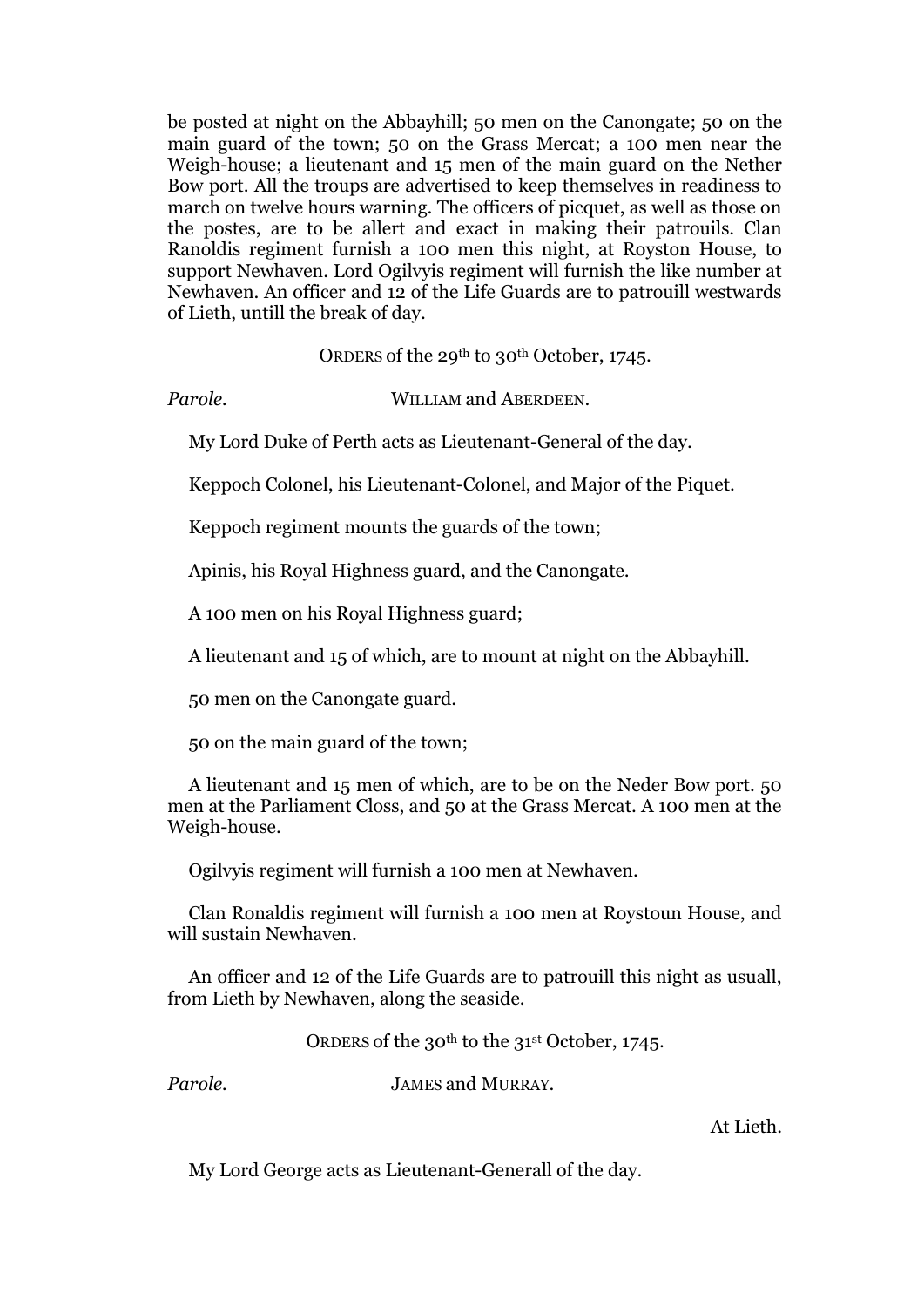be posted at night on the Abbayhill; 50 men on the Canongate; 50 on the main guard of the town; 50 on the Grass Mercat; a 100 men near the Weigh-house; a lieutenant and 15 men of the main guard on the Nether Bow port. All the troups are advertised to keep themselves in readiness to march on twelve hours warning. The officers of picquet, as well as those on the postes, are to be allert and exact in making their patrouils. Clan Ranoldis regiment furnish a 100 men this night, at Royston House, to support Newhaven. Lord Ogilvyis regiment will furnish the like number at Newhaven. An officer and 12 of the Life Guards are to patrouill westwards of Lieth, untill the break of day.

Orders of the 29th to 30th October, 1745.

*Parole.* William and Aberdeen.

My Lord Duke of Perth acts as Lieutenant-General of the day.

Keppoch Colonel, his Lieutenant-Colonel, and Major of the Piquet.

Keppoch regiment mounts the guards of the town;

Apinis, his Royal Highness guard, and the Canongate.

A 100 men on his Royal Highness guard;

A lieutenant and 15 of which, are to mount at night on the Abbayhill.

50 men on the Canongate guard.

50 on the main guard of the town;

A lieutenant and 15 men of which, are to be on the Neder Bow port. 50 men at the Parliament Closs, and 50 at the Grass Mercat. A 100 men at the Weigh-house.

Ogilvyis regiment will furnish a 100 men at Newhaven.

Clan Ronaldis regiment will furnish a 100 men at Roystoun House, and will sustain Newhaven.

An officer and 12 of the Life Guards are to patrouill this night as usuall, from Lieth by Newhaven, along the seaside.

Orders of the 30th to the 31st October, 1745.

*Parole.* James and Murray.

At Lieth.

My Lord George acts as Lieutenant-Generall of the day.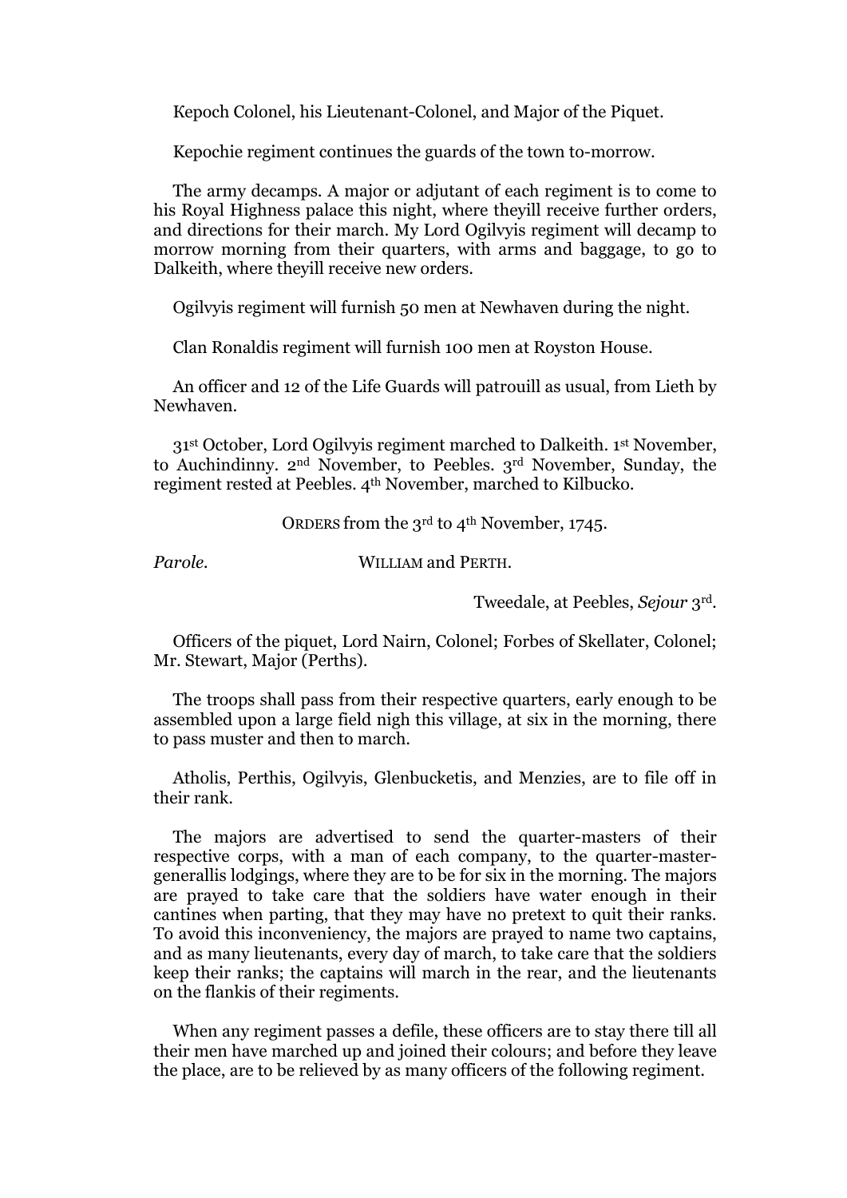Kepoch Colonel, his Lieutenant-Colonel, and Major of the Piquet.

Kepochie regiment continues the guards of the town to-morrow.

The army decamps. A major or adjutant of each regiment is to come to his Royal Highness palace this night, where theyill receive further orders, and directions for their march. My Lord Ogilvyis regiment will decamp to morrow morning from their quarters, with arms and baggage, to go to Dalkeith, where theyill receive new orders.

Ogilvyis regiment will furnish 50 men at Newhaven during the night.

Clan Ronaldis regiment will furnish 100 men at Royston House.

An officer and 12 of the Life Guards will patrouill as usual, from Lieth by Newhaven.

31st October, Lord Ogilvyis regiment marched to Dalkeith. 1st November, to Auchindinny. 2nd November, to Peebles. 3rd November, Sunday, the regiment rested at Peebles. 4th November, marched to Kilbucko.

ORDERS from the 3rd to 4th November, 1745.

*Parole.* WILLIAM and PERTH.

Tweedale, at Peebles, *Sejour* 3rd.

Officers of the piquet, Lord Nairn, Colonel; Forbes of Skellater, Colonel; Mr. Stewart, Major (Perths).

The troops shall pass from their respective quarters, early enough to be assembled upon a large field nigh this village, at six in the morning, there to pass muster and then to march.

Atholis, Perthis, Ogilvyis, Glenbucketis, and Menzies, are to file off in their rank.

The majors are advertised to send the quarter-masters of their respective corps, with a man of each company, to the quarter-master-generallis lodgings, where they are to be for six in the morning. The majors are prayed to take care that the soldiers have water enough in their cantines when parting, that they may have no pretext to quit their ranks. To avoid this inconveniency, the majors are prayed to name two captains, and as many lieutenants, every day of march, to take care that the soldiers keep their ranks; the captains will march in the rear, and the lieutenants on the flankis of their regiments.

When any regiment passes a defile, these officers are to stay there till all their men have marched up and joined their colours; and before they leave the place, are to be relieved by as many officers of the following regiment.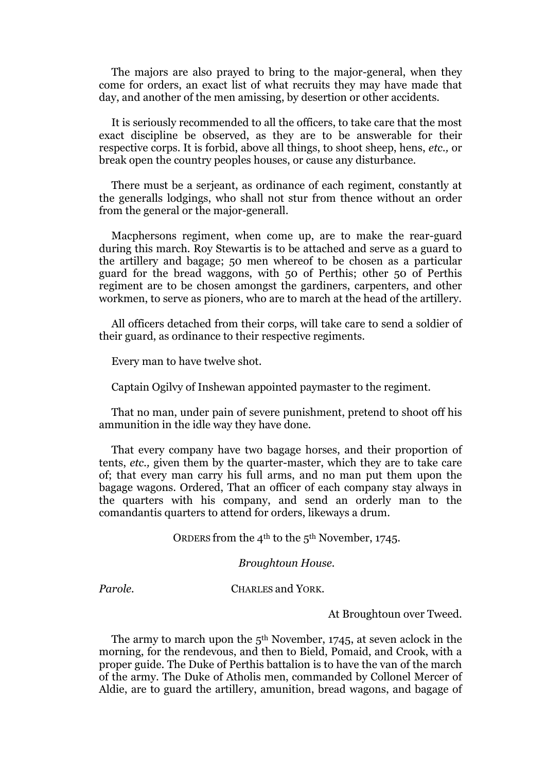The majors are also prayed to bring to the major-general, when they come for orders, an exact list of what recruits they may have made that day, and another of the men amissing, by desertion or other accidents.

It is seriously recommended to all the officers, to take care that the most exact discipline be observed, as they are to be answerable for their respective corps. It is forbid, above all things, to shoot sheep, hens, *etc.,* or break open the country peoples houses, or cause any disturbance.

There must be a serjeant, as ordinance of each regiment, constantly at the generalls lodgings, who shall not stur from thence without an order from the general or the major-generall.

Macphersons regiment, when come up, are to make the rear-guard during this march. Roy Stewartis is to be attached and serve as a guard to the artillery and bagage; 50 men whereof to be chosen as a particular guard for the bread waggons, with 50 of Perthis; other 50 of Perthis regiment are to be chosen amongst the gardiners, carpenters, and other workmen, to serve as pioners, who are to march at the head of the artillery.

All officers detached from their corps, will take care to send a soldier of their guard, as ordinance to their respective regiments.

Every man to have twelve shot.

Captain Ogilvy of Inshewan appointed paymaster to the regiment.

That no man, under pain of severe punishment, pretend to shoot off his ammunition in the idle way they have done.

That every company have two bagage horses, and their proportion of tents, *etc.,* given them by the quarter-master, which they are to take care of; that every man carry his full arms, and no man put them upon the bagage wagons. Ordered, That an officer of each company stay always in the quarters with his company, and send an orderly man to the comandantis quarters to attend for orders, likeways a drum.

ORDERS from the 4th to the 5th November, 1745.

*Broughtoun House.*

*Parole.* CHARLES and YORK.

At Broughtoun over Tweed.

The army to march upon the 5th November, 1745, at seven aclock in the morning, for the rendevous, and then to Bield, Pomaid, and Crook, with a proper guide. The Duke of Perthis battalion is to have the van of the march of the army. The Duke of Atholis men, commanded by Collonel Mercer of Aldie, are to guard the artillery, amunition, bread wagons, and bagage of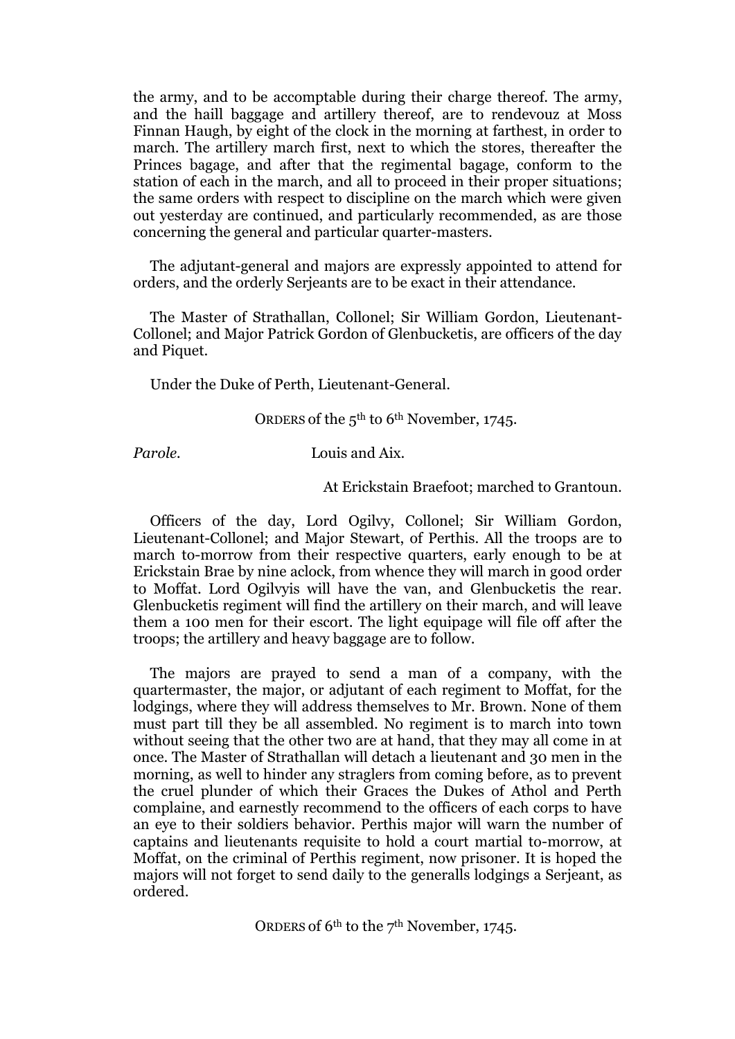the army, and to be accomptable during their charge thereof. The army, and the haill baggage and artillery thereof, are to rendevouz at Moss Finnan Haugh, by eight of the clock in the morning at farthest, in order to march. The artillery march first, next to which the stores, thereafter the Princes bagage, and after that the regimental bagage, conform to the station of each in the march, and all to proceed in their proper situations; the same orders with respect to discipline on the march which were given out yesterday are continued, and particularly recommended, as are those concerning the general and particular quarter-masters.

The adjutant-general and majors are expressly appointed to attend for orders, and the orderly Serjeants are to be exact in their attendance.

The Master of Strathallan, Collonel; Sir William Gordon, Lieutenant-Collonel; and Major Patrick Gordon of Glenbucketis, are officers of the day and Piquet.

Under the Duke of Perth, Lieutenant-General.

ORDERS of the 5th to 6th November, 1745.

*Parole.* Louis and Aix.

At Erickstain Braefoot; marched to Grantoun.

Officers of the day, Lord Ogilvy, Collonel; Sir William Gordon, Lieutenant-Collonel; and Major Stewart, of Perthis. All the troops are to march to-morrow from their respective quarters, early enough to be at Erickstain Brae by nine aclock, from whence they will march in good order to Moffat. Lord Ogilvyis will have the van, and Glenbucketis the rear. Glenbucketis regiment will find the artillery on their march, and will leave them a 100 men for their escort. The light equipage will file off after the troops; the artillery and heavy baggage are to follow.

The majors are prayed to send a man of a company, with the quartermaster, the major, or adjutant of each regiment to Moffat, for the lodgings, where they will address themselves to Mr. Brown. None of them must part till they be all assembled. No regiment is to march into town without seeing that the other two are at hand, that they may all come in at once. The Master of Strathallan will detach a lieutenant and 30 men in the morning, as well to hinder any straglers from coming before, as to prevent the cruel plunder of which their Graces the Dukes of Athol and Perth complaine, and earnestly recommend to the officers of each corps to have an eye to their soldiers behavior. Perthis major will warn the number of captains and lieutenants requisite to hold a court martial to-morrow, at Moffat, on the criminal of Perthis regiment, now prisoner. It is hoped the majors will not forget to send daily to the generalls lodgings a Serjeant, as ordered.

ORDERS of 6th to the 7th November, 1745.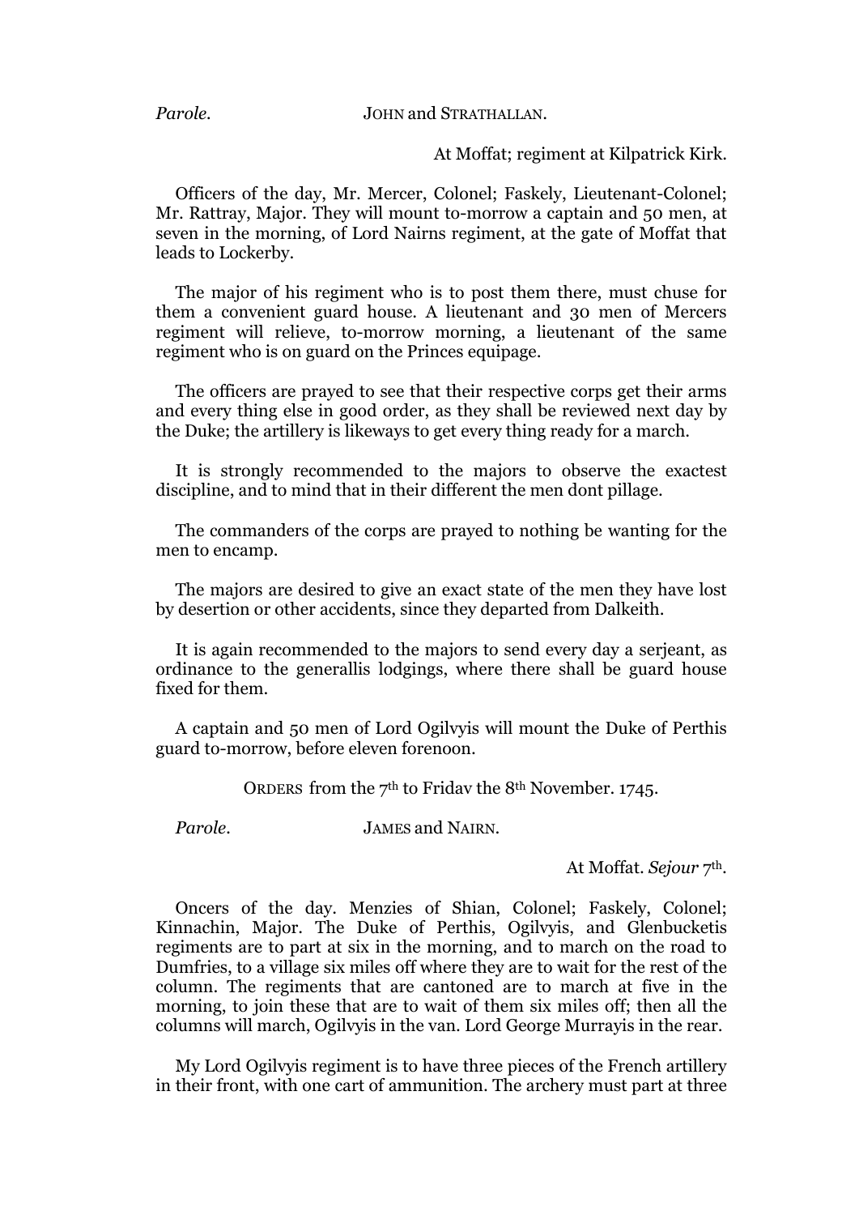*Parole.* JOHN and STRATHALLAN.

At Moffat; regiment at Kilpatrick Kirk.

Officers of the day, Mr. Mercer, Colonel; Faskely, Lieutenant-Colonel; Mr. Rattray, Major. They will mount to-morrow a captain and 50 men, at seven in the morning, of Lord Nairns regiment, at the gate of Moffat that leads to Lockerby.

The major of his regiment who is to post them there, must chuse for them a convenient guard house. A lieutenant and 30 men of Mercers regiment will relieve, to-morrow morning, a lieutenant of the same regiment who is on guard on the Princes equipage.

The officers are prayed to see that their respective corps get their arms and every thing else in good order, as they shall be reviewed next day by the Duke; the artillery is likeways to get every thing ready for a march.

It is strongly recommended to the majors to observe the exactest discipline, and to mind that in their different the men dont pillage.

The commanders of the corps are prayed to nothing be wanting for the men to encamp.

The majors are desired to give an exact state of the men they have lost by desertion or other accidents, since they departed from Dalkeith.

It is again recommended to the majors to send every day a serjeant, as ordinance to the generallis lodgings, where there shall be guard house fixed for them.

A captain and 50 men of Lord Ogilvyis will mount the Duke of Perthis guard to-morrow, before eleven forenoon.

ORDERS from the 7th to Friday the 8th November. 1745.

*Parole.* JAMES and NAIRN.

At Moffat. *Sejour* 7th.

Oncers of the day. Menzies of Shian, Colonel; Faskely, Colonel; Kinnachin, Major. The Duke of Perthis, Ogilvyis, and Glenbucketis regiments are to part at six in the morning, and to march on the road to Dumfries, to a village six miles off where they are to wait for the rest of the column. The regiments that are cantoned are to march at five in the morning, to join these that are to wait of them six miles off; then all the columns will march, Ogilvyis in the van. Lord George Murrayis in the rear.

My Lord Ogilvyis regiment is to have three pieces of the French artillery in their front, with one cart of ammunition. The archery must part at three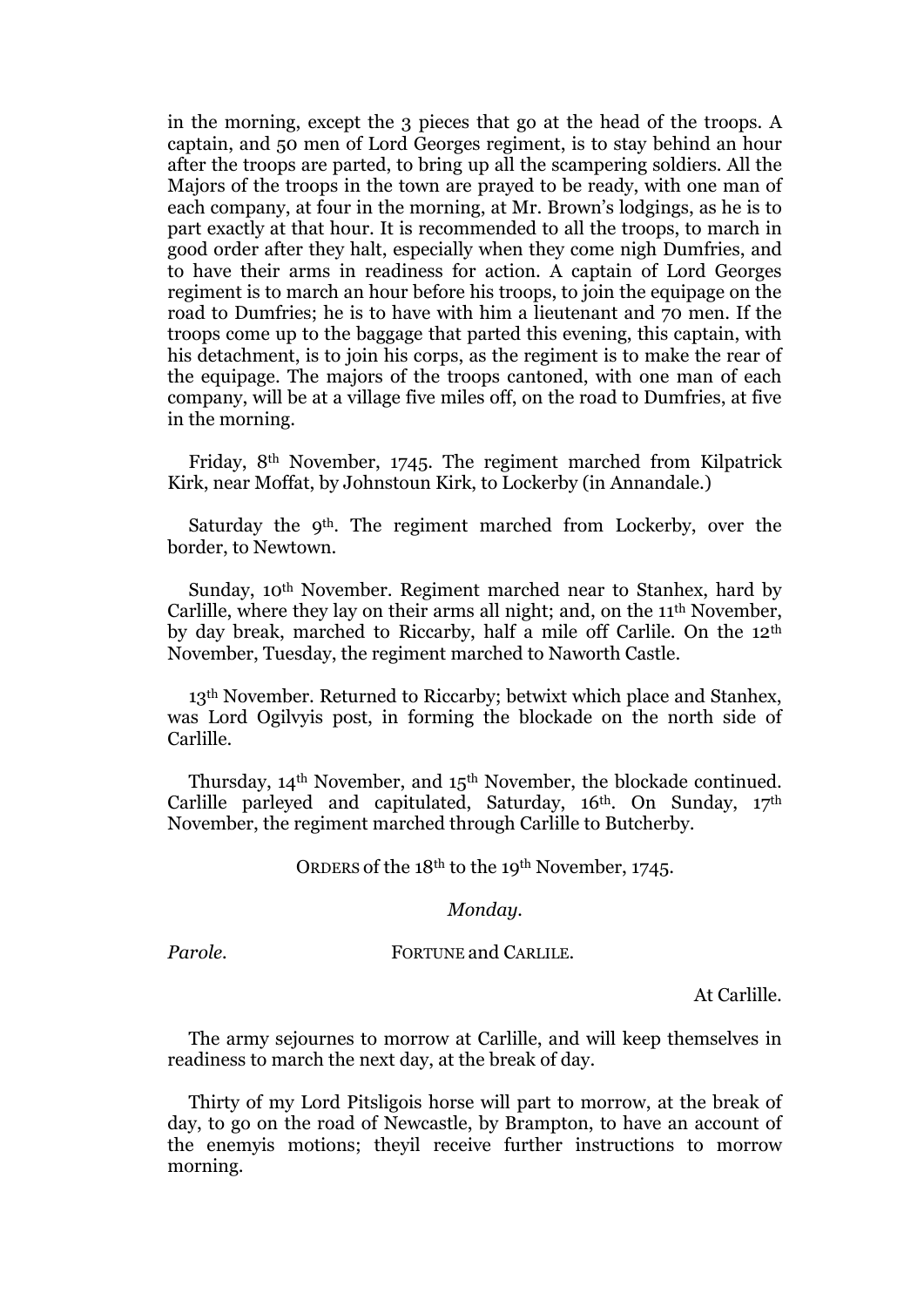in the morning, except the 3 pieces that go at the head of the troops. A captain, and 50 men of Lord Georges regiment, is to stay behind an hour after the troops are parted, to bring up all the scampering soldiers. All the Majors of the troops in the town are prayed to be ready, with one man of each company, at four in the morning, at Mr. Brown's lodgings, as he is to part exactly at that hour. It is recommended to all the troops, to march in good order after they halt, especially when they come nigh Dumfries, and to have their arms in readiness for action. A captain of Lord Georges regiment is to march an hour before his troops, to join the equipage on the road to Dumfries; he is to have with him a lieutenant and 70 men. If the troops come up to the baggage that parted this evening, this captain, with his detachment, is to join his corps, as the regiment is to make the rear of the equipage. The majors of the troops cantoned, with one man of each company, will be at a village five miles off, on the road to Dumfries, at five in the morning.

Friday, 8th November, 1745. The regiment marched from Kilpatrick Kirk, near Moffat, by Johnstoun Kirk, to Lockerby (in Annandale.)

Saturday the 9th. The regiment marched from Lockerby, over the border, to Newtown.

Sunday, 10th November. Regiment marched near to Stanhex, hard by Carlille, where they lay on their arms all night; and, on the 11th November, by day break, marched to Riccarby, half a mile off Carlile. On the 12th November, Tuesday, the regiment marched to Naworth Castle.

13th November. Returned to Riccarby; betwixt which place and Stanhex, was Lord Ogilvyis post, in forming the blockade on the north side of Carlille.

Thursday, 14th November, and 15th November, the blockade continued. Carlille parleyed and capitulated, Saturday, 16th. On Sunday, 17th November, the regiment marched through Carlille to Butcherby.

ORDERS of the 18th to the 19th November, 1745.

*Monday.*

*Parole.* FORTUNE and CARLILE.

At Carlille.

The army sejournes to morrow at Carlille, and will keep themselves in readiness to march the next day, at the break of day.

Thirty of my Lord Pitsligois horse will part to morrow, at the break of day, to go on the road of Newcastle, by Brampton, to have an account of the enemyis motions; theyil receive further instructions to morrow morning.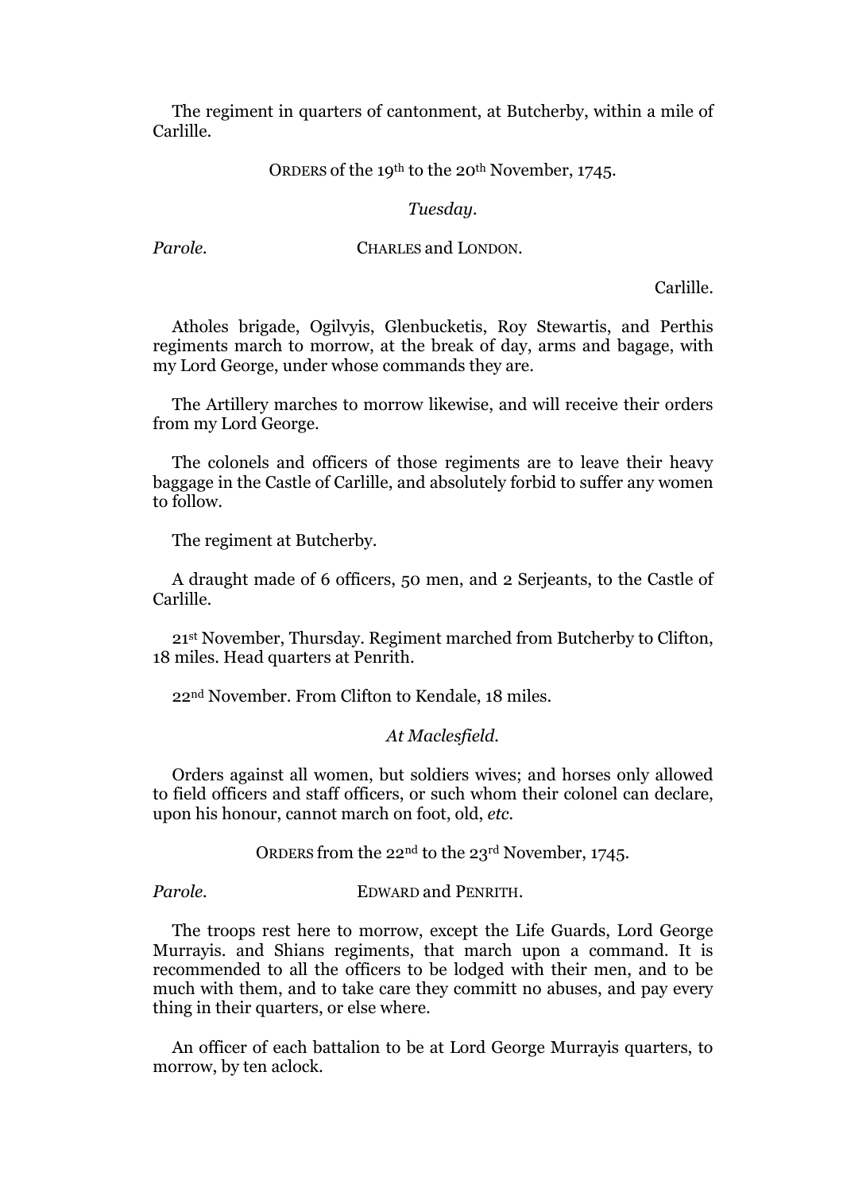The regiment in quarters of cantonment, at Butcherby, within a mile of Carlille.

ORDERS of the 19th to the 20th November, 1745.

*Tuesday.*

*Parole.* CHARLES and LONDON.

Carlille.

Atholes brigade, Ogilvyis, Glenbucketis, Roy Stewartis, and Perthis regiments march to morrow, at the break of day, arms and bagage, with my Lord George, under whose commands they are.

The Artillery marches to morrow likewise, and will receive their orders from my Lord George.

The colonels and officers of those regiments are to leave their heavy baggage in the Castle of Carlille, and absolutely forbid to suffer any women to follow.

The regiment at Butcherby.

A draught made of 6 officers, 50 men, and 2 Serjeants, to the Castle of Carlille.

21st November, Thursday. Regiment marched from Butcherby to Clifton, 18 miles. Head quarters at Penrith.

22nd November. From Clifton to Kendale, 18 miles.

*At Maclesfield.*

Orders against all women, but soldiers wives; and horses only allowed to field officers and staff officers, or such whom their colonel can declare, upon his honour, cannot march on foot, old, *etc.*

ORDERS from the 22nd to the 23rd November, 1745.

*Parole.* EDWARD and PENRITH.

The troops rest here to morrow, except the Life Guards, Lord George Murrayis. and Shians regiments, that march upon a command. It is recommended to all the officers to be lodged with their men, and to be much with them, and to take care they committ no abuses, and pay every thing in their quarters, or else where.

An officer of each battalion to be at Lord George Murrayis quarters, to morrow, by ten aclock.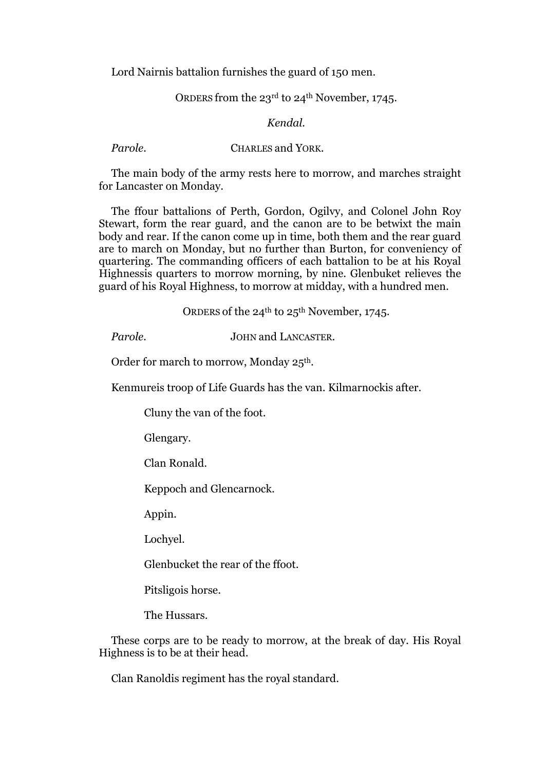Lord Nairnis battalion furnishes the guard of 150 men.

ORDERS from the 23rd to 24th November, 1745.

*Kendal.*

*Parole.* CHARLES and YORK.

The main body of the army rests here to morrow, and marches straight for Lancaster on Monday.

The ffour battalions of Perth, Gordon, Ogilvy, and Colonel John Roy Stewart, form the rear guard, and the canon are to be betwixt the main body and rear. If the canon come up in time, both them and the rear guard are to march on Monday, but no further than Burton, for conveniency of quartering. The commanding officers of each battalion to be at his Royal Highnessis quarters to morrow morning, by nine. Glenbuket relieves the guard of his Royal Highness, to morrow at midday, with a hundred men.

ORDERS of the 24th to 25th November, 1745.

*Parole.* JOHN and LANCASTER.

Order for march to morrow, Monday 25th.

Kenmureis troop of Life Guards has the van. Kilmarnockis after.

Cluny the van of the foot.

Glengary.

Clan Ronald.

Keppoch and Glencarnock.

Appin.

Lochyel.

Glenbucket the rear of the ffoot.

Pitsligois horse.

The Hussars.

These corps are to be ready to morrow, at the break of day. His Royal Highness is to be at their head.

Clan Ranoldis regiment has the royal standard.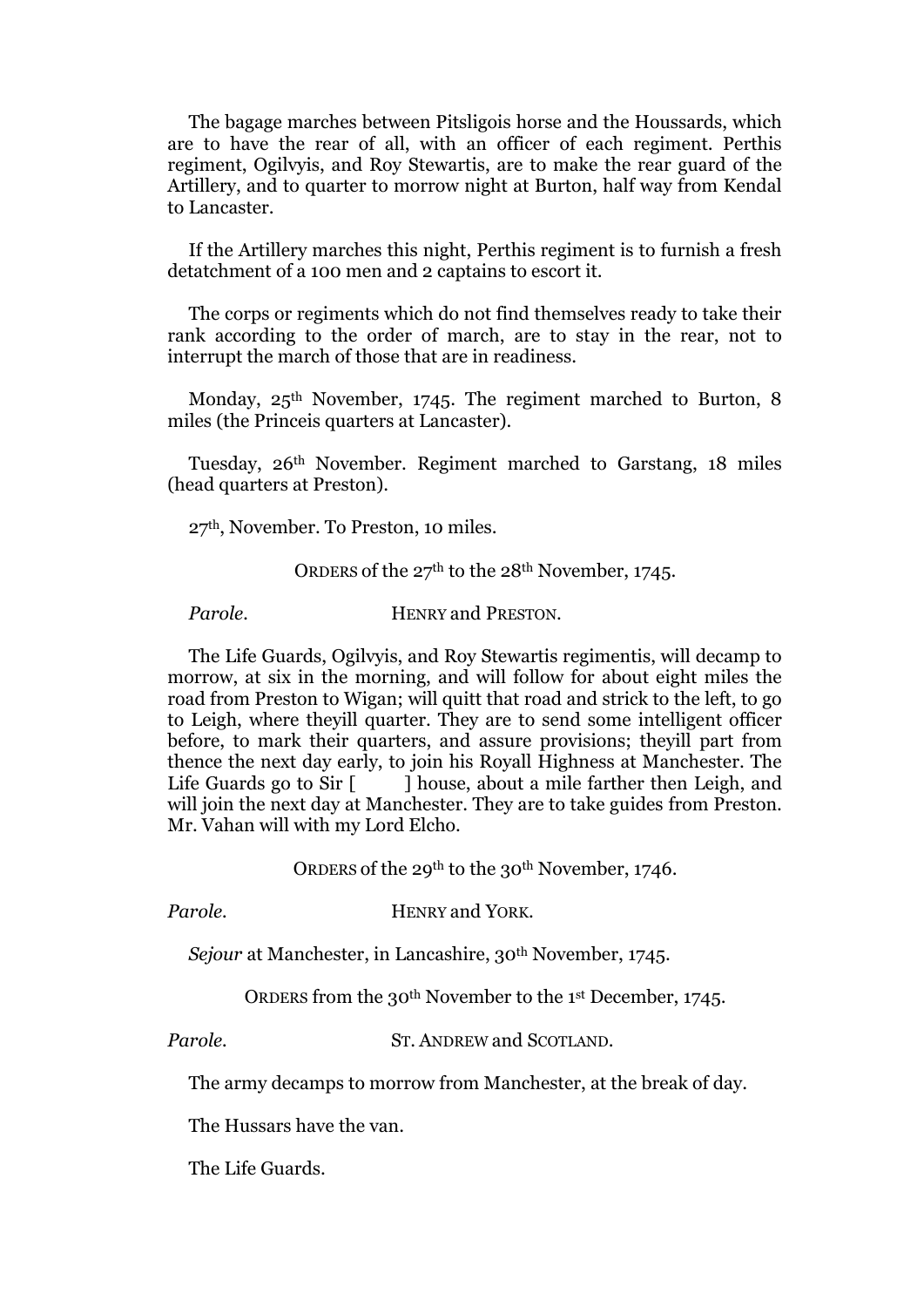The bagage marches between Pitsligois horse and the Houssards, which are to have the rear of all, with an officer of each regiment. Perthis regiment, Ogilvyis, and Roy Stewartis, are to make the rear guard of the Artillery, and to quarter to morrow night at Burton, half way from Kendal to Lancaster.

If the Artillery marches this night, Perthis regiment is to furnish a fresh detatchment of a 100 men and 2 captains to escort it.

The corps or regiments which do not find themselves ready to take their rank according to the order of march, are to stay in the rear, not to interrupt the march of those that are in readiness.

Monday, 25th November, 1745. The regiment marched to Burton, 8 miles (the Princeis quarters at Lancaster).

Tuesday, 26th November. Regiment marched to Garstang, 18 miles (head quarters at Preston).

27th, November. To Preston, 10 miles.

ORDERS of the 27th to the 28th November, 1745.

*Parole.* HENRY and PRESTON.

The Life Guards, Ogilvyis, and Roy Stewartis regimentis, will decamp to morrow, at six in the morning, and will follow for about eight miles the road from Preston to Wigan; will quitt that road and strick to the left, to go to Leigh, where theyill quarter. They are to send some intelligent officer before, to mark their quarters, and assure provisions; theyill part from thence the next day early, to join his Royall Highness at Manchester. The Life Guards go to Sir [ ] house, about a mile farther then Leigh, and will join the next day at Manchester. They are to take guides from Preston. Mr. Vahan will with my Lord Elcho.

ORDERS of the 29th to the 30th November, 1746.

*Parole.* HENRY and YORK.

*Sejour* at Manchester, in Lancashire, 30th November, 1745.

ORDERS from the 30th November to the 1st December, 1745.

*Parole.* ST. ANDREW and SCOTLAND.

The army decamps to morrow from Manchester, at the break of day.

The Hussars have the van.

The Life Guards.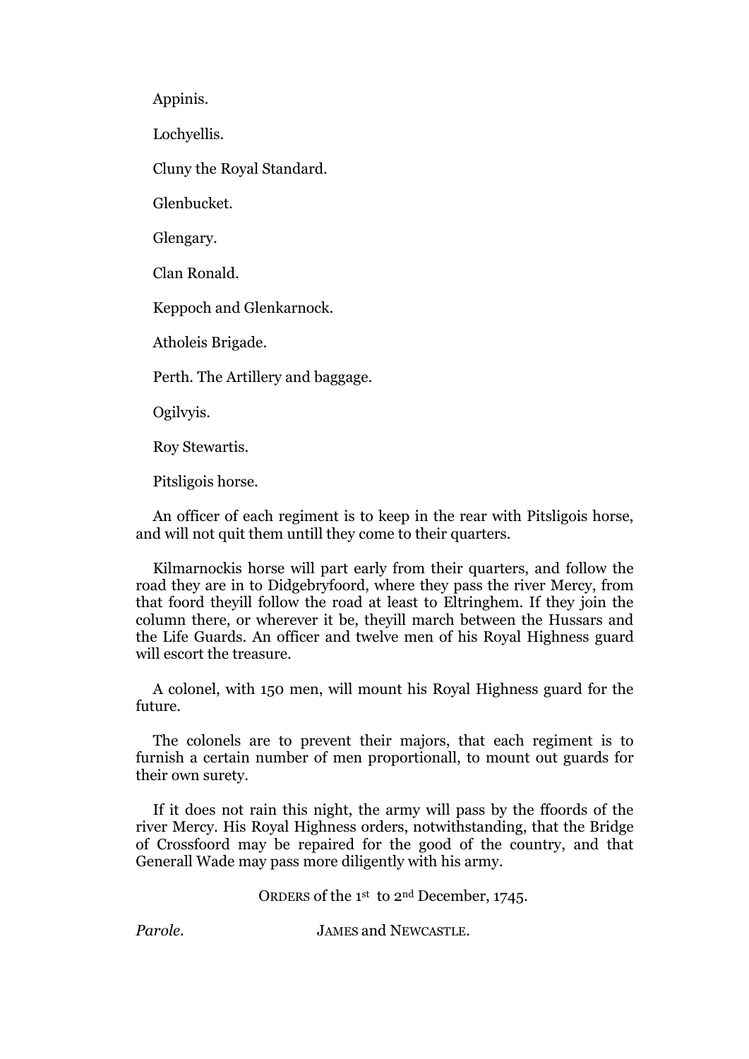Appinis.

Lochyellis.

Cluny the Royal Standard.

Glenbucket.

Glengary.

Clan Ronald.

Keppoch and Glenkarnock.

Atholeis Brigade.

Perth. The Artillery and baggage.

Ogilvyis.

Roy Stewartis.

Pitsligois horse.

An officer of each regiment is to keep in the rear with Pitsligois horse, and will not quit them untill they come to their quarters.

Kilmarnockis horse will part early from their quarters, and follow the road they are in to Didgebryfoord, where they pass the river Mercy, from that foord theyill follow the road at least to Eltringhem. If they join the column there, or wherever it be, theyill march between the Hussars and the Life Guards. An officer and twelve men of his Royal Highness guard will escort the treasure.

A colonel, with 150 men, will mount his Royal Highness guard for the future.

The colonels are to prevent their majors, that each regiment is to furnish a certain number of men proportionall, to mount out guards for their own surety.

If it does not rain this night, the army will pass by the ffoords of the river Mercy. His Royal Highness orders, notwithstanding, that the Bridge of Crossfoord may be repaired for the good of the country, and that Generall Wade may pass more diligently with his army.

ORDERS of the 1st to 2nd December, 1745.

*Parole.* JAMES and NEWCASTLE.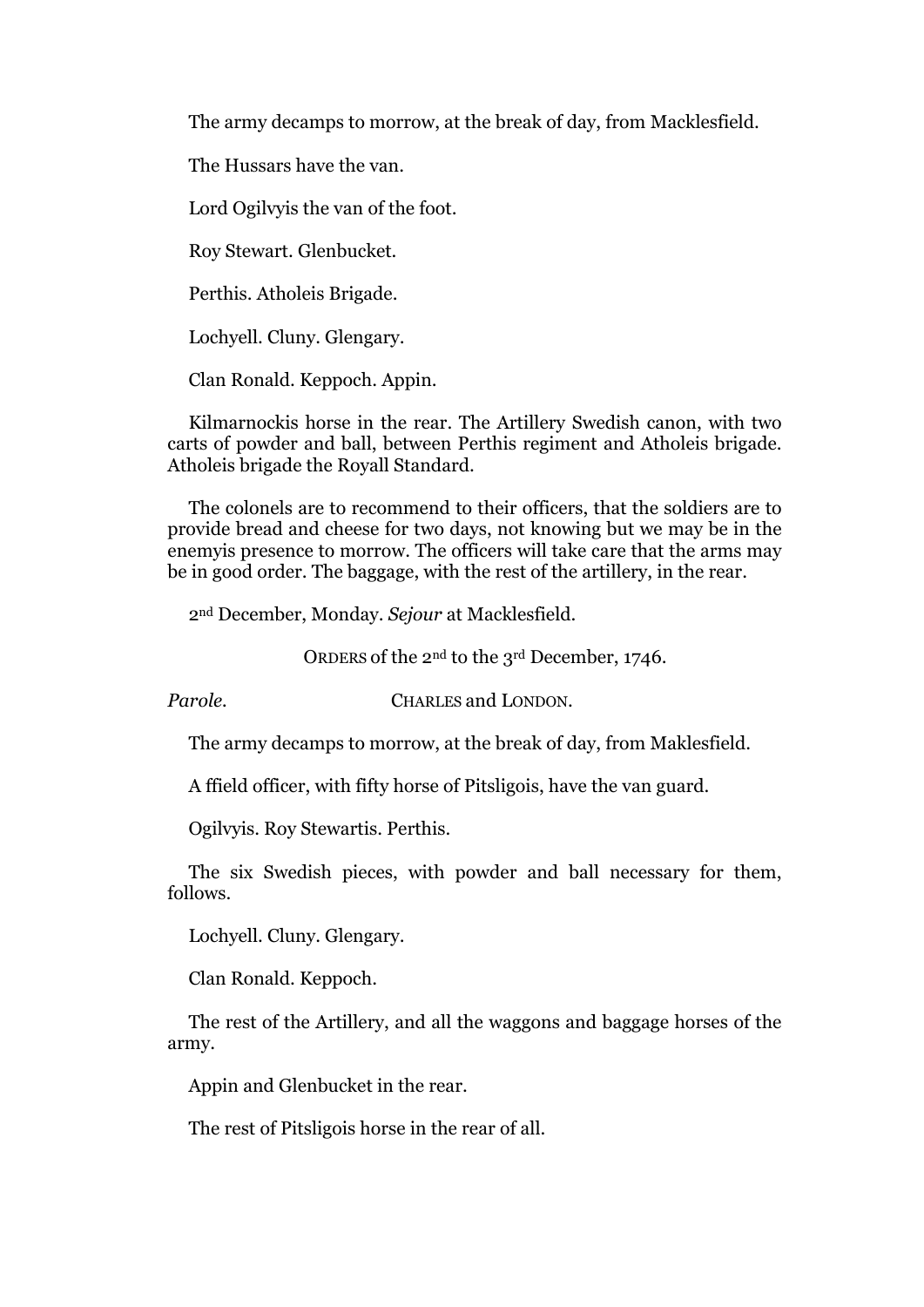The army decamps to morrow, at the break of day, from Macklesfield.

The Hussars have the van.

Lord Ogilvyis the van of the foot.

Roy Stewart. Glenbucket.

Perthis. Atholeis Brigade.

Lochyell. Cluny. Glengary.

Clan Ronald. Keppoch. Appin.

Kilmarnockis horse in the rear. The Artillery Swedish canon, with two carts of powder and ball, between Perthis regiment and Atholeis brigade. Atholeis brigade the Royall Standard.

The colonels are to recommend to their officers, that the soldiers are to provide bread and cheese for two days, not knowing but we may be in the enemyis presence to morrow. The officers will take care that the arms may be in good order. The baggage, with the rest of the artillery, in the rear.

2nd December, Monday. *Sejour* at Macklesfield.

ORDERS of the 2nd to the 3rd December, 1746.

*Parole.* CHARLES and LONDON.

The army decamps to morrow, at the break of day, from Maklesfield.

A ffield officer, with fifty horse of Pitsligois, have the van guard.

Ogilvyis. Roy Stewartis. Perthis.

The six Swedish pieces, with powder and ball necessary for them, follows.

Lochyell. Cluny. Glengary.

Clan Ronald. Keppoch.

The rest of the Artillery, and all the waggons and baggage horses of the army.

Appin and Glenbucket in the rear.

The rest of Pitsligois horse in the rear of all.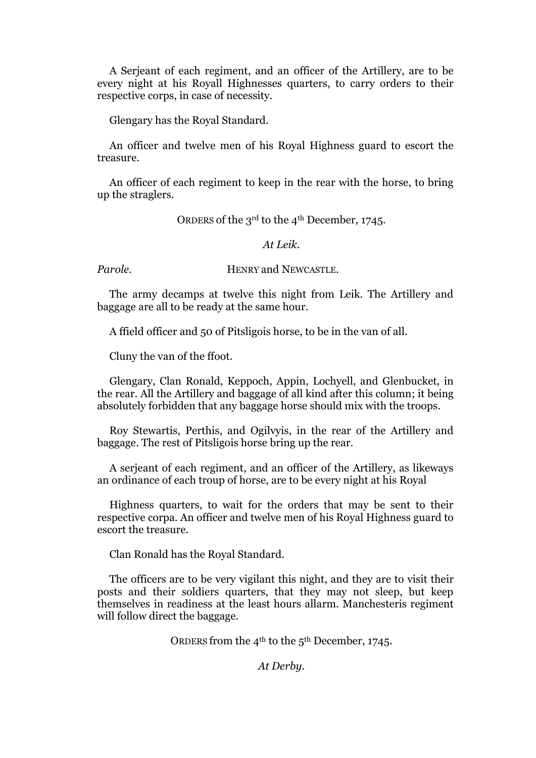A Serjeant of each regiment, and an officer of the Artillery, are to be every night at his Royall Highnesses quarters, to carry orders to their respective corps, in case of necessity.

Glengary has the Royal Standard.

An officer and twelve men of his Royal Highness guard to escort the treasure.

An officer of each regiment to keep in the rear with the horse, to bring up the straglers.

ORDERS of the 3rd to the 4th December, 1745.

*At Leik.*

*Parole.* HENRY and NEWCASTLE.

The army decamps at twelve this night from Leik. The Artillery and baggage are all to be ready at the same hour.

A ffield officer and 50 of Pitsligois horse, to be in the van of all.

Cluny the van of the ffoot.

Glengary, Clan Ronald, Keppoch, Appin, Lochyell, and Glenbucket, in the rear. All the Artillery and baggage of all kind after this column; it being absolutely forbidden that any baggage horse should mix with the troops.

Roy Stewartis, Perthis, and Ogilvyis, in the rear of the Artillery and baggage. The rest of Pitsligois horse bring up the rear.

A serjeant of each regiment, and an officer of the Artillery, as likeways an ordinance of each troup of horse, are to be every night at his Royal Highness quarters, to wait for the orders that may be sent to their respective corpa. An officer and twelve men of his Royal Highness guard to escort the treasure.

Clan Ronald has the Royal Standard.

The officers are to be very vigilant this night, and they are to visit their posts and their soldiers quarters, that they may not sleep, but keep themselves in readiness at the least hours allarm. Manchesteris regiment will follow direct the baggage.

ORDERS from the 4th to the 5th December, 1745.

*At Derby.*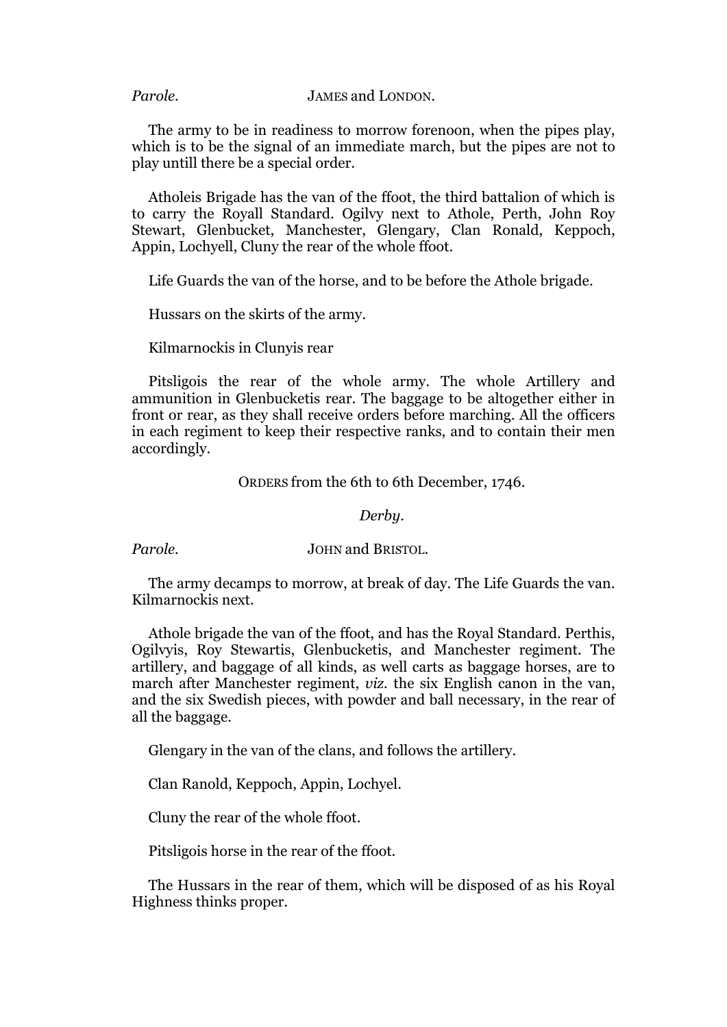*Parole.* JAMES and LONDON.

The army to be in readiness to morrow forenoon, when the pipes play, which is to be the signal of an immediate march, but the pipes are not to play untill there be a special order.

Atholeis Brigade has the van of the ffoot, the third battalion of which is to carry the Royall Standard. Ogilvy next to Athole, Perth, John Roy Stewart, Glenbucket, Manchester, Glengary, Clan Ronald, Keppoch, Appin, Lochyell, Cluny the rear of the whole ffoot.

Life Guards the van of the horse, and to be before the Athole brigade.

Hussars on the skirts of the army.

Kilmarnockis in Clunyis rear

Pitsligois the rear of the whole army. The whole Artillery and ammunition in Glenbucketis rear. The baggage to be altogether either in front or rear, as they shall receive orders before marching. All the officers in each regiment to keep their respective ranks, and to contain their men accordingly.

ORDERS from the 6th to 6th December, 1746.

*Derby.*

*Parole.* JOHN and BRISTOL.

The army decamps to morrow, at break of day. The Life Guards the van. Kilmarnockis next.

Athole brigade the van of the ffoot, and has the Royal Standard. Perthis, Ogilvyis, Roy Stewartis, Glenbucketis, and Manchester regiment. The artillery, and baggage of all kinds, as well carts as baggage horses, are to march after Manchester regiment, *viz.* the six English canon in the van, and the six Swedish pieces, with powder and ball necessary, in the rear of all the baggage.

Glengary in the van of the clans, and follows the artillery.

Clan Ranold, Keppoch, Appin, Lochyel.

Cluny the rear of the whole ffoot.

Pitsligois horse in the rear of the ffoot.

The Hussars in the rear of them, which will be disposed of as his Royal Highness thinks proper.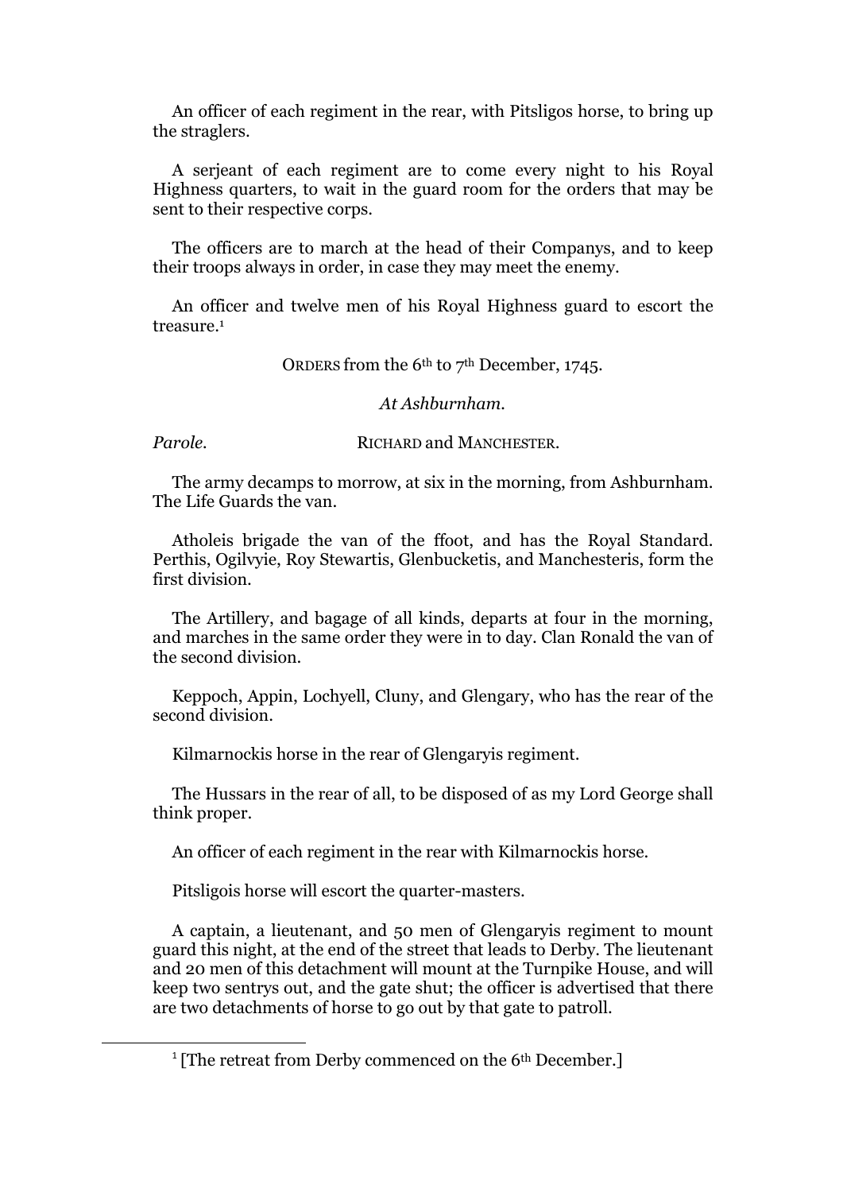An officer of each regiment in the rear, with Pitsligos horse, to bring up the straglers.

A serjeant of each regiment are to come every night to his Royal Highness quarters, to wait in the guard room for the orders that may be sent to their respective corps.

The officers are to march at the head of their Companys, and to keep their troops always in order, in case they may meet the enemy.

An officer and twelve men of his Royal Highness guard to escort the treasure.[1]

ORDERS from the 6th to 7th December, 1745.

*At Ashburnham.*

*Parole.* RICHARD and MANCHESTER.

The army decamps to morrow, at six in the morning, from Ashburnham. The Life Guards the van.

Atholeis brigade the van of the ffoot, and has the Royal Standard. Perthis, Ogilvyie, Roy Stewartis, Glenbucketis, and Manchesteris, form the first division.

The Artillery, and bagage of all kinds, departs at four in the morning, and marches in the same order they were in to day. Clan Ronald the van of the second division.

Keppoch, Appin, Lochyell, Cluny, and Glengary, who has the rear of the second division.

Kilmarnockis horse in the rear of Glengaryis regiment.

The Hussars in the rear of all, to be disposed of as my Lord George shall think proper.

An officer of each regiment in the rear with Kilmarnockis horse.

Pitsligois horse will escort the quarter-masters.

A captain, a lieutenant, and 50 men of Glengaryis regiment to mount guard this night, at the end of the street that leads to Derby. The lieutenant and 20 men of this detachment will mount at the Turnpike House, and will keep two sentrys out, and the gate shut; the officer is advertised that there are two detachments of horse to go out by that gate to patroll.

---

[1] [The retreat from Derby commenced on the 6th December.]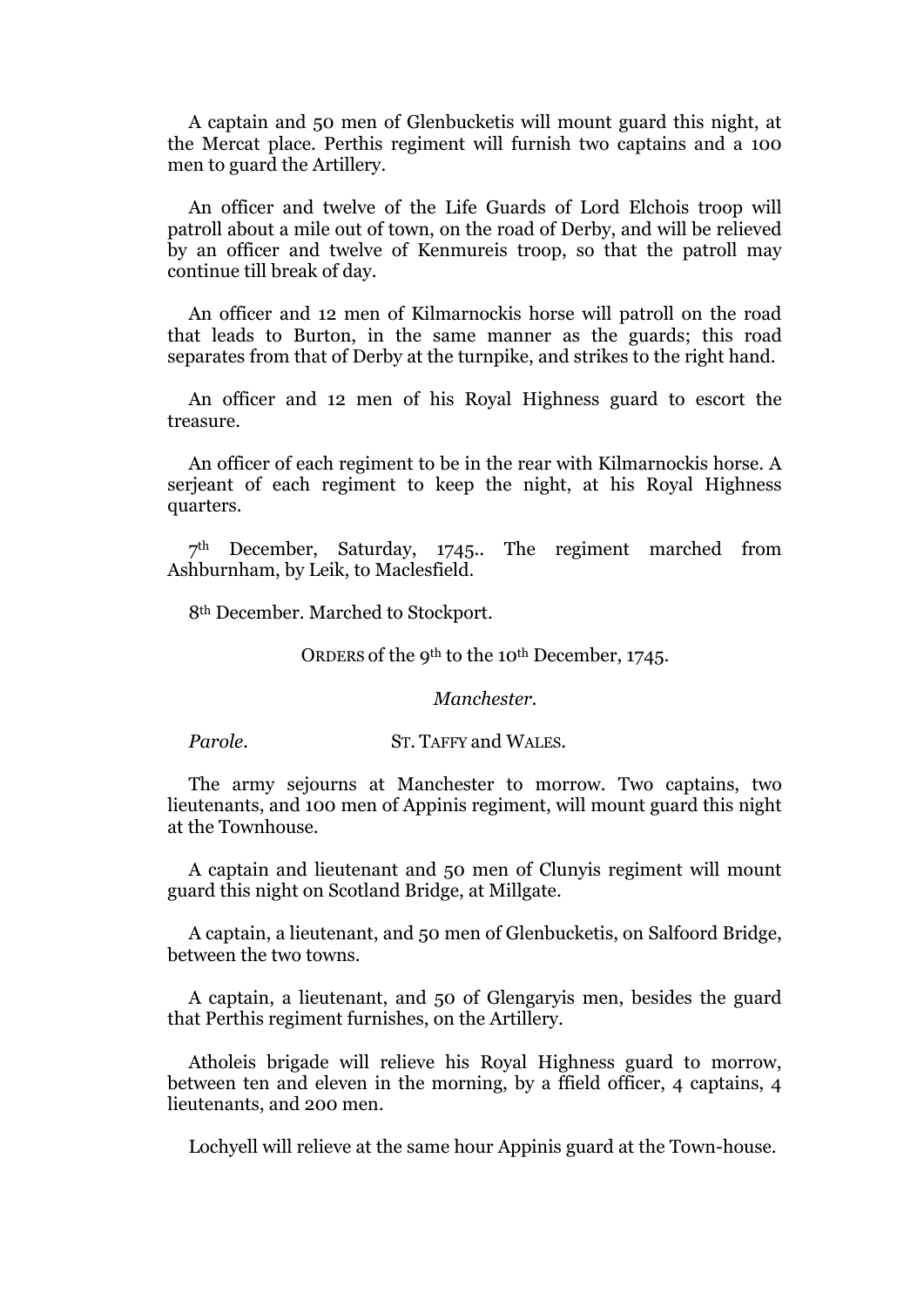A captain and 50 men of Glenbucketis will mount guard this night, at the Mercat place. Perthis regiment will furnish two captains and a 100 men to guard the Artillery.

An officer and twelve of the Life Guards of Lord Elchois troop will patroll about a mile out of town, on the road of Derby, and will be relieved by an officer and twelve of Kenmureis troop, so that the patroll may continue till break of day.

An officer and 12 men of Kilmarnockis horse will patroll on the road that leads to Burton, in the same manner as the guards; this road separates from that of Derby at the turnpike, and strikes to the right hand.

An officer and 12 men of his Royal Highness guard to escort the treasure.

An officer of each regiment to be in the rear with Kilmarnockis horse. A serjeant of each regiment to keep the night, at his Royal Highness quarters.

7th December, Saturday, 1745.. The regiment marched from Ashburnham, by Leik, to Maclesfield.

8th December. Marched to Stockport.

ORDERS of the 9th to the 10th December, 1745.

*Manchester.*

*Parole.* ST. TAFFY and WALES.

The army sejourns at Manchester to morrow. Two captains, two lieutenants, and 100 men of Appinis regiment, will mount guard this night at the Townhouse.

A captain and lieutenant and 50 men of Clunyis regiment will mount guard this night on Scotland Bridge, at Millgate.

A captain, a lieutenant, and 50 men of Glenbucketis, on Salfoord Bridge, between the two towns.

A captain, a lieutenant, and 50 of Glengaryis men, besides the guard that Perthis regiment furnishes, on the Artillery.

Atholeis brigade will relieve his Royal Highness guard to morrow, between ten and eleven in the morning, by a ffield officer, 4 captains, 4 lieutenants, and 200 men.

Lochyell will relieve at the same hour Appinis guard at the Town-house.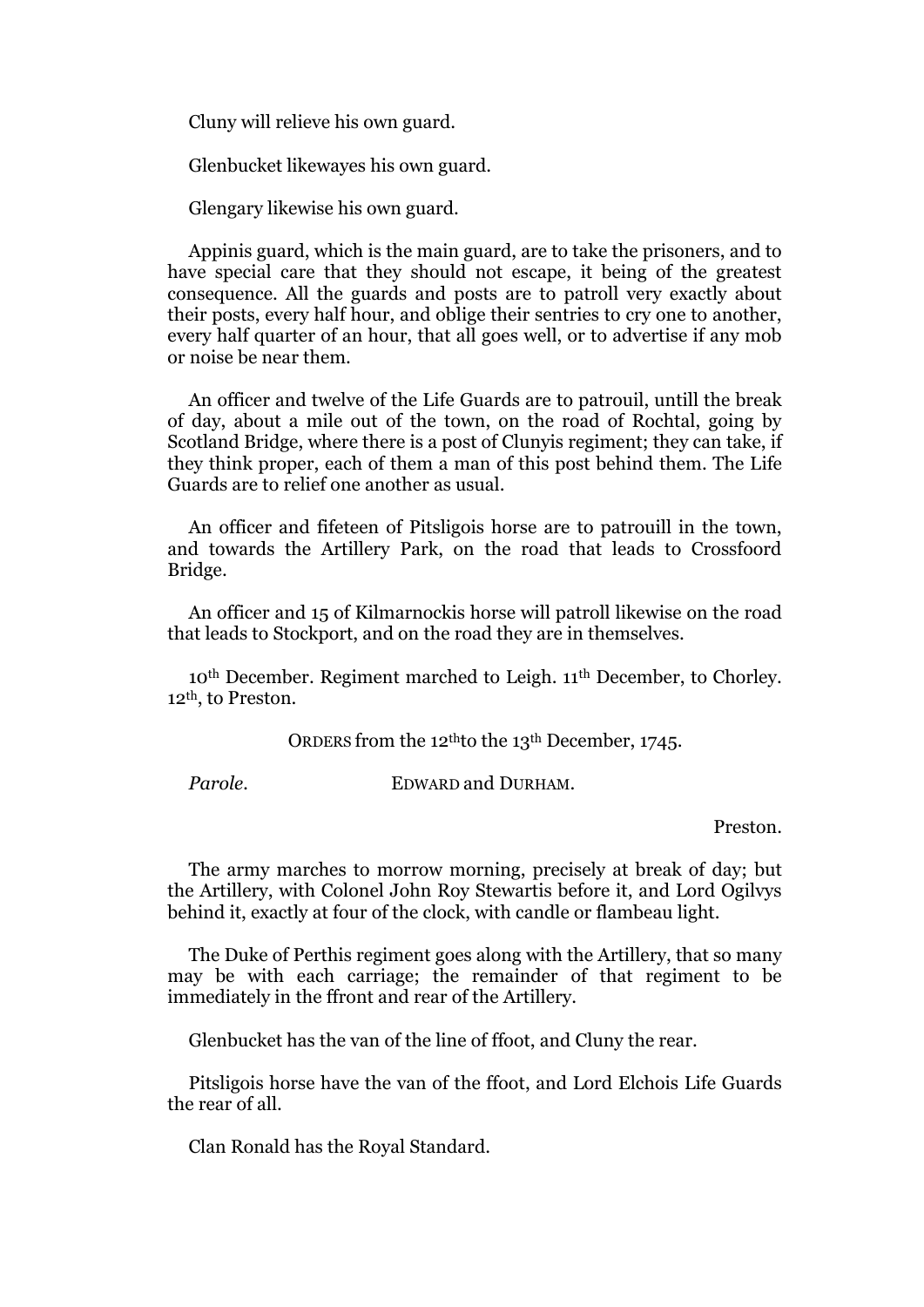Cluny will relieve his own guard.

Glenbucket likewayes his own guard.

Glengary likewise his own guard.

Appinis guard, which is the main guard, are to take the prisoners, and to have special care that they should not escape, it being of the greatest consequence. All the guards and posts are to patroll very exactly about their posts, every half hour, and oblige their sentries to cry one to another, every half quarter of an hour, that all goes well, or to advertise if any mob or noise be near them.

An officer and twelve of the Life Guards are to patrouil, untill the break of day, about a mile out of the town, on the road of Rochtal, going by Scotland Bridge, where there is a post of Clunyis regiment; they can take, if they think proper, each of them a man of this post behind them. The Life Guards are to relief one another as usual.

An officer and fifeteen of Pitsligois horse are to patrouill in the town, and towards the Artillery Park, on the road that leads to Crossfoord Bridge.

An officer and 15 of Kilmarnockis horse will patroll likewise on the road that leads to Stockport, and on the road they are in themselves.

10th December. Regiment marched to Leigh. 11th December, to Chorley. 12th, to Preston.

ORDERS from the 12th to the 13th December, 1745.

*Parole*. EDWARD and DURHAM.

Preston.

The army marches to morrow morning, precisely at break of day; but the Artillery, with Colonel John Roy Stewartis before it, and Lord Ogilvys behind it, exactly at four of the clock, with candle or flambeau light.

The Duke of Perthis regiment goes along with the Artillery, that so many may be with each carriage; the remainder of that regiment to be immediately in the ffront and rear of the Artillery.

Glenbucket has the van of the line of ffoot, and Cluny the rear.

Pitsligois horse have the van of the ffoot, and Lord Elchois Life Guards the rear of all.

Clan Ronald has the Royal Standard.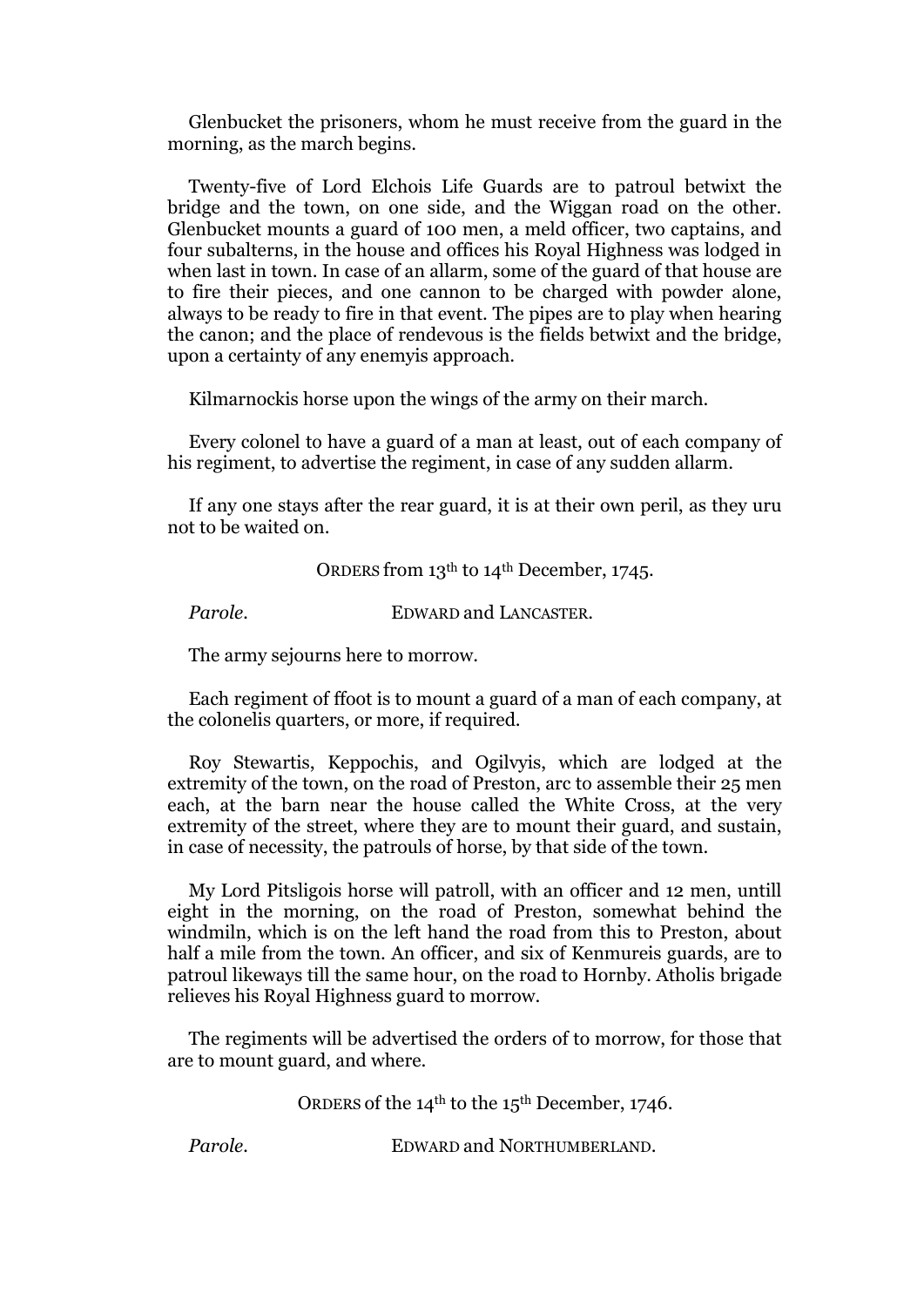Glenbucket the prisoners, whom he must receive from the guard in the morning, as the march begins.

Twenty-five of Lord Elchois Life Guards are to patroul betwixt the bridge and the town, on one side, and the Wiggan road on the other. Glenbucket mounts a guard of 100 men, a meld officer, two captains, and four subalterns, in the house and offices his Royal Highness was lodged in when last in town. In case of an allarm, some of the guard of that house are to fire their pieces, and one cannon to be charged with powder alone, always to be ready to fire in that event. The pipes are to play when hearing the canon; and the place of rendevous is the fields betwixt and the bridge, upon a certainty of any enemyis approach.

Kilmarnockis horse upon the wings of the army on their march.

Every colonel to have a guard of a man at least, out of each company of his regiment, to advertise the regiment, in case of any sudden allarm.

If any one stays after the rear guard, it is at their own peril, as they uru not to be waited on.

ORDERS from 13th to 14th December, 1745.

*Parole*. EDWARD and LANCASTER.

The army sejourns here to morrow.

Each regiment of ffoot is to mount a guard of a man of each company, at the colonelis quarters, or more, if required.

Roy Stewartis, Keppochis, and Ogilvyis, which are lodged at the extremity of the town, on the road of Preston, arc to assemble their 25 men each, at the barn near the house called the White Cross, at the very extremity of the street, where they are to mount their guard, and sustain, in case of necessity, the patrouls of horse, by that side of the town.

My Lord Pitsligois horse will patroll, with an officer and 12 men, untill eight in the morning, on the road of Preston, somewhat behind the windmiln, which is on the left hand the road from this to Preston, about half a mile from the town. An officer, and six of Kenmureis guards, are to patroul likeways till the same hour, on the road to Hornby. Atholis brigade relieves his Royal Highness guard to morrow.

The regiments will be advertised the orders of to morrow, for those that are to mount guard, and where.

ORDERS of the 14th to the 15th December, 1746.

*Parole*. EDWARD and NORTHUMBERLAND.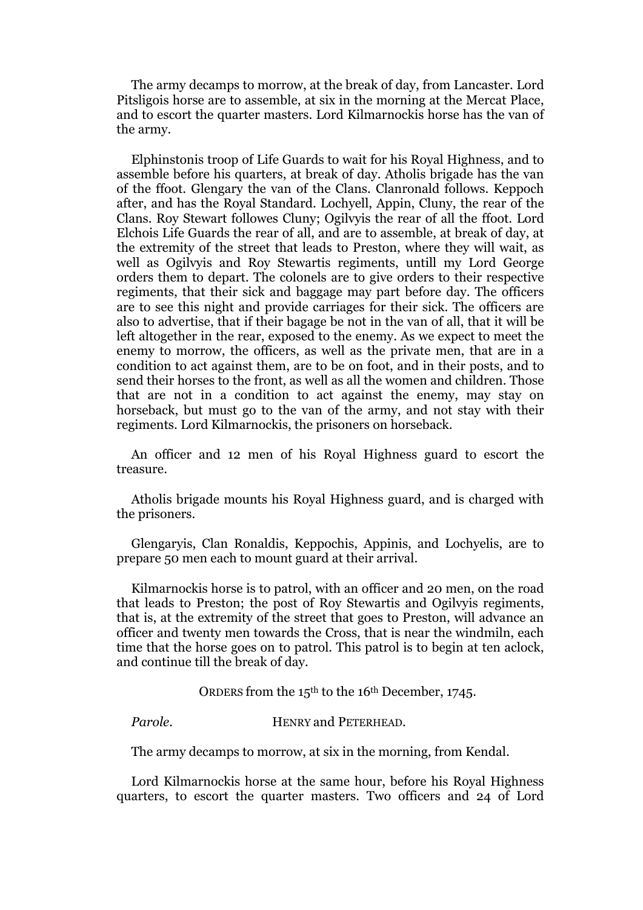The army decamps to morrow, at the break of day, from Lancaster. Lord Pitsligois horse are to assemble, at six in the morning at the Mercat Place, and to escort the quarter masters. Lord Kilmarnockis horse has the van of the army.

Elphinstonis troop of Life Guards to wait for his Royal Highness, and to assemble before his quarters, at break of day. Atholis brigade has the van of the ffoot. Glengary the van of the Clans. Clanronald follows. Keppoch after, and has the Royal Standard. Lochyell, Appin, Cluny, the rear of the Clans. Roy Stewart followes Cluny; Ogilvyis the rear of all the ffoot. Lord Elchois Life Guards the rear of all, and are to assemble, at break of day, at the extremity of the street that leads to Preston, where they will wait, as well as Ogilvyis and Roy Stewartis regiments, untill my Lord George orders them to depart. The colonels are to give orders to their respective regiments, that their sick and baggage may part before day. The officers are to see this night and provide carriages for their sick. The officers are also to advertise, that if their bagage be not in the van of all, that it will be left altogether in the rear, exposed to the enemy. As we expect to meet the enemy to morrow, the officers, as well as the private men, that are in a condition to act against them, are to be on foot, and in their posts, and to send their horses to the front, as well as all the women and children. Those that are not in a condition to act against the enemy, may stay on horseback, but must go to the van of the army, and not stay with their regiments. Lord Kilmarnockis, the prisoners on horseback.

An officer and 12 men of his Royal Highness guard to escort the treasure.

Atholis brigade mounts his Royal Highness guard, and is charged with the prisoners.

Glengaryis, Clan Ronaldis, Keppochis, Appinis, and Lochyelis, are to prepare 50 men each to mount guard at their arrival.

Kilmarnockis horse is to patrol, with an officer and 20 men, on the road that leads to Preston; the post of Roy Stewartis and Ogilvyis regiments, that is, at the extremity of the street that goes to Preston, will advance an officer and twenty men towards the Cross, that is near the windmiln, each time that the horse goes on to patrol. This patrol is to begin at ten aclock, and continue till the break of day.

ORDERS from the 15th to the 16th December, 1745.

*Parole.* HENRY and PETERHEAD.

The army decamps to morrow, at six in the morning, from Kendal.

Lord Kilmarnockis horse at the same hour, before his Royal Highness quarters, to escort the quarter masters. Two officers and 24 of Lord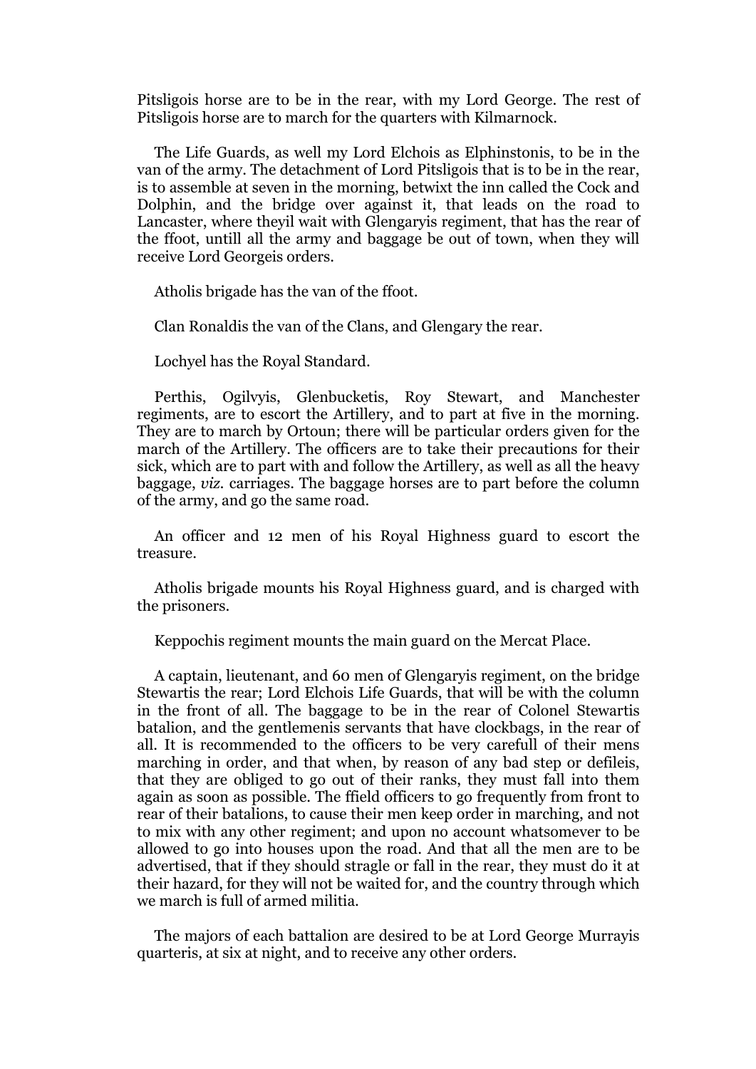Pitsligois horse are to be in the rear, with my Lord George. The rest of Pitsligois horse are to march for the quarters with Kilmarnock.

The Life Guards, as well my Lord Elchois as Elphinstonis, to be in the van of the army. The detachment of Lord Pitsligois that is to be in the rear, is to assemble at seven in the morning, betwixt the inn called the Cock and Dolphin, and the bridge over against it, that leads on the road to Lancaster, where theyil wait with Glengaryis regiment, that has the rear of the ffoot, untill all the army and baggage be out of town, when they will receive Lord Georgeis orders.

Atholis brigade has the van of the ffoot.

Clan Ronaldis the van of the Clans, and Glengary the rear.

Lochyel has the Royal Standard.

Perthis, Ogilvyis, Glenbucketis, Roy Stewart, and Manchester regiments, are to escort the Artillery, and to part at five in the morning. They are to march by Ortoun; there will be particular orders given for the march of the Artillery. The officers are to take their precautions for their sick, which are to part with and follow the Artillery, as well as all the heavy baggage, *viz.* carriages. The baggage horses are to part before the column of the army, and go the same road.

An officer and 12 men of his Royal Highness guard to escort the treasure.

Atholis brigade mounts his Royal Highness guard, and is charged with the prisoners.

Keppochis regiment mounts the main guard on the Mercat Place.

A captain, lieutenant, and 60 men of Glengaryis regiment, on the bridge Stewartis the rear; Lord Elchois Life Guards, that will be with the column in the front of all. The baggage to be in the rear of Colonel Stewartis batalion, and the gentlemenis servants that have clockbags, in the rear of all. It is recommended to the officers to be very carefull of their mens marching in order, and that when, by reason of any bad step or defileis, that they are obliged to go out of their ranks, they must fall into them again as soon as possible. The ffield officers to go frequently from front to rear of their batalions, to cause their men keep order in marching, and not to mix with any other regiment; and upon no account whatsomever to be allowed to go into houses upon the road. And that all the men are to be advertised, that if they should stragle or fall in the rear, they must do it at their hazard, for they will not be waited for, and the country through which we march is full of armed militia.

The majors of each battalion are desired to be at Lord George Murrayis quarteris, at six at night, and to receive any other orders.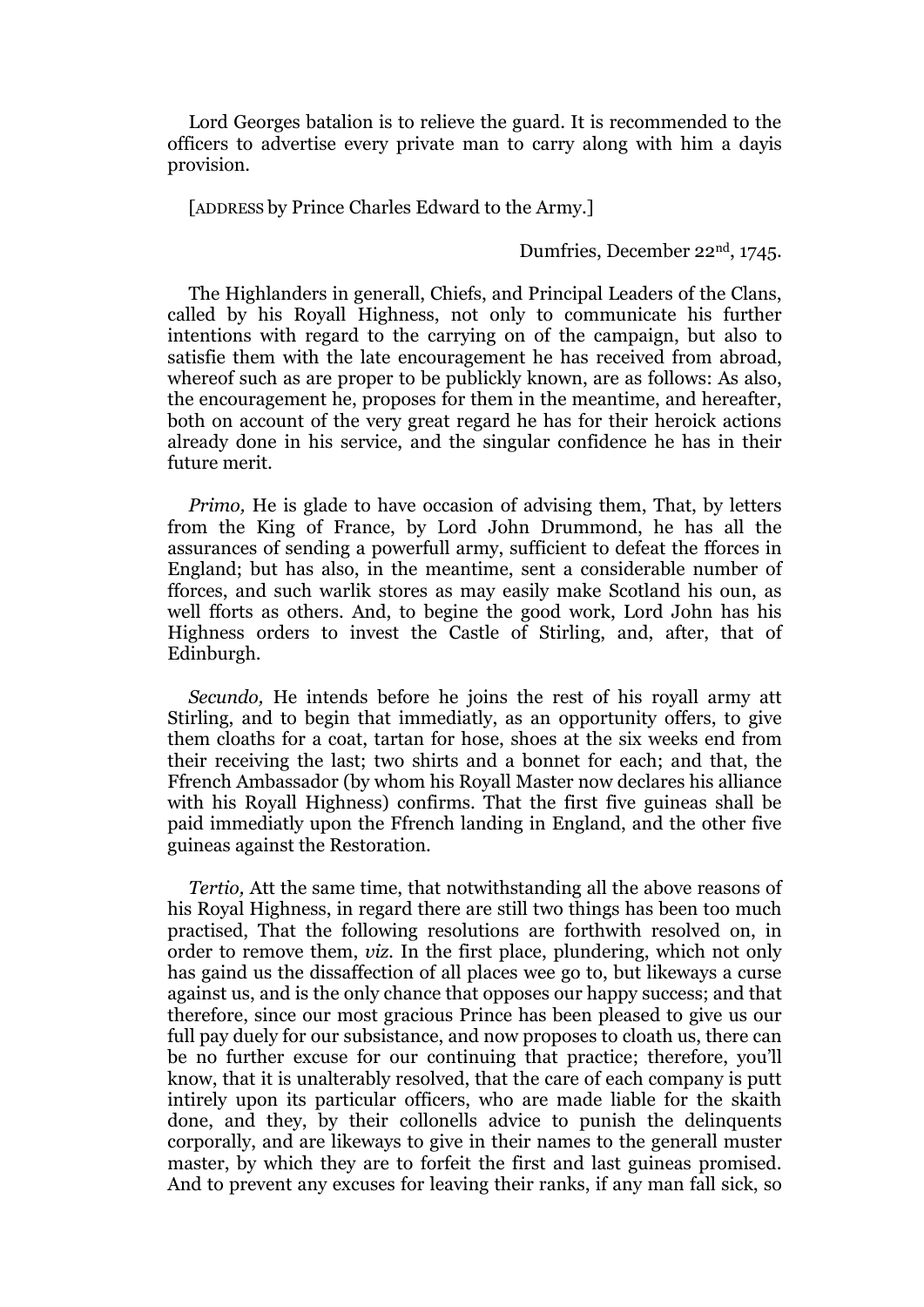Lord Georges batalion is to relieve the guard. It is recommended to the officers to advertise every private man to carry along with him a dayis provision.

[ADDRESS by Prince Charles Edward to the Army.]

Dumfries, December 22nd, 1745.

The Highlanders in generall, Chiefs, and Principal Leaders of the Clans, called by his Royall Highness, not only to communicate his further intentions with regard to the carrying on of the campaign, but also to satisfie them with the late encouragement he has received from abroad, whereof such as are proper to be publickly known, are as follows: As also, the encouragement he, proposes for them in the meantime, and hereafter, both on account of the very great regard he has for their heroick actions already done in his service, and the singular confidence he has in their future merit.

*Primo,* He is glade to have occasion of advising them, That, by letters from the King of France, by Lord John Drummond, he has all the assurances of sending a powerfull army, sufficient to defeat the fforces in England; but has also, in the meantime, sent a considerable number of fforces, and such warlik stores as may easily make Scotland his oun, as well fforts as others. And, to begine the good work, Lord John has his Highness orders to invest the Castle of Stirling, and, after, that of Edinburgh.

*Secundo,* He intends before he joins the rest of his royall army att Stirling, and to begin that immediatly, as an opportunity offers, to give them cloaths for a coat, tartan for hose, shoes at the six weeks end from their receiving the last; two shirts and a bonnet for each; and that, the Ffrench Ambassador (by whom his Royall Master now declares his alliance with his Royall Highness) confirms. That the first five guineas shall be paid immediatly upon the Ffrench landing in England, and the other five guineas against the Restoration.

*Tertio,* Att the same time, that notwithstanding all the above reasons of his Royal Highness, in regard there are still two things has been too much practised, That the following resolutions are forthwith resolved on, in order to remove them, *viz.* In the first place, plundering, which not only has gaind us the dissaffection of all places wee go to, but likeways a curse against us, and is the only chance that opposes our happy success; and that therefore, since our most gracious Prince has been pleased to give us our full pay duely for our subsistance, and now proposes to cloath us, there can be no further excuse for our continuing that practice; therefore, you'll know, that it is unalterably resolved, that the care of each company is putt intirely upon its particular officers, who are made liable for the skaith done, and they, by their collonells advice to punish the delinquents corporally, and are likeways to give in their names to the generall muster master, by which they are to forfeit the first and last guineas promised. And to prevent any excuses for leaving their ranks, if any man fall sick, so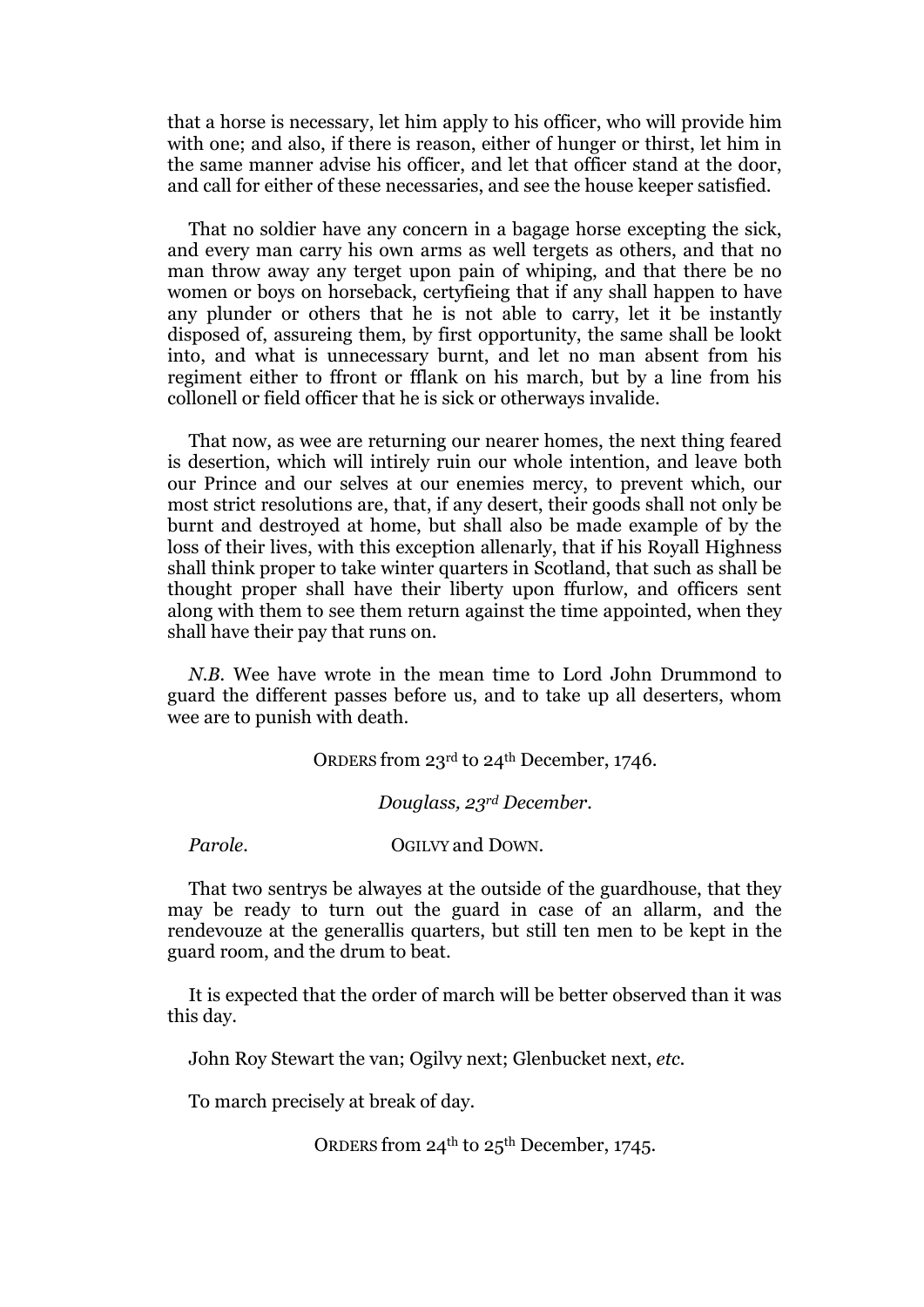that a horse is necessary, let him apply to his officer, who will provide him with one; and also, if there is reason, either of hunger or thirst, let him in the same manner advise his officer, and let that officer stand at the door, and call for either of these necessaries, and see the house keeper satisfied.

That no soldier have any concern in a bagage horse excepting the sick, and every man carry his own arms as well tergets as others, and that no man throw away any terget upon pain of whiping, and that there be no women or boys on horseback, certyfieing that if any shall happen to have any plunder or others that he is not able to carry, let it be instantly disposed of, assureing them, by first opportunity, the same shall be lookt into, and what is unnecessary burnt, and let no man absent from his regiment either to ffront or fflank on his march, but by a line from his collonell or field officer that he is sick or otherways invalide.

That now, as wee are returning our nearer homes, the next thing feared is desertion, which will intirely ruin our whole intention, and leave both our Prince and our selves at our enemies mercy, to prevent which, our most strict resolutions are, that, if any desert, their goods shall not only be burnt and destroyed at home, but shall also be made example of by the loss of their lives, with this exception allenarly, that if his Royall Highness shall think proper to take winter quarters in Scotland, that such as shall be thought proper shall have their liberty upon ffurlow, and officers sent along with them to see them return against the time appointed, when they shall have their pay that runs on.

*N.B.* Wee have wrote in the mean time to Lord John Drummond to guard the different passes before us, and to take up all deserters, whom wee are to punish with death.

ORDERS from 23rd to 24th December, 1746.

*Douglass, 23rd December.*

*Parole.* OGILVY and DOWN.

That two sentrys be alwayes at the outside of the guardhouse, that they may be ready to turn out the guard in case of an allarm, and the rendevouze at the generallis quarters, but still ten men to be kept in the guard room, and the drum to beat.

It is expected that the order of march will be better observed than it was this day.

John Roy Stewart the van; Ogilvy next; Glenbucket next, *etc.*

To march precisely at break of day.

ORDERS from 24th to 25th December, 1745.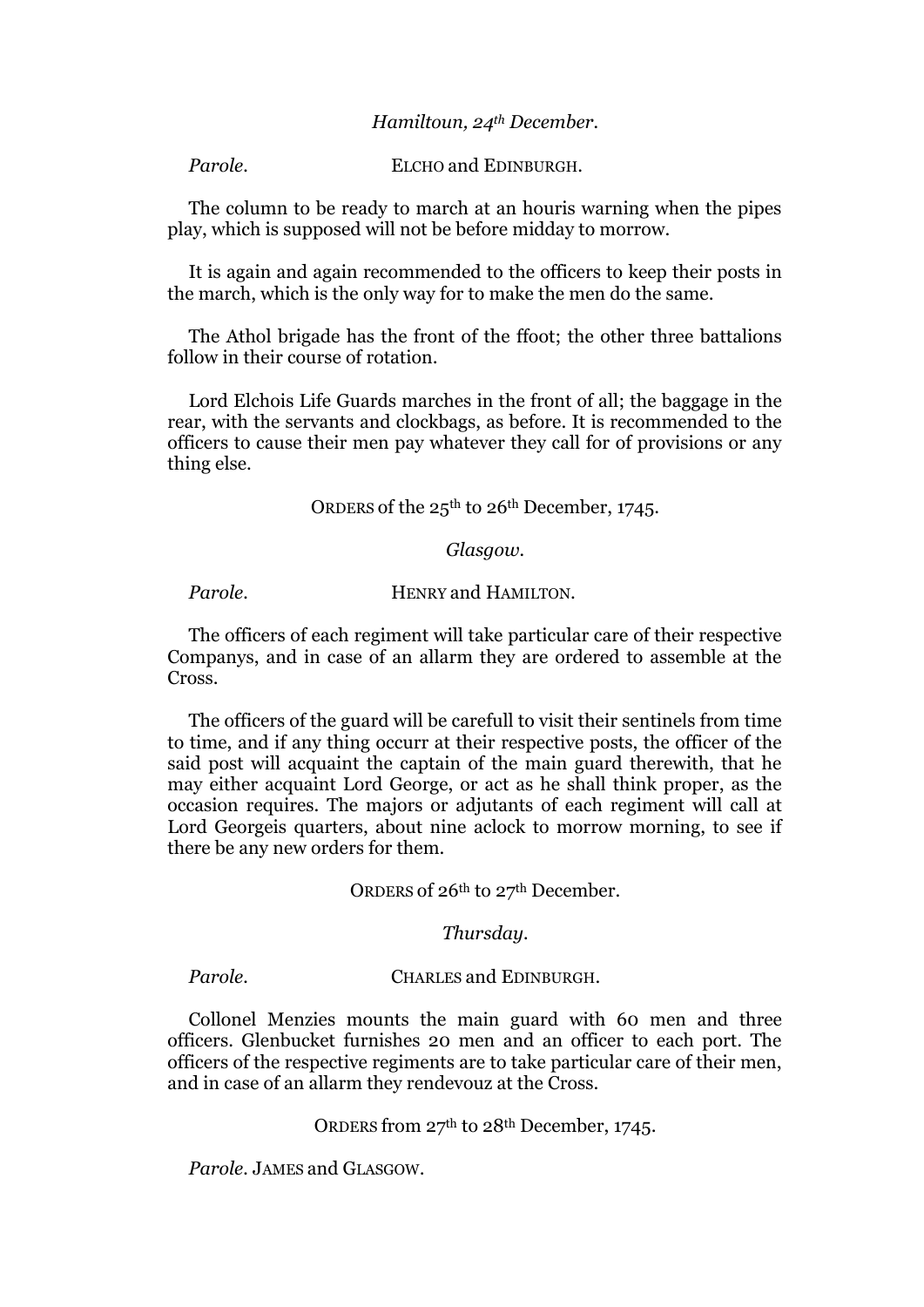*Hamiltoun, 24th December.*

*Parole.* ELCHO and EDINBURGH.

The column to be ready to march at an houris warning when the pipes play, which is supposed will not be before midday to morrow.

It is again and again recommended to the officers to keep their posts in the march, which is the only way for to make the men do the same.

The Athol brigade has the front of the ffoot; the other three battalions follow in their course of rotation.

Lord Elchois Life Guards marches in the front of all; the baggage in the rear, with the servants and clockbags, as before. It is recommended to the officers to cause their men pay whatever they call for of provisions or any thing else.

ORDERS of the 25th to 26th December, 1745.

*Glasgow.*

*Parole.* HENRY and HAMILTON.

The officers of each regiment will take particular care of their respective Companys, and in case of an allarm they are ordered to assemble at the Cross.

The officers of the guard will be carefull to visit their sentinels from time to time, and if any thing occurr at their respective posts, the officer of the said post will acquaint the captain of the main guard therewith, that he may either acquaint Lord George, or act as he shall think proper, as the occasion requires. The majors or adjutants of each regiment will call at Lord Georgeis quarters, about nine aclock to morrow morning, to see if there be any new orders for them.

ORDERS of 26th to 27th December.

*Thursday.*

*Parole.* CHARLES and EDINBURGH.

Collonel Menzies mounts the main guard with 60 men and three officers. Glenbucket furnishes 20 men and an officer to each port. The officers of the respective regiments are to take particular care of their men, and in case of an allarm they rendevouz at the Cross.

ORDERS from 27th to 28th December, 1745.

*Parole.* JAMES and GLASGOW.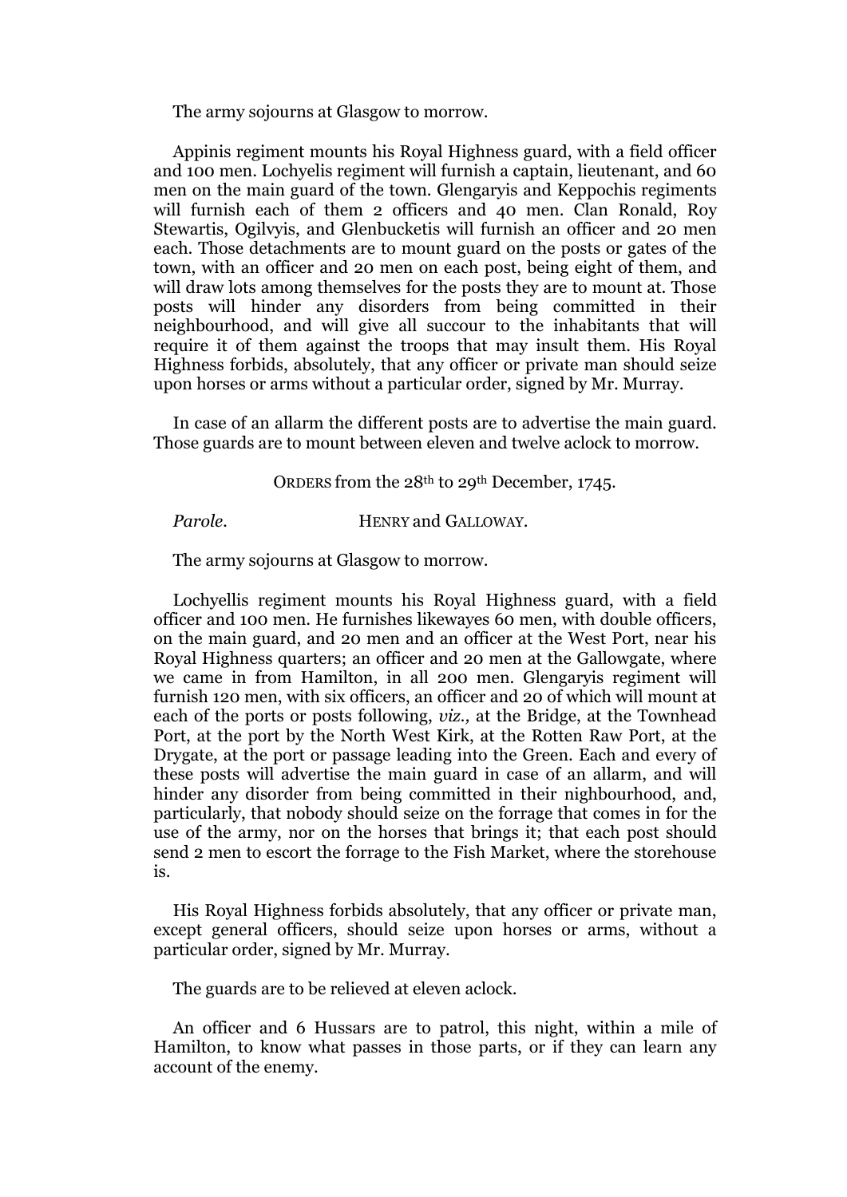The army sojourns at Glasgow to morrow.

Appinis regiment mounts his Royal Highness guard, with a field officer and 100 men. Lochyelis regiment will furnish a captain, lieutenant, and 60 men on the main guard of the town. Glengaryis and Keppochis regiments will furnish each of them 2 officers and 40 men. Clan Ronald, Roy Stewartis, Ogilvyis, and Glenbucketis will furnish an officer and 20 men each. Those detachments are to mount guard on the posts or gates of the town, with an officer and 20 men on each post, being eight of them, and will draw lots among themselves for the posts they are to mount at. Those posts will hinder any disorders from being committed in their neighbourhood, and will give all succour to the inhabitants that will require it of them against the troops that may insult them. His Royal Highness forbids, absolutely, that any officer or private man should seize upon horses or arms without a particular order, signed by Mr. Murray.

In case of an allarm the different posts are to advertise the main guard. Those guards are to mount between eleven and twelve aclock to morrow.

ORDERS from the 28th to 29th December, 1745.

*Parole.* HENRY and GALLOWAY.

The army sojourns at Glasgow to morrow.

Lochyellis regiment mounts his Royal Highness guard, with a field officer and 100 men. He furnishes likewayes 60 men, with double officers, on the main guard, and 20 men and an officer at the West Port, near his Royal Highness quarters; an officer and 20 men at the Gallowgate, where we came in from Hamilton, in all 200 men. Glengaryis regiment will furnish 120 men, with six officers, an officer and 20 of which will mount at each of the ports or posts following, *viz.,* at the Bridge, at the Townhead Port, at the port by the North West Kirk, at the Rotten Raw Port, at the Drygate, at the port or passage leading into the Green. Each and every of these posts will advertise the main guard in case of an allarm, and will hinder any disorder from being committed in their nighbourhood, and, particularly, that nobody should seize on the forrage that comes in for the use of the army, nor on the horses that brings it; that each post should send 2 men to escort the forrage to the Fish Market, where the storehouse is.

His Royal Highness forbids absolutely, that any officer or private man, except general officers, should seize upon horses or arms, without a particular order, signed by Mr. Murray.

The guards are to be relieved at eleven aclock.

An officer and 6 Hussars are to patrol, this night, within a mile of Hamilton, to know what passes in those parts, or if they can learn any account of the enemy.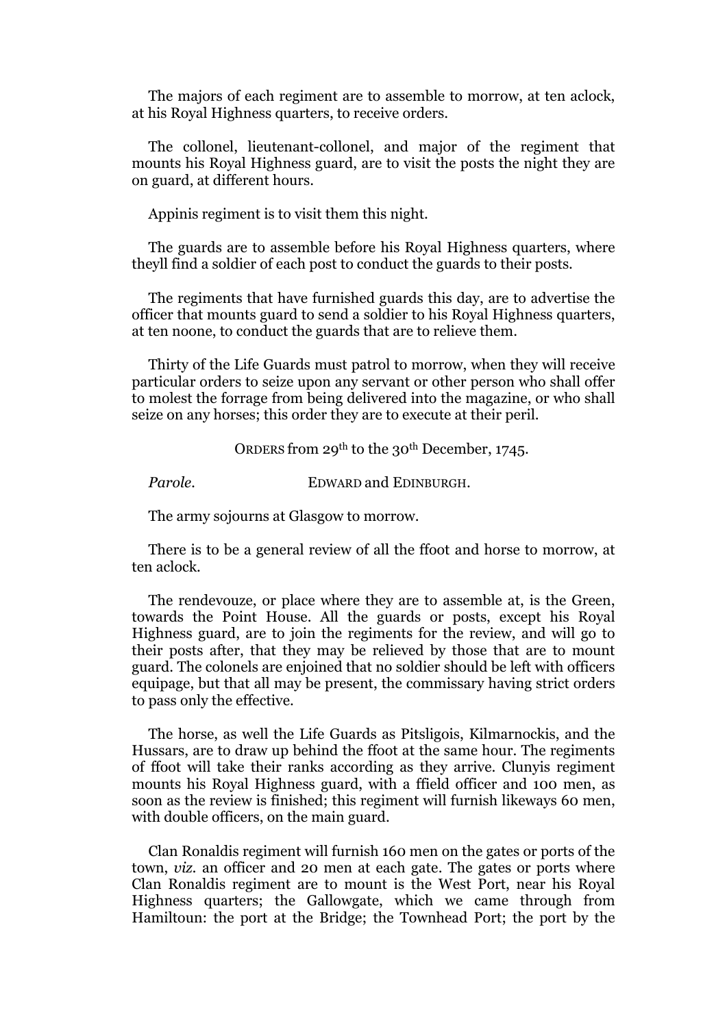The majors of each regiment are to assemble to morrow, at ten aclock, at his Royal Highness quarters, to receive orders.

The collonel, lieutenant-collonel, and major of the regiment that mounts his Royal Highness guard, are to visit the posts the night they are on guard, at different hours.

Appinis regiment is to visit them this night.

The guards are to assemble before his Royal Highness quarters, where theyll find a soldier of each post to conduct the guards to their posts.

The regiments that have furnished guards this day, are to advertise the officer that mounts guard to send a soldier to his Royal Highness quarters, at ten noone, to conduct the guards that are to relieve them.

Thirty of the Life Guards must patrol to morrow, when they will receive particular orders to seize upon any servant or other person who shall offer to molest the forrage from being delivered into the magazine, or who shall seize on any horses; this order they are to execute at their peril.

ORDERS from 29th to the 30th December, 1745.

*Parole.* EDWARD and EDINBURGH.

The army sojourns at Glasgow to morrow.

There is to be a general review of all the ffoot and horse to morrow, at ten aclock.

The rendevouze, or place where they are to assemble at, is the Green, towards the Point House. All the guards or posts, except his Royal Highness guard, are to join the regiments for the review, and will go to their posts after, that they may be relieved by those that are to mount guard. The colonels are enjoined that no soldier should be left with officers equipage, but that all may be present, the commissary having strict orders to pass only the effective.

The horse, as well the Life Guards as Pitsligois, Kilmarnockis, and the Hussars, are to draw up behind the ffoot at the same hour. The regiments of ffoot will take their ranks according as they arrive. Clunyis regiment mounts his Royal Highness guard, with a ffield officer and 100 men, as soon as the review is finished; this regiment will furnish likeways 60 men, with double officers, on the main guard.

Clan Ronaldis regiment will furnish 160 men on the gates or ports of the town, *viz.* an officer and 20 men at each gate. The gates or ports where Clan Ronaldis regiment are to mount is the West Port, near his Royal Highness quarters; the Gallowgate, which we came through from Hamiltoun: the port at the Bridge; the Townhead Port; the port by the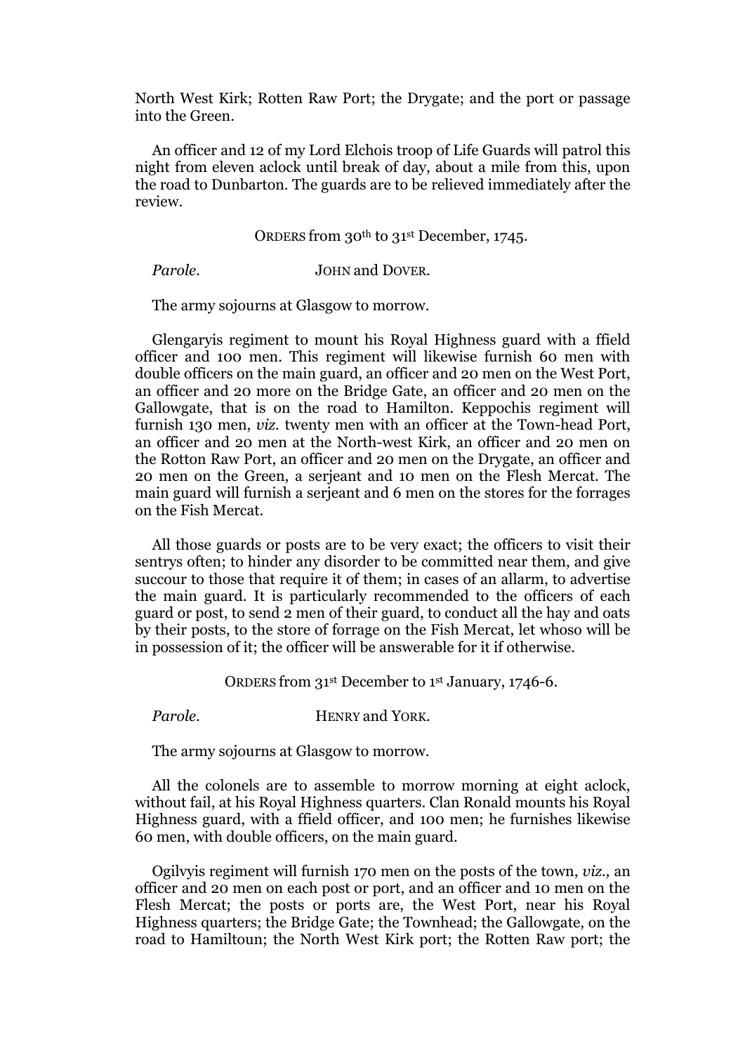North West Kirk; Rotten Raw Port; the Drygate; and the port or passage into the Green.

An officer and 12 of my Lord Elchois troop of Life Guards will patrol this night from eleven aclock until break of day, about a mile from this, upon the road to Dunbarton. The guards are to be relieved immediately after the review.

ORDERS from 30th to 31st December, 1745.

*Parole.* JOHN and DOVER.

The army sojourns at Glasgow to morrow.

Glengaryis regiment to mount his Royal Highness guard with a ffield officer and 100 men. This regiment will likewise furnish 60 men with double officers on the main guard, an officer and 20 men on the West Port, an officer and 20 more on the Bridge Gate, an officer and 20 men on the Gallowgate, that is on the road to Hamilton. Keppochis regiment will furnish 130 men, *viz.* twenty men with an officer at the Town-head Port, an officer and 20 men at the North-west Kirk, an officer and 20 men on the Rotton Raw Port, an officer and 20 men on the Drygate, an officer and 20 men on the Green, a serjeant and 10 men on the Flesh Mercat. The main guard will furnish a serjeant and 6 men on the stores for the forrages on the Fish Mercat.

All those guards or posts are to be very exact; the officers to visit their sentrys often; to hinder any disorder to be committed near them, and give succour to those that require it of them; in cases of an allarm, to advertise the main guard. It is particularly recommended to the officers of each guard or post, to send 2 men of their guard, to conduct all the hay and oats by their posts, to the store of forrage on the Fish Mercat, let whoso will be in possession of it; the officer will be answerable for it if otherwise.

ORDERS from 31st December to 1st January, 1746-6.

*Parole.* HENRY and YORK.

The army sojourns at Glasgow to morrow.

All the colonels are to assemble to morrow morning at eight aclock, without fail, at his Royal Highness quarters. Clan Ronald mounts his Royal Highness guard, with a ffield officer, and 100 men; he furnishes likewise 60 men, with double officers, on the main guard.

Ogilvyis regiment will furnish 170 men on the posts of the town, *viz.,* an officer and 20 men on each post or port, and an officer and 10 men on the Flesh Mercat; the posts or ports are, the West Port, near his Royal Highness quarters; the Bridge Gate; the Townhead; the Gallowgate, on the road to Hamiltoun; the North West Kirk port; the Rotten Raw port; the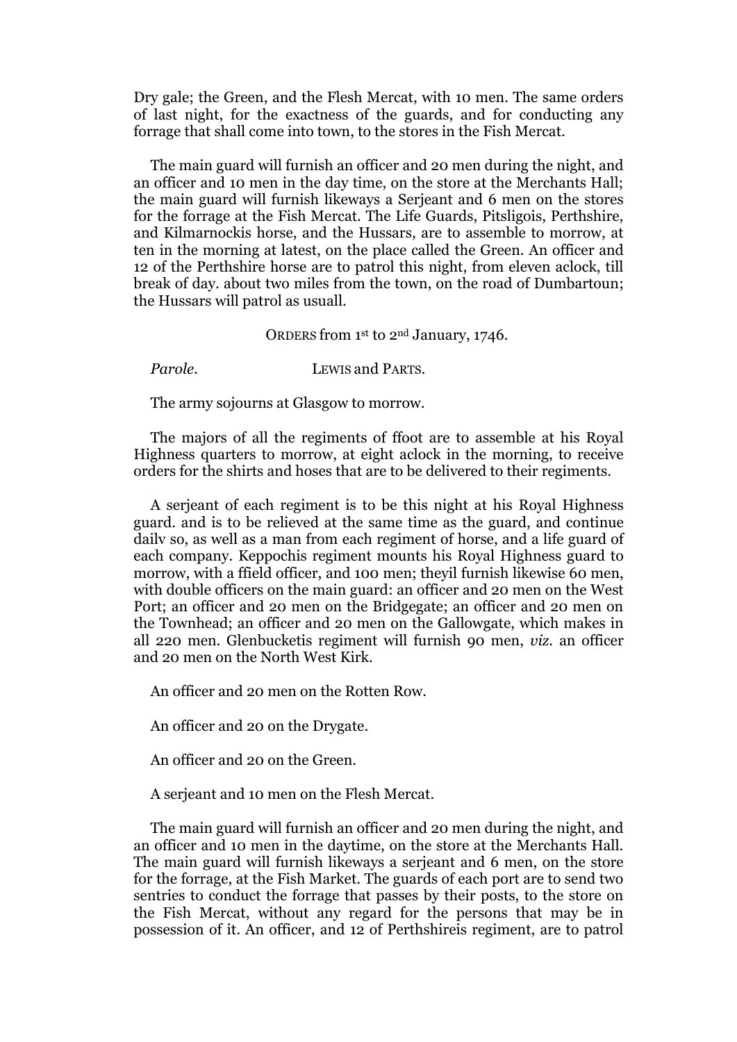Dry gale; the Green, and the Flesh Mercat, with 10 men. The same orders of last night, for the exactness of the guards, and for conducting any forrage that shall come into town, to the stores in the Fish Mercat.

The main guard will furnish an officer and 20 men during the night, and an officer and 10 men in the day time, on the store at the Merchants Hall; the main guard will furnish likeways a Serjeant and 6 men on the stores for the forrage at the Fish Mercat. The Life Guards, Pitsligois, Perthshire, and Kilmarnockis horse, and the Hussars, are to assemble to morrow, at ten in the morning at latest, on the place called the Green. An officer and 12 of the Perthshire horse are to patrol this night, from eleven aclock, till break of day. about two miles from the town, on the road of Dumbartoun; the Hussars will patrol as usuall.

ORDERS from 1st to 2nd January, 1746.

*Parole*. LEWIS and PARTS.

The army sojourns at Glasgow to morrow.

The majors of all the regiments of ffoot are to assemble at his Royal Highness quarters to morrow, at eight aclock in the morning, to receive orders for the shirts and hoses that are to be delivered to their regiments.

A serjeant of each regiment is to be this night at his Royal Highness guard. and is to be relieved at the same time as the guard, and continue dailv so, as well as a man from each regiment of horse, and a life guard of each company. Keppochis regiment mounts his Royal Highness guard to morrow, with a ffield officer, and 100 men; theyil furnish likewise 60 men, with double officers on the main guard: an officer and 20 men on the West Port; an officer and 20 men on the Bridgegate; an officer and 20 men on the Townhead; an officer and 20 men on the Gallowgate, which makes in all 220 men. Glenbucketis regiment will furnish 90 men, *viz*. an officer and 20 men on the North West Kirk.

An officer and 20 men on the Rotten Row.

An officer and 20 on the Drygate.

An officer and 20 on the Green.

A serjeant and 10 men on the Flesh Mercat.

The main guard will furnish an officer and 20 men during the night, and an officer and 10 men in the daytime, on the store at the Merchants Hall. The main guard will furnish likeways a serjeant and 6 men, on the store for the forrage, at the Fish Market. The guards of each port are to send two sentries to conduct the forrage that passes by their posts, to the store on the Fish Mercat, without any regard for the persons that may be in possession of it. An officer, and 12 of Perthshireis regiment, are to patrol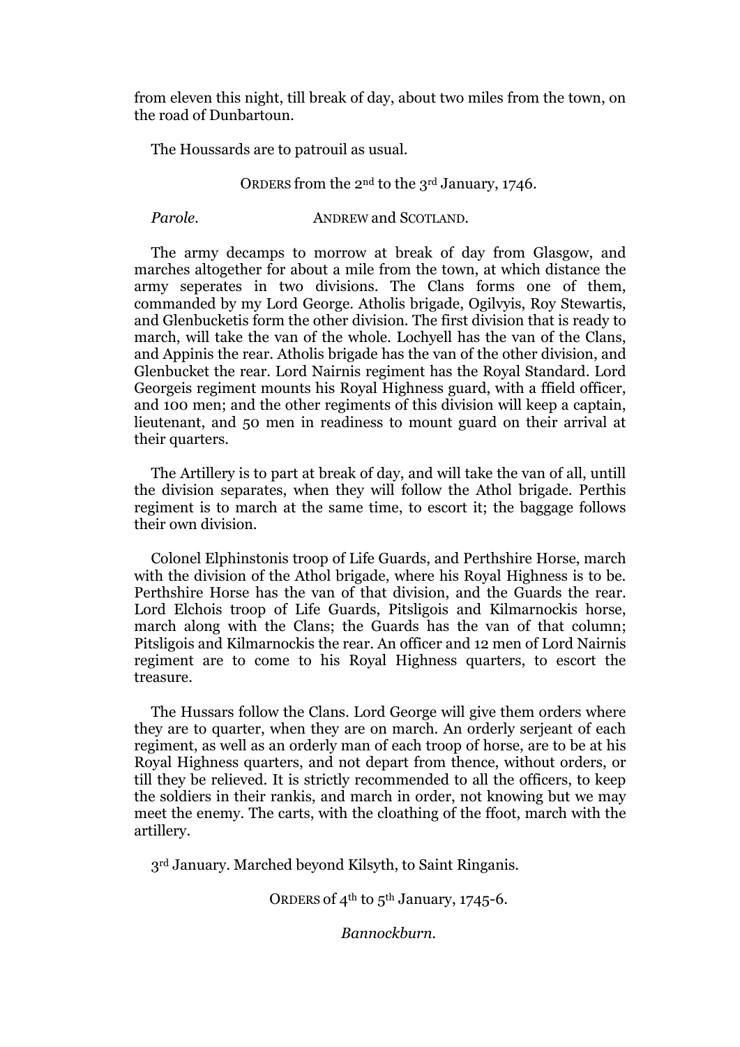from eleven this night, till break of day, about two miles from the town, on the road of Dunbartoun.

The Houssards are to patrouil as usual.

ORDERS from the 2nd to the 3rd January, 1746.

*Parole.* ANDREW and SCOTLAND.

The army decamps to morrow at break of day from Glasgow, and marches altogether for about a mile from the town, at which distance the army seperates in two divisions. The Clans forms one of them, commanded by my Lord George. Atholis brigade, Ogilvyis, Roy Stewartis, and Glenbucketis form the other division. The first division that is ready to march, will take the van of the whole. Lochyell has the van of the Clans, and Appinis the rear. Atholis brigade has the van of the other division, and Glenbucket the rear. Lord Nairnis regiment has the Royal Standard. Lord Georgeis regiment mounts his Royal Highness guard, with a ffield officer, and 100 men; and the other regiments of this division will keep a captain, lieutenant, and 50 men in readiness to mount guard on their arrival at their quarters.

The Artillery is to part at break of day, and will take the van of all, untill the division separates, when they will follow the Athol brigade. Perthis regiment is to march at the same time, to escort it; the baggage follows their own division.

Colonel Elphinstonis troop of Life Guards, and Perthshire Horse, march with the division of the Athol brigade, where his Royal Highness is to be. Perthshire Horse has the van of that division, and the Guards the rear. Lord Elchois troop of Life Guards, Pitsligois and Kilmarnockis horse, march along with the Clans; the Guards has the van of that column; Pitsligois and Kilmarnockis the rear. An officer and 12 men of Lord Nairnis regiment are to come to his Royal Highness quarters, to escort the treasure.

The Hussars follow the Clans. Lord George will give them orders where they are to quarter, when they are on march. An orderly serjeant of each regiment, as well as an orderly man of each troop of horse, are to be at his Royal Highness quarters, and not depart from thence, without orders, or till they be relieved. It is strictly recommended to all the officers, to keep the soldiers in their rankis, and march in order, not knowing but we may meet the enemy. The carts, with the cloathing of the ffoot, march with the artillery.

3rd January. Marched beyond Kilsyth, to Saint Ringanis.

ORDERS of 4th to 5th January, 1745-6.

*Bannockburn.*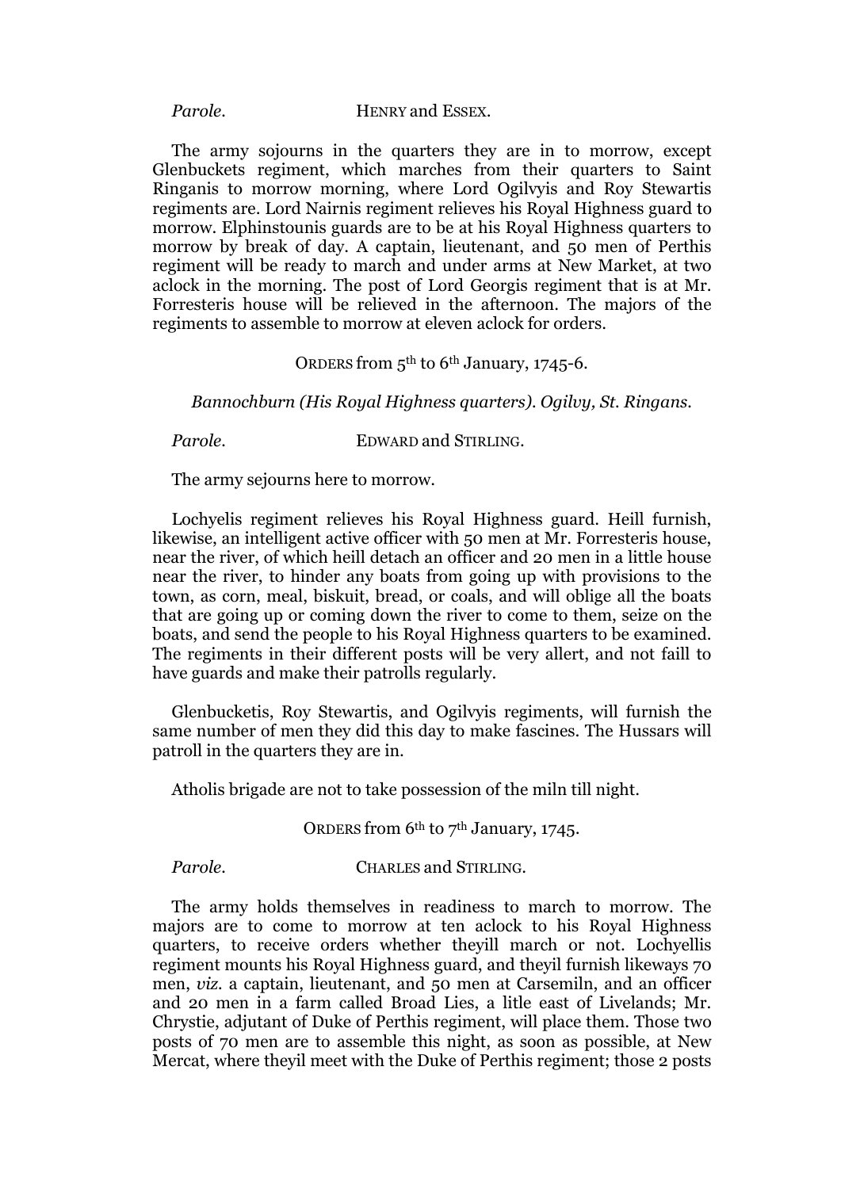*Parole.* HENRY and ESSEX.

The army sojourns in the quarters they are in to morrow, except Glenbuckets regiment, which marches from their quarters to Saint Ringanis to morrow morning, where Lord Ogilvyis and Roy Stewartis regiments are. Lord Nairnis regiment relieves his Royal Highness guard to morrow. Elphinstounis guards are to be at his Royal Highness quarters to morrow by break of day. A captain, lieutenant, and 50 men of Perthis regiment will be ready to march and under arms at New Market, at two aclock in the morning. The post of Lord Georgis regiment that is at Mr. Forresteris house will be relieved in the afternoon. The majors of the regiments to assemble to morrow at eleven aclock for orders.

ORDERS from 5th to 6th January, 1745-6.

*Bannochburn (His Royal Highness quarters). Ogilvy, St. Ringans.*

*Parole.* EDWARD and STIRLING.

The army sejourns here to morrow.

Lochyelis regiment relieves his Royal Highness guard. Heill furnish, likewise, an intelligent active officer with 50 men at Mr. Forresteris house, near the river, of which heill detach an officer and 20 men in a little house near the river, to hinder any boats from going up with provisions to the town, as corn, meal, biskuit, bread, or coals, and will oblige all the boats that are going up or coming down the river to come to them, seize on the boats, and send the people to his Royal Highness quarters to be examined. The regiments in their different posts will be very allert, and not faill to have guards and make their patrolls regularly.

Glenbucketis, Roy Stewartis, and Ogilvyis regiments, will furnish the same number of men they did this day to make fascines. The Hussars will patroll in the quarters they are in.

Atholis brigade are not to take possession of the miln till night.

ORDERS from 6th to 7th January, 1745.

*Parole.* CHARLES and STIRLING.

The army holds themselves in readiness to march to morrow. The majors are to come to morrow at ten aclock to his Royal Highness quarters, to receive orders whether theyill march or not. Lochyellis regiment mounts his Royal Highness guard, and theyil furnish likeways 70 men, *viz.* a captain, lieutenant, and 50 men at Carsemiln, and an officer and 20 men in a farm called Broad Lies, a litle east of Livelands; Mr. Chrystie, adjutant of Duke of Perthis regiment, will place them. Those two posts of 70 men are to assemble this night, as soon as possible, at New Mercat, where theyil meet with the Duke of Perthis regiment; those 2 posts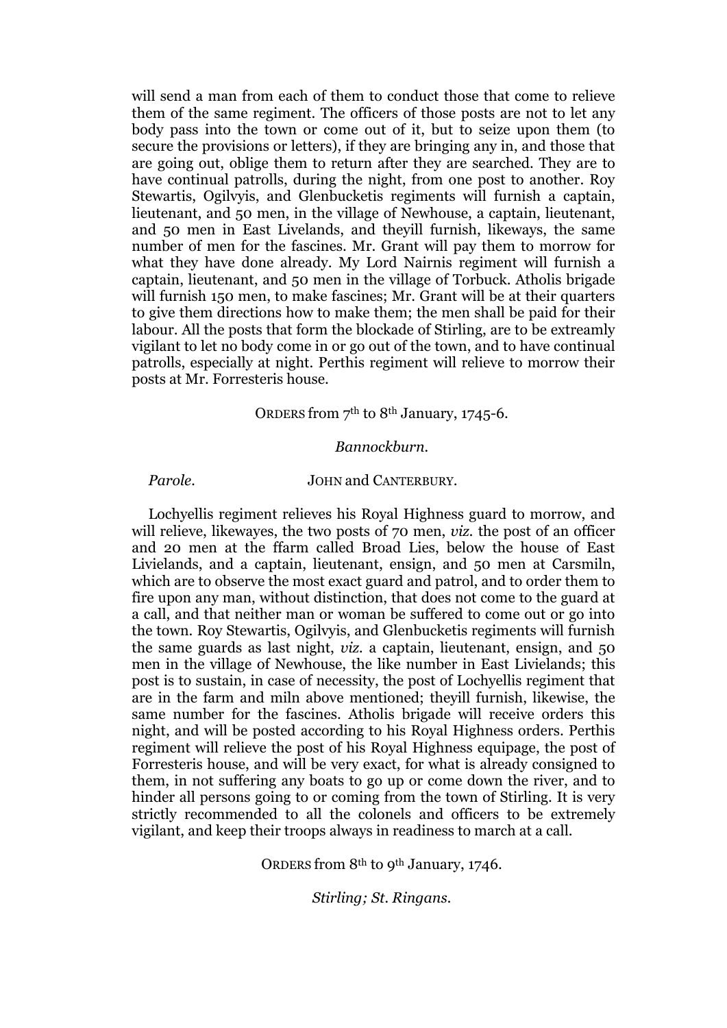will send a man from each of them to conduct those that come to relieve them of the same regiment. The officers of those posts are not to let any body pass into the town or come out of it, but to seize upon them (to secure the provisions or letters), if they are bringing any in, and those that are going out, oblige them to return after they are searched. They are to have continual patrolls, during the night, from one post to another. Roy Stewartis, Ogilvyis, and Glenbucketis regiments will furnish a captain, lieutenant, and 50 men, in the village of Newhouse, a captain, lieutenant, and 50 men in East Livelands, and theyill furnish, likeways, the same number of men for the fascines. Mr. Grant will pay them to morrow for what they have done already. My Lord Nairnis regiment will furnish a captain, lieutenant, and 50 men in the village of Torbuck. Atholis brigade will furnish 150 men, to make fascines; Mr. Grant will be at their quarters to give them directions how to make them; the men shall be paid for their labour. All the posts that form the blockade of Stirling, are to be extreamly vigilant to let no body come in or go out of the town, and to have continual patrolls, especially at night. Perthis regiment will relieve to morrow their posts at Mr. Forresteris house.

ORDERS from 7th to 8th January, 1745-6.

*Bannockburn.*

*Parole.* JOHN and CANTERBURY.

Lochyellis regiment relieves his Royal Highness guard to morrow, and will relieve, likewayes, the two posts of 70 men, *viz.* the post of an officer and 20 men at the ffarm called Broad Lies, below the house of East Livielands, and a captain, lieutenant, ensign, and 50 men at Carsmiln, which are to observe the most exact guard and patrol, and to order them to fire upon any man, without distinction, that does not come to the guard at a call, and that neither man or woman be suffered to come out or go into the town. Roy Stewartis, Ogilvyis, and Glenbucketis regiments will furnish the same guards as last night, *viz.* a captain, lieutenant, ensign, and 50 men in the village of Newhouse, the like number in East Livielands; this post is to sustain, in case of necessity, the post of Lochyellis regiment that are in the farm and miln above mentioned; theyill furnish, likewise, the same number for the fascines. Atholis brigade will receive orders this night, and will be posted according to his Royal Highness orders. Perthis regiment will relieve the post of his Royal Highness equipage, the post of Forresteris house, and will be very exact, for what is already consigned to them, in not suffering any boats to go up or come down the river, and to hinder all persons going to or coming from the town of Stirling. It is very strictly recommended to all the colonels and officers to be extremely vigilant, and keep their troops always in readiness to march at a call.

ORDERS from 8th to 9th January, 1746.

*Stirling; St. Ringans.*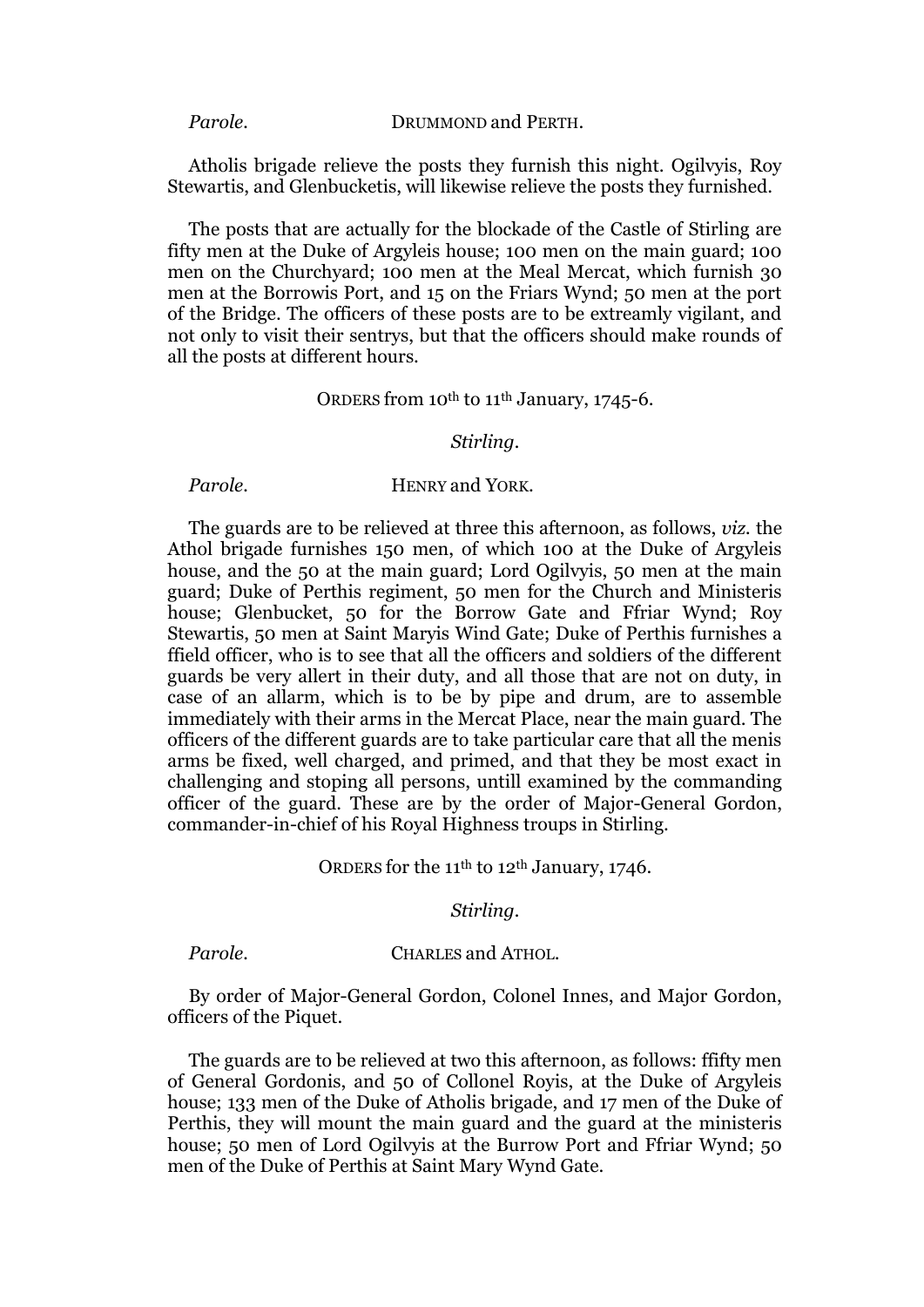*Parole.* DRUMMOND and PERTH.

Atholis brigade relieve the posts they furnish this night. Ogilvyis, Roy Stewartis, and Glenbucketis, will likewise relieve the posts they furnished.

The posts that are actually for the blockade of the Castle of Stirling are fifty men at the Duke of Argyleis house; 100 men on the main guard; 100 men on the Churchyard; 100 men at the Meal Mercat, which furnish 30 men at the Borrowis Port, and 15 on the Friars Wynd; 50 men at the port of the Bridge. The officers of these posts are to be extreamly vigilant, and not only to visit their sentrys, but that the officers should make rounds of all the posts at different hours.

ORDERS from 10th to 11th January, 1745-6.

*Stirling.*

*Parole.* HENRY and YORK.

The guards are to be relieved at three this afternoon, as follows, *viz.* the Athol brigade furnishes 150 men, of which 100 at the Duke of Argyleis house, and the 50 at the main guard; Lord Ogilvyis, 50 men at the main guard; Duke of Perthis regiment, 50 men for the Church and Ministeris house; Glenbucket, 50 for the Borrow Gate and Ffriar Wynd; Roy Stewartis, 50 men at Saint Maryis Wind Gate; Duke of Perthis furnishes a ffield officer, who is to see that all the officers and soldiers of the different guards be very allert in their duty, and all those that are not on duty, in case of an allarm, which is to be by pipe and drum, are to assemble immediately with their arms in the Mercat Place, near the main guard. The officers of the different guards are to take particular care that all the menis arms be fixed, well charged, and primed, and that they be most exact in challenging and stoping all persons, untill examined by the commanding officer of the guard. These are by the order of Major-General Gordon, commander-in-chief of his Royal Highness troups in Stirling.

ORDERS for the 11th to 12th January, 1746.

*Stirling.*

*Parole.* CHARLES and ATHOL.

By order of Major-General Gordon, Colonel Innes, and Major Gordon, officers of the Piquet.

The guards are to be relieved at two this afternoon, as follows: ffifty men of General Gordonis, and 50 of Collonel Royis, at the Duke of Argyleis house; 133 men of the Duke of Atholis brigade, and 17 men of the Duke of Perthis, they will mount the main guard and the guard at the ministeris house; 50 men of Lord Ogilvyis at the Burrow Port and Ffriar Wynd; 50 men of the Duke of Perthis at Saint Mary Wynd Gate.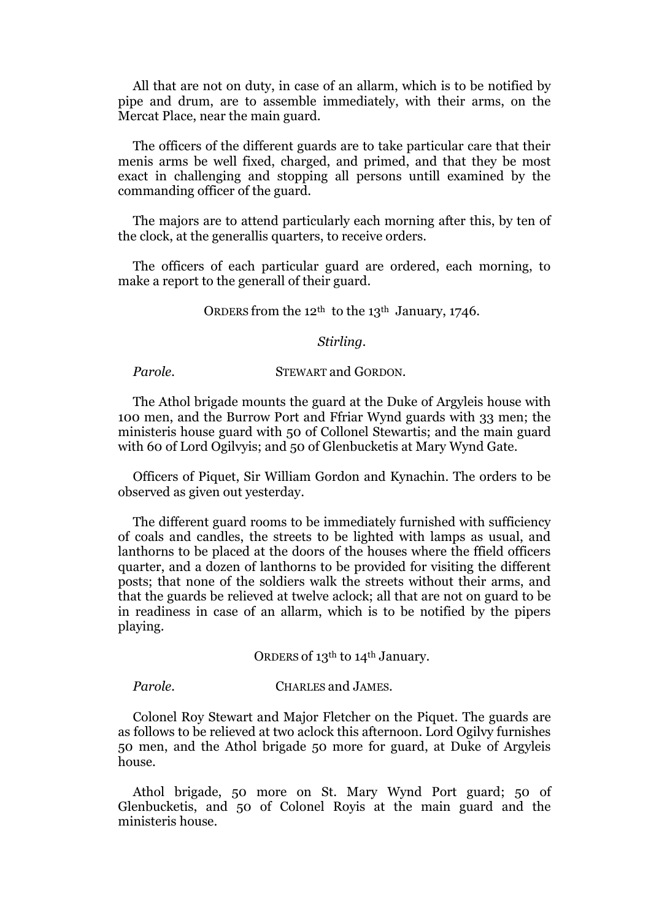All that are not on duty, in case of an allarm, which is to be notified by pipe and drum, are to assemble immediately, with their arms, on the Mercat Place, near the main guard.

The officers of the different guards are to take particular care that their menis arms be well fixed, charged, and primed, and that they be most exact in challenging and stopping all persons untill examined by the commanding officer of the guard.

The majors are to attend particularly each morning after this, by ten of the clock, at the generallis quarters, to receive orders.

The officers of each particular guard are ordered, each morning, to make a report to the generall of their guard.

ORDERS from the 12th to the 13th January, 1746.

*Stirling.*

*Parole.* STEWART and GORDON.

The Athol brigade mounts the guard at the Duke of Argyleis house with 100 men, and the Burrow Port and Ffriar Wynd guards with 33 men; the ministeris house guard with 50 of Collonel Stewartis; and the main guard with 60 of Lord Ogilvyis; and 50 of Glenbucketis at Mary Wynd Gate.

Officers of Piquet, Sir William Gordon and Kynachin. The orders to be observed as given out yesterday.

The different guard rooms to be immediately furnished with sufficiency of coals and candles, the streets to be lighted with lamps as usual, and lanthorns to be placed at the doors of the houses where the ffield officers quarter, and a dozen of lanthorns to be provided for visiting the different posts; that none of the soldiers walk the streets without their arms, and that the guards be relieved at twelve aclock; all that are not on guard to be in readiness in case of an allarm, which is to be notified by the pipers playing.

ORDERS of 13th to 14th January.

*Parole.* CHARLES and JAMES.

Colonel Roy Stewart and Major Fletcher on the Piquet. The guards are as follows to be relieved at two aclock this afternoon. Lord Ogilvy furnishes 50 men, and the Athol brigade 50 more for guard, at Duke of Argyleis house.

Athol brigade, 50 more on St. Mary Wynd Port guard; 50 of Glenbucketis, and 50 of Colonel Royis at the main guard and the ministeris house.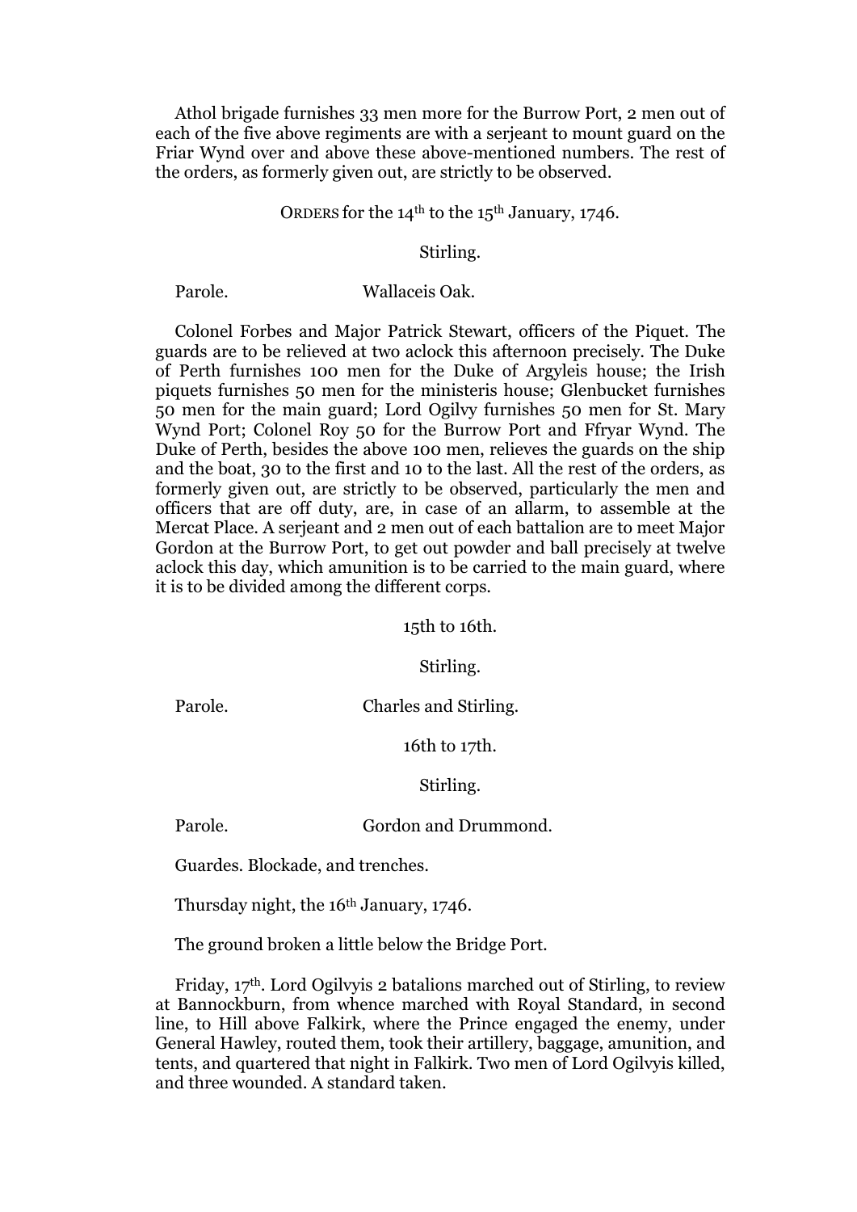Athol brigade furnishes 33 men more for the Burrow Port, 2 men out of each of the five above regiments are with a serjeant to mount guard on the Friar Wynd over and above these above-mentioned numbers. The rest of the orders, as formerly given out, are strictly to be observed.

ORDERS for the 14th to the 15th January, 1746.

Stirling.

Parole. Wallaceis Oak.

Colonel Forbes and Major Patrick Stewart, officers of the Piquet. The guards are to be relieved at two aclock this afternoon precisely. The Duke of Perth furnishes 100 men for the Duke of Argyleis house; the Irish piquets furnishes 50 men for the ministeris house; Glenbucket furnishes 50 men for the main guard; Lord Ogilvy furnishes 50 men for St. Mary Wynd Port; Colonel Roy 50 for the Burrow Port and Ffryar Wynd. The Duke of Perth, besides the above 100 men, relieves the guards on the ship and the boat, 30 to the first and 10 to the last. All the rest of the orders, as formerly given out, are strictly to be observed, particularly the men and officers that are off duty, are, in case of an allarm, to assemble at the Mercat Place. A serjeant and 2 men out of each battalion are to meet Major Gordon at the Burrow Port, to get out powder and ball precisely at twelve aclock this day, which amunition is to be carried to the main guard, where it is to be divided among the different corps.

15th to 16th.

Stirling.

Parole. Charles and Stirling.

16th to 17th.

Stirling.

Parole. Gordon and Drummond.

Guardes. Blockade, and trenches.

Thursday night, the 16th January, 1746.

The ground broken a little below the Bridge Port.

Friday, 17th. Lord Ogilvyis 2 batalions marched out of Stirling, to review at Bannockburn, from whence marched with Royal Standard, in second line, to Hill above Falkirk, where the Prince engaged the enemy, under General Hawley, routed them, took their artillery, baggage, amunition, and tents, and quartered that night in Falkirk. Two men of Lord Ogilvyis killed, and three wounded. A standard taken.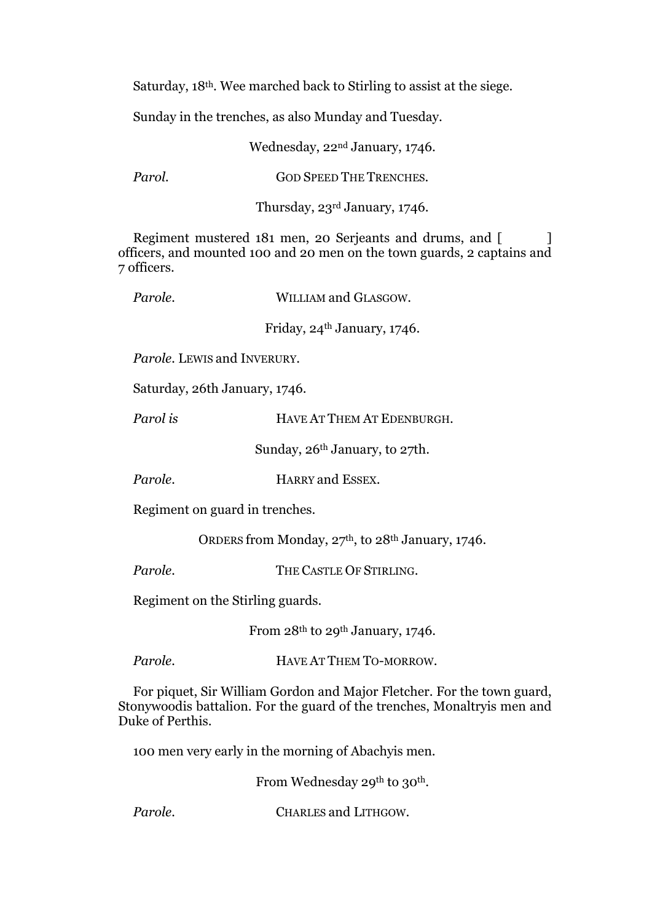Saturday, 18th. Wee marched back to Stirling to assist at the siege.

Sunday in the trenches, as also Munday and Tuesday.

Wednesday, 22nd January, 1746.

*Parol.* GOD SPEED THE TRENCHES.

Thursday, 23rd January, 1746.

Regiment mustered 181 men, 20 Serjeants and drums, and [ ] officers, and mounted 100 and 20 men on the town guards, 2 captains and 7 officers.

*Parole.* WILLIAM and GLASGOW.

Friday, 24th January, 1746.

*Parole.* LEWIS and INVERURY.

Saturday, 26th January, 1746.

*Parol is* HAVE AT THEM AT EDENBURGH.

Sunday, 26th January, to 27th.

*Parole.* HARRY and ESSEX.

Regiment on guard in trenches.

ORDERS from Monday, 27th, to 28th January, 1746.

*Parole.* THE CASTLE OF STIRLING.

Regiment on the Stirling guards.

From 28th to 29th January, 1746.

*Parole.* HAVE AT THEM TO-MORROW.

For piquet, Sir William Gordon and Major Fletcher. For the town guard, Stonywoodis battalion. For the guard of the trenches, Monaltryis men and Duke of Perthis.

100 men very early in the morning of Abachyis men.

From Wednesday 29th to 30th.

*Parole.* CHARLES and LITHGOW.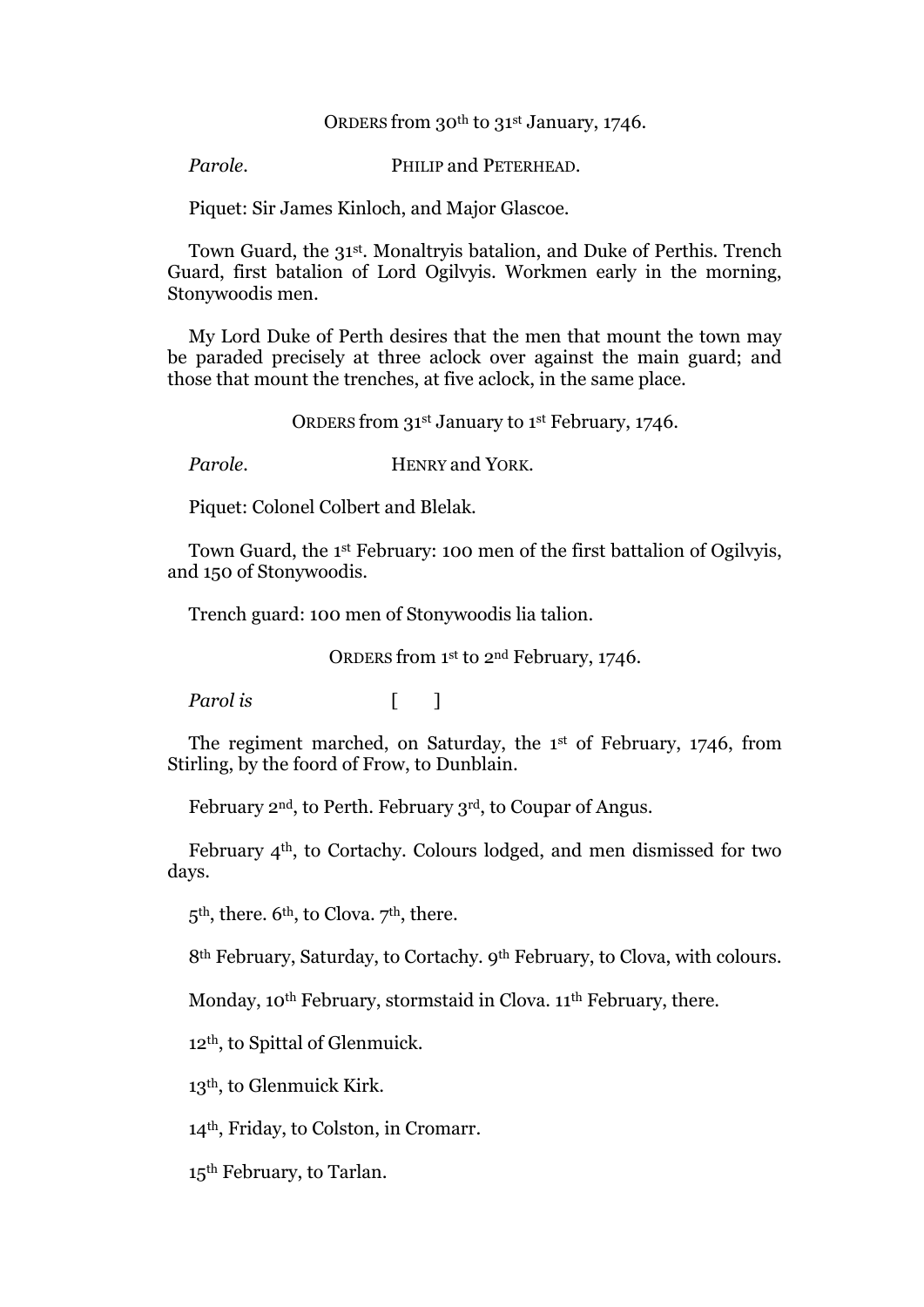ORDERS from 30th to 31st January, 1746.

*Parole*. PHILIP and PETERHEAD.

Piquet: Sir James Kinloch, and Major Glascoe.

Town Guard, the 31st. Monaltryis batalion, and Duke of Perthis. Trench Guard, first batalion of Lord Ogilvyis. Workmen early in the morning, Stonywoodis men.

My Lord Duke of Perth desires that the men that mount the town may be paraded precisely at three aclock over against the main guard; and those that mount the trenches, at five aclock, in the same place.

ORDERS from 31st January to 1st February, 1746.

*Parole*. HENRY and YORK.

Piquet: Colonel Colbert and Blelak.

Town Guard, the 1st February: 100 men of the first battalion of Ogilvyis, and 150 of Stonywoodis.

Trench guard: 100 men of Stonywoodis lia talion.

ORDERS from 1st to 2nd February, 1746.

*Parol is* [ ]

The regiment marched, on Saturday, the 1st of February, 1746, from Stirling, by the foord of Frow, to Dunblain.

February 2nd, to Perth. February 3rd, to Coupar of Angus.

February 4th, to Cortachy. Colours lodged, and men dismissed for two days.

5th, there. 6th, to Clova. 7th, there.

8th February, Saturday, to Cortachy. 9th February, to Clova, with colours.

Monday, 10th February, stormstaid in Clova. 11th February, there.

12th, to Spittal of Glenmuick.

13th, to Glenmuick Kirk.

14th, Friday, to Colston, in Cromarr.

15th February, to Tarlan.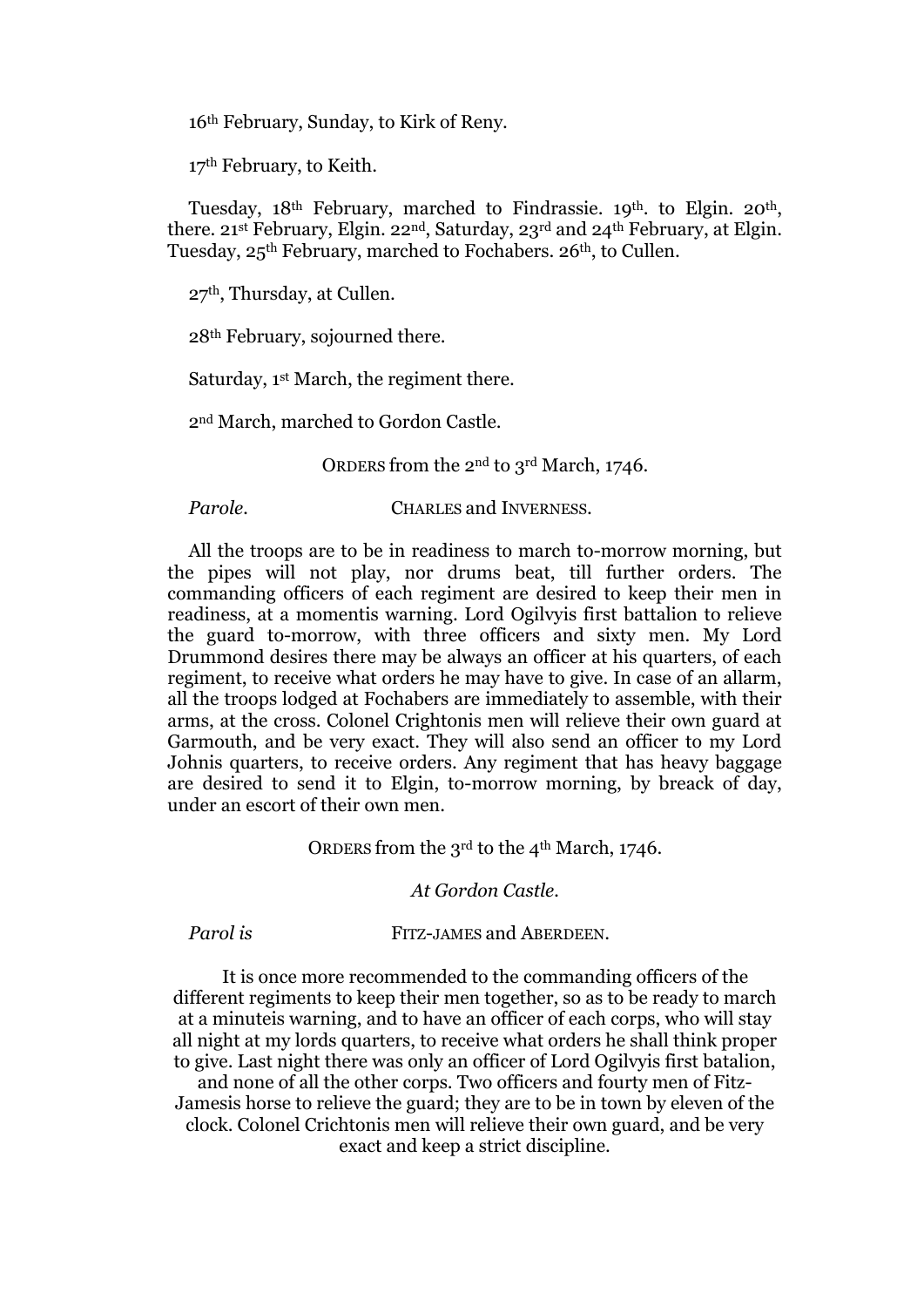16th February, Sunday, to Kirk of Reny.

17th February, to Keith.

Tuesday, 18th February, marched to Findrassie. 19th. to Elgin. 20th, there. 21st February, Elgin. 22nd, Saturday, 23rd and 24th February, at Elgin. Tuesday, 25th February, marched to Fochabers. 26th, to Cullen.

27th, Thursday, at Cullen.

28th February, sojourned there.

Saturday, 1st March, the regiment there.

2nd March, marched to Gordon Castle.

ORDERS from the 2nd to 3rd March, 1746.

*Parole.* CHARLES and INVERNESS.

All the troops are to be in readiness to march to-morrow morning, but the pipes will not play, nor drums beat, till further orders. The commanding officers of each regiment are desired to keep their men in readiness, at a momentis warning. Lord Ogilvyis first battalion to relieve the guard to-morrow, with three officers and sixty men. My Lord Drummond desires there may be always an officer at his quarters, of each regiment, to receive what orders he may have to give. In case of an allarm, all the troops lodged at Fochabers are immediately to assemble, with their arms, at the cross. Colonel Crightonis men will relieve their own guard at Garmouth, and be very exact. They will also send an officer to my Lord Johnis quarters, to receive orders. Any regiment that has heavy baggage are desired to send it to Elgin, to-morrow morning, by breack of day, under an escort of their own men.

ORDERS from the 3rd to the 4th March, 1746.

*At Gordon Castle.*

*Parol is* FITZ-JAMES and ABERDEEN.

It is once more recommended to the commanding officers of the different regiments to keep their men together, so as to be ready to march at a minuteis warning, and to have an officer of each corps, who will stay all night at my lords quarters, to receive what orders he shall think proper to give. Last night there was only an officer of Lord Ogilvyis first batalion, and none of all the other corps. Two officers and fourty men of Fitz-Jamesis horse to relieve the guard; they are to be in town by eleven of the clock. Colonel Crichtonis men will relieve their own guard, and be very exact and keep a strict discipline.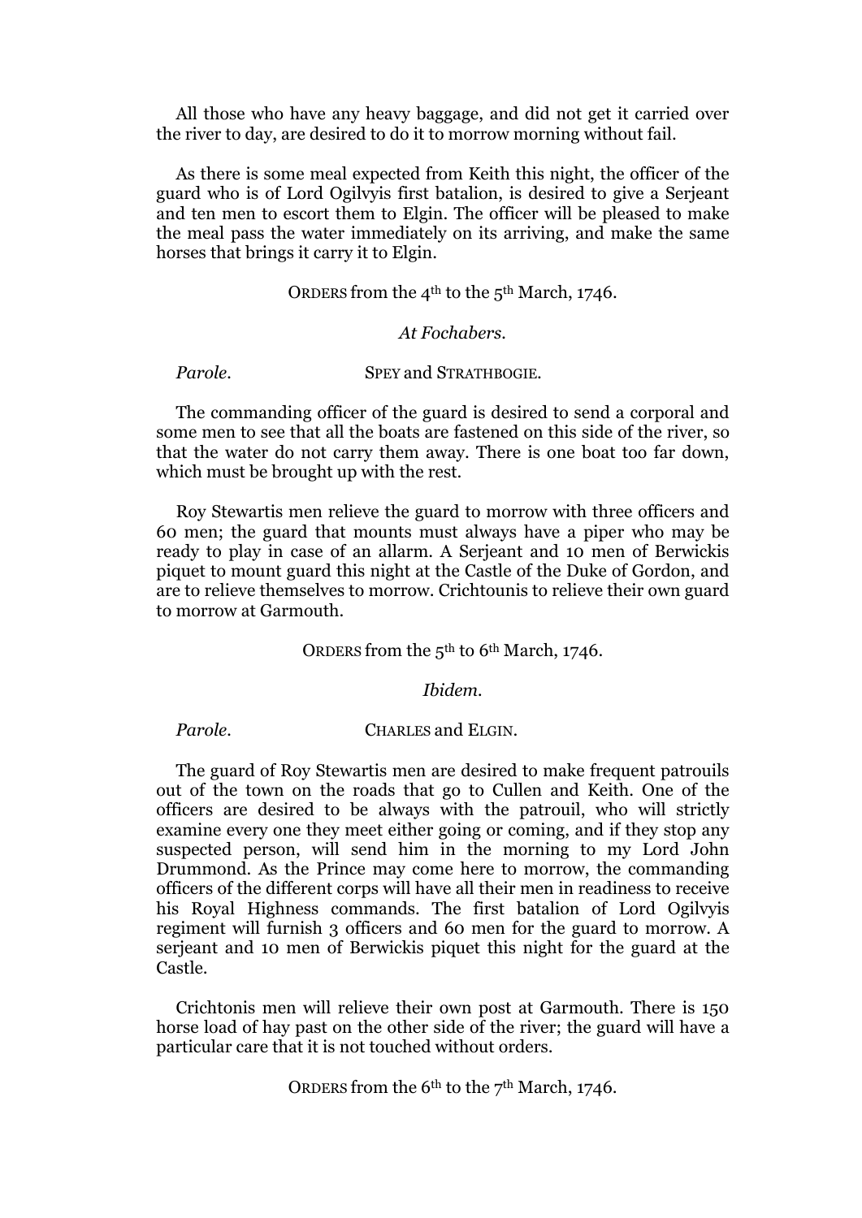All those who have any heavy baggage, and did not get it carried over the river to day, are desired to do it to morrow morning without fail.

As there is some meal expected from Keith this night, the officer of the guard who is of Lord Ogilvyis first batalion, is desired to give a Serjeant and ten men to escort them to Elgin. The officer will be pleased to make the meal pass the water immediately on its arriving, and make the same horses that brings it carry it to Elgin.

ORDERS from the 4th to the 5th March, 1746.

*At Fochabers.*

*Parole.* SPEY and STRATHBOGIE.

The commanding officer of the guard is desired to send a corporal and some men to see that all the boats are fastened on this side of the river, so that the water do not carry them away. There is one boat too far down, which must be brought up with the rest.

Roy Stewartis men relieve the guard to morrow with three officers and 60 men; the guard that mounts must always have a piper who may be ready to play in case of an allarm. A Serjeant and 10 men of Berwickis piquet to mount guard this night at the Castle of the Duke of Gordon, and are to relieve themselves to morrow. Crichtounis to relieve their own guard to morrow at Garmouth.

ORDERS from the 5th to 6th March, 1746.

*Ibidem.*

*Parole.* CHARLES and ELGIN.

The guard of Roy Stewartis men are desired to make frequent patrouils out of the town on the roads that go to Cullen and Keith. One of the officers are desired to be always with the patrouil, who will strictly examine every one they meet either going or coming, and if they stop any suspected person, will send him in the morning to my Lord John Drummond. As the Prince may come here to morrow, the commanding officers of the different corps will have all their men in readiness to receive his Royal Highness commands. The first batalion of Lord Ogilvyis regiment will furnish 3 officers and 60 men for the guard to morrow. A serjeant and 10 men of Berwickis piquet this night for the guard at the Castle.

Crichtonis men will relieve their own post at Garmouth. There is 150 horse load of hay past on the other side of the river; the guard will have a particular care that it is not touched without orders.

ORDERS from the 6th to the 7th March, 1746.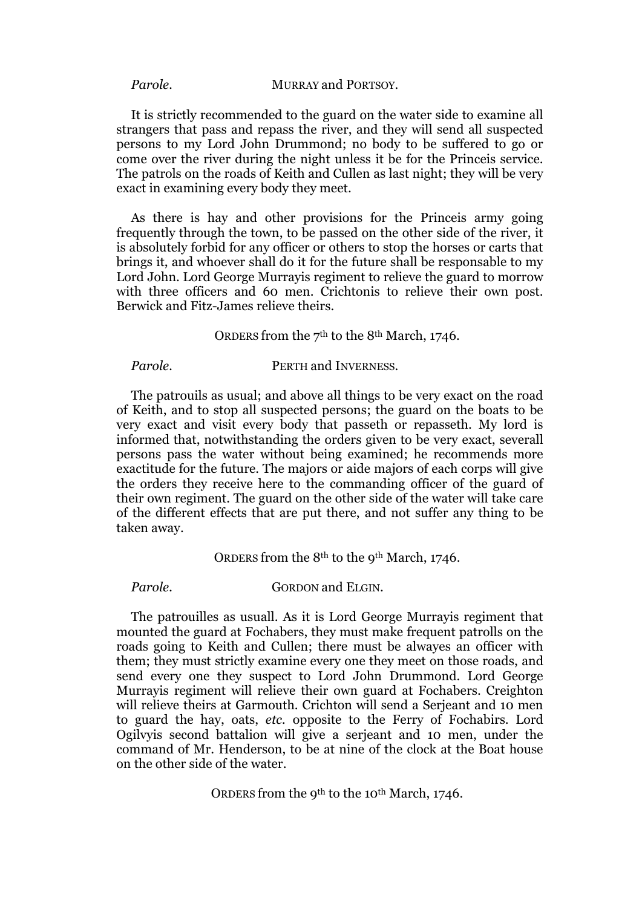*Parole.* MURRAY and PORTSOY.

It is strictly recommended to the guard on the water side to examine all strangers that pass and repass the river, and they will send all suspected persons to my Lord John Drummond; no body to be suffered to go or come over the river during the night unless it be for the Princeis service. The patrols on the roads of Keith and Cullen as last night; they will be very exact in examining every body they meet.

As there is hay and other provisions for the Princeis army going frequently through the town, to be passed on the other side of the river, it is absolutely forbid for any officer or others to stop the horses or carts that brings it, and whoever shall do it for the future shall be responsable to my Lord John. Lord George Murrayis regiment to relieve the guard to morrow with three officers and 60 men. Crichtonis to relieve their own post. Berwick and Fitz-James relieve theirs.

ORDERS from the 7th to the 8th March, 1746.

*Parole.* PERTH and INVERNESS.

The patrouils as usual; and above all things to be very exact on the road of Keith, and to stop all suspected persons; the guard on the boats to be very exact and visit every body that passeth or repasseth. My lord is informed that, notwithstanding the orders given to be very exact, severall persons pass the water without being examined; he recommends more exactitude for the future. The majors or aide majors of each corps will give the orders they receive here to the commanding officer of the guard of their own regiment. The guard on the other side of the water will take care of the different effects that are put there, and not suffer any thing to be taken away.

ORDERS from the 8th to the 9th March, 1746.

*Parole.* GORDON and ELGIN.

The patrouilles as usuall. As it is Lord George Murrayis regiment that mounted the guard at Fochabers, they must make frequent patrolls on the roads going to Keith and Cullen; there must be alwayes an officer with them; they must strictly examine every one they meet on those roads, and send every one they suspect to Lord John Drummond. Lord George Murrayis regiment will relieve their own guard at Fochabers. Creighton will relieve theirs at Garmouth. Crichton will send a Serjeant and 10 men to guard the hay, oats, *etc.* opposite to the Ferry of Fochabirs. Lord Ogilvyis second battalion will give a serjeant and 10 men, under the command of Mr. Henderson, to be at nine of the clock at the Boat house on the other side of the water.

ORDERS from the 9th to the 10th March, 1746.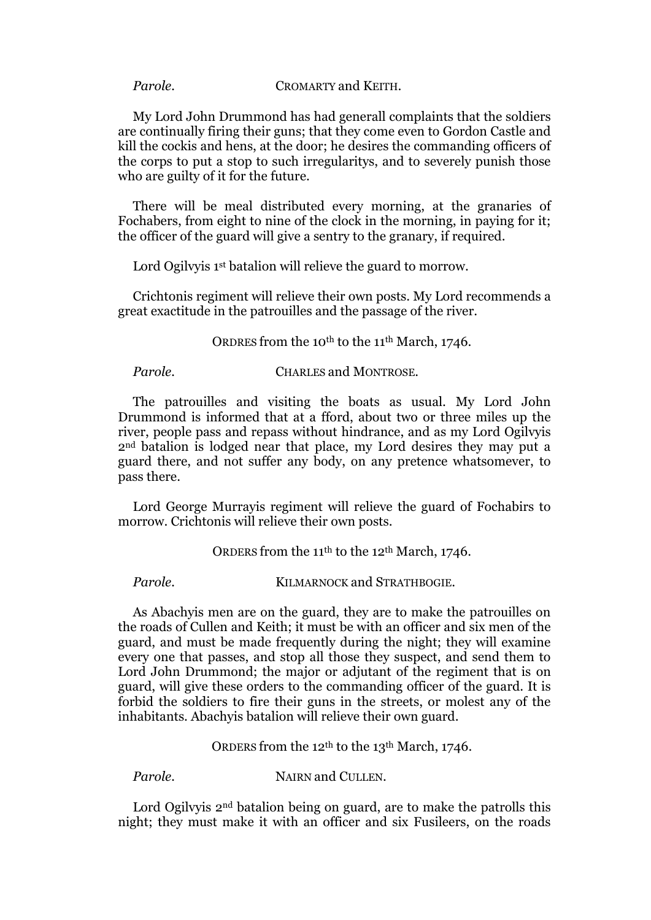*Parole*. CROMARTY and KEITH.

My Lord John Drummond has had generall complaints that the soldiers are continually firing their guns; that they come even to Gordon Castle and kill the cockis and hens, at the door; he desires the commanding officers of the corps to put a stop to such irregularitys, and to severely punish those who are guilty of it for the future.

There will be meal distributed every morning, at the granaries of Fochabers, from eight to nine of the clock in the morning, in paying for it; the officer of the guard will give a sentry to the granary, if required.

Lord Ogilvyis 1st batalion will relieve the guard to morrow.

Crichtonis regiment will relieve their own posts. My Lord recommends a great exactitude in the patrouilles and the passage of the river.

ORDRES from the 10th to the 11th March, 1746.

*Parole*. CHARLES and MONTROSE.

The patrouilles and visiting the boats as usual. My Lord John Drummond is informed that at a fford, about two or three miles up the river, people pass and repass without hindrance, and as my Lord Ogilvyis 2nd batalion is lodged near that place, my Lord desires they may put a guard there, and not suffer any body, on any pretence whatsomever, to pass there.

Lord George Murrayis regiment will relieve the guard of Fochabirs to morrow. Crichtonis will relieve their own posts.

ORDERS from the 11th to the 12th March, 1746.

*Parole*. KILMARNOCK and STRATHBOGIE.

As Abachyis men are on the guard, they are to make the patrouilles on the roads of Cullen and Keith; it must be with an officer and six men of the guard, and must be made frequently during the night; they will examine every one that passes, and stop all those they suspect, and send them to Lord John Drummond; the major or adjutant of the regiment that is on guard, will give these orders to the commanding officer of the guard. It is forbid the soldiers to fire their guns in the streets, or molest any of the inhabitants. Abachyis batalion will relieve their own guard.

ORDERS from the 12th to the 13th March, 1746.

*Parole*. NAIRN and CULLEN.

Lord Ogilvyis 2nd batalion being on guard, are to make the patrolls this night; they must make it with an officer and six Fusileers, on the roads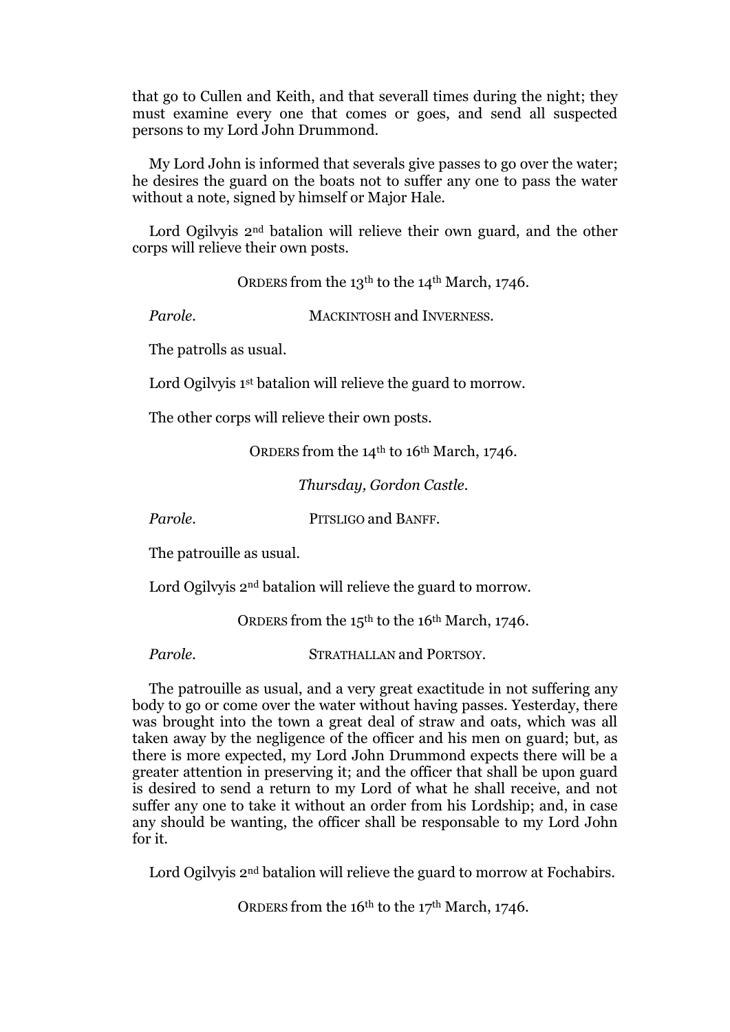that go to Cullen and Keith, and that severall times during the night; they must examine every one that comes or goes, and send all suspected persons to my Lord John Drummond.

My Lord John is informed that severals give passes to go over the water; he desires the guard on the boats not to suffer any one to pass the water without a note, signed by himself or Major Hale.

Lord Ogilvyis 2nd batalion will relieve their own guard, and the other corps will relieve their own posts.

ORDERS from the 13th to the 14th March, 1746.

*Parole.* MACKINTOSH and INVERNESS.

The patrolls as usual.

Lord Ogilvyis 1st batalion will relieve the guard to morrow.

The other corps will relieve their own posts.

ORDERS from the 14th to 16th March, 1746.

*Thursday, Gordon Castle.*

*Parole.* PITSLIGO and BANFF.

The patrouille as usual.

Lord Ogilvyis 2nd batalion will relieve the guard to morrow.

ORDERS from the 15th to the 16th March, 1746.

*Parole.* STRATHALLAN and PORTSOY.

The patrouille as usual, and a very great exactitude in not suffering any body to go or come over the water without having passes. Yesterday, there was brought into the town a great deal of straw and oats, which was all taken away by the negligence of the officer and his men on guard; but, as there is more expected, my Lord John Drummond expects there will be a greater attention in preserving it; and the officer that shall be upon guard is desired to send a return to my Lord of what he shall receive, and not suffer any one to take it without an order from his Lordship; and, in case any should be wanting, the officer shall be responsable to my Lord John for it.

Lord Ogilvyis 2nd batalion will relieve the guard to morrow at Fochabirs.

ORDERS from the 16th to the 17th March, 1746.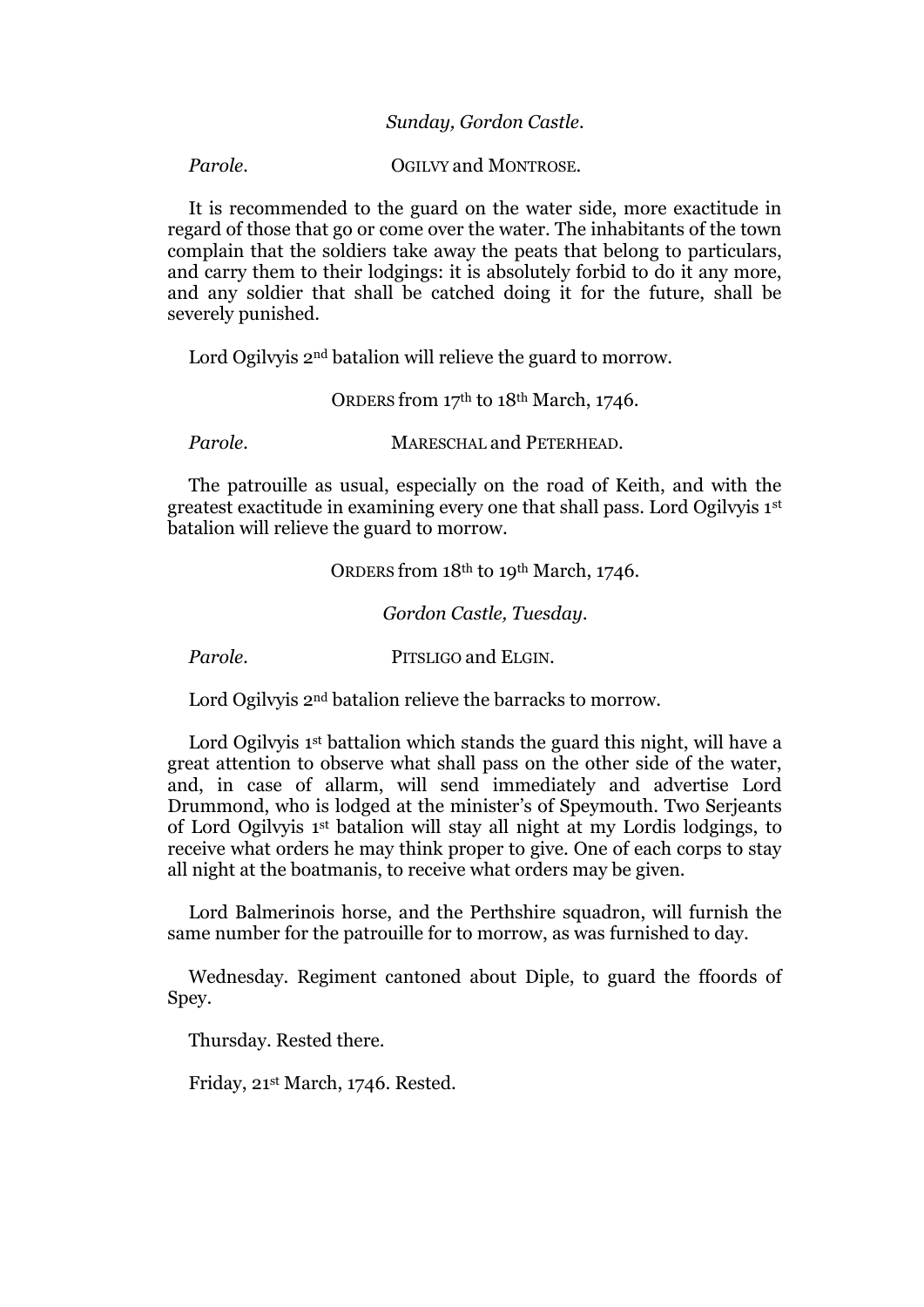*Sunday, Gordon Castle.*

*Parole.* OGILVY and MONTROSE.

It is recommended to the guard on the water side, more exactitude in regard of those that go or come over the water. The inhabitants of the town complain that the soldiers take away the peats that belong to particulars, and carry them to their lodgings: it is absolutely forbid to do it any more, and any soldier that shall be catched doing it for the future, shall be severely punished.

Lord Ogilvyis 2nd batalion will relieve the guard to morrow.

ORDERS from 17th to 18th March, 1746.

*Parole.* MARESCHAL and PETERHEAD.

The patrouille as usual, especially on the road of Keith, and with the greatest exactitude in examining every one that shall pass. Lord Ogilvyis 1st batalion will relieve the guard to morrow.

ORDERS from 18th to 19th March, 1746.

*Gordon Castle, Tuesday.*

*Parole.* PITSLIGO and ELGIN.

Lord Ogilvyis 2nd batalion relieve the barracks to morrow.

Lord Ogilvyis 1st battalion which stands the guard this night, will have a great attention to observe what shall pass on the other side of the water, and, in case of allarm, will send immediately and advertise Lord Drummond, who is lodged at the minister's of Speymouth. Two Serjeants of Lord Ogilvyis 1st batalion will stay all night at my Lordis lodgings, to receive what orders he may think proper to give. One of each corps to stay all night at the boatmanis, to receive what orders may be given.

Lord Balmerinois horse, and the Perthshire squadron, will furnish the same number for the patrouille for to morrow, as was furnished to day.

Wednesday. Regiment cantoned about Diple, to guard the ffoords of Spey.

Thursday. Rested there.

Friday, 21st March, 1746. Rested.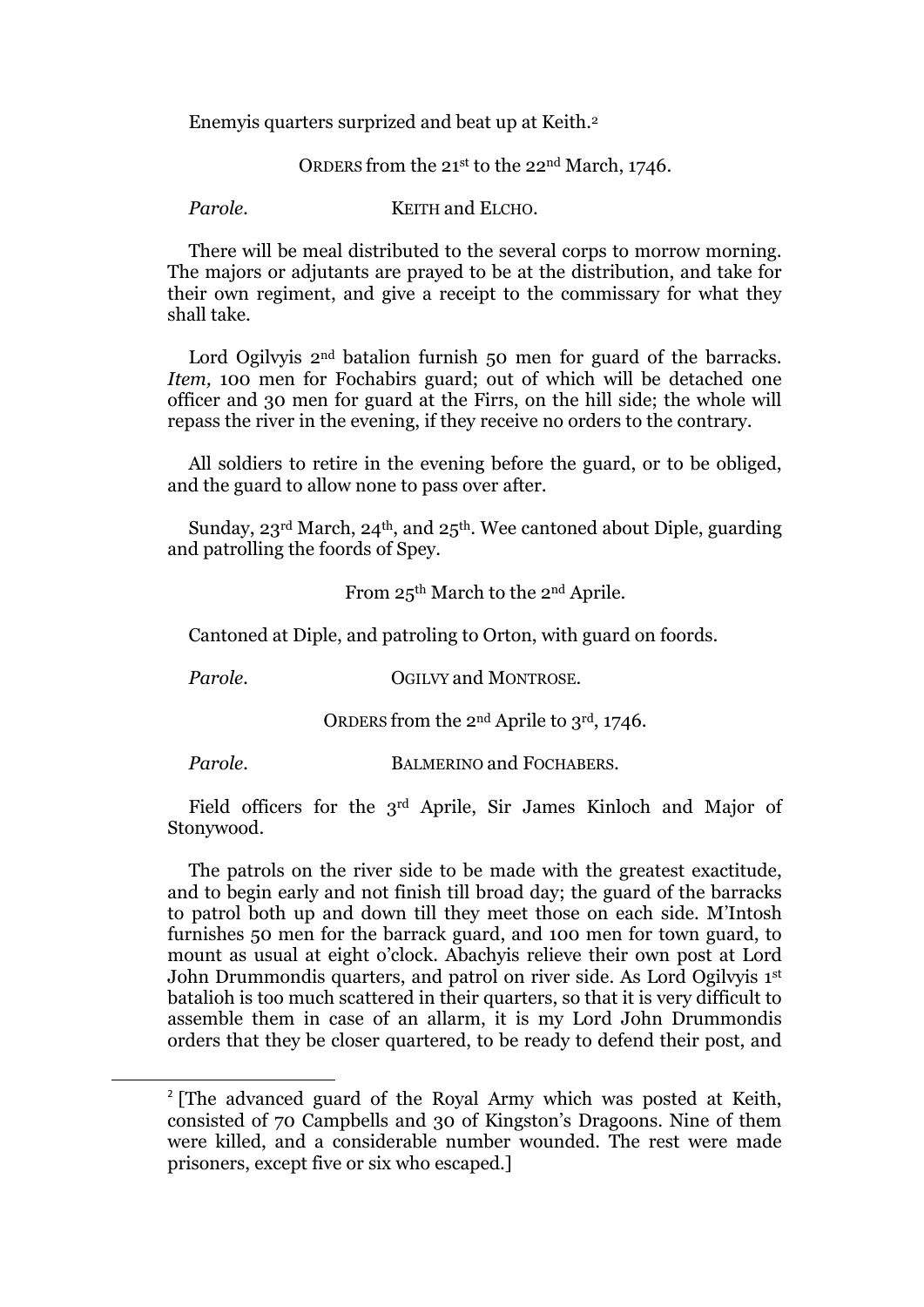Enemyis quarters surprized and beat up at Keith.[2]

ORDERS from the 21st to the 22nd March, 1746.

*Parole*. KEITH and ELCHO.

There will be meal distributed to the several corps to morrow morning. The majors or adjutants are prayed to be at the distribution, and take for their own regiment, and give a receipt to the commissary for what they shall take.

Lord Ogilvyis 2nd batalion furnish 50 men for guard of the barracks. *Item,* 100 men for Fochabirs guard; out of which will be detached one officer and 30 men for guard at the Firrs, on the hill side; the whole will repass the river in the evening, if they receive no orders to the contrary.

All soldiers to retire in the evening before the guard, or to be obliged, and the guard to allow none to pass over after.

Sunday, 23rd March, 24th, and 25th. Wee cantoned about Diple, guarding and patrolling the foords of Spey.

From 25th March to the 2nd Aprile.

Cantoned at Diple, and patroling to Orton, with guard on foords.

*Parole*. OGILVY and MONTROSE.

ORDERS from the 2nd Aprile to 3rd, 1746.

*Parole*. BALMERINO and FOCHABERS.

Field officers for the 3rd Aprile, Sir James Kinloch and Major of Stonywood.

The patrols on the river side to be made with the greatest exactitude, and to begin early and not finish till broad day; the guard of the barracks to patrol both up and down till they meet those on each side. M'Intosh furnishes 50 men for the barrack guard, and 100 men for town guard, to mount as usual at eight o'clock. Abachyis relieve their own post at Lord John Drummondis quarters, and patrol on river side. As Lord Ogilvyis 1st batalioh is too much scattered in their quarters, so that it is very difficult to assemble them in case of an allarm, it is my Lord John Drummondis orders that they be closer quartered, to be ready to defend their post, and

[2] [The advanced guard of the Royal Army which was posted at Keith, consisted of 70 Campbells and 30 of Kingston's Dragoons. Nine of them were killed, and a considerable number wounded. The rest were made prisoners, except five or six who escaped.]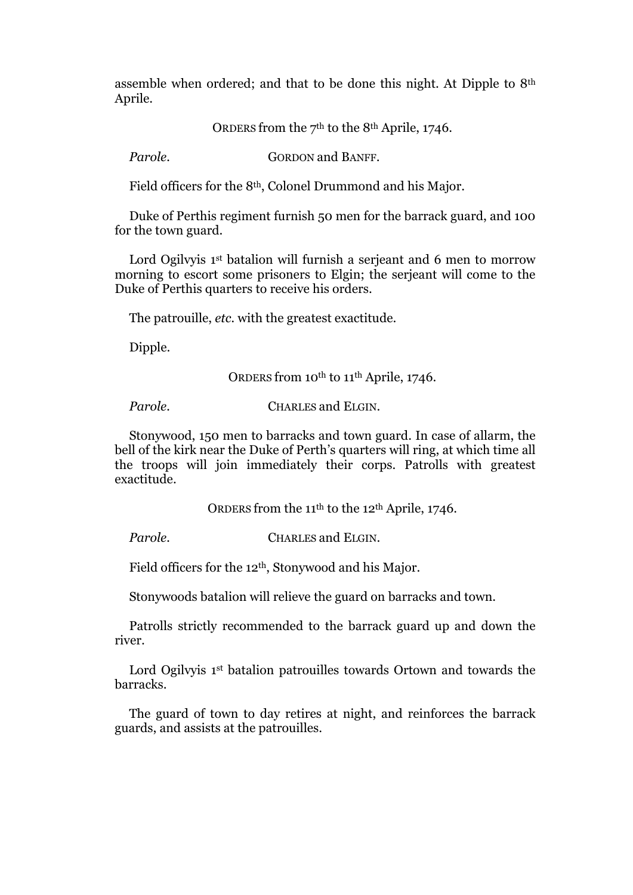assemble when ordered; and that to be done this night. At Dipple to 8th Aprile.

ORDERS from the 7th to the 8th Aprile, 1746.

*Parole.* GORDON and BANFF.

Field officers for the 8th, Colonel Drummond and his Major.

Duke of Perthis regiment furnish 50 men for the barrack guard, and 100 for the town guard.

Lord Ogilvyis 1st batalion will furnish a serjeant and 6 men to morrow morning to escort some prisoners to Elgin; the serjeant will come to the Duke of Perthis quarters to receive his orders.

The patrouille, *etc.* with the greatest exactitude.

Dipple.

ORDERS from 10th to 11th Aprile, 1746.

*Parole.* CHARLES and ELGIN.

Stonywood, 150 men to barracks and town guard. In case of allarm, the bell of the kirk near the Duke of Perth's quarters will ring, at which time all the troops will join immediately their corps. Patrolls with greatest exactitude.

ORDERS from the 11th to the 12th Aprile, 1746.

*Parole.* CHARLES and ELGIN.

Field officers for the 12th, Stonywood and his Major.

Stonywoods batalion will relieve the guard on barracks and town.

Patrolls strictly recommended to the barrack guard up and down the river.

Lord Ogilvyis 1st batalion patrouilles towards Ortown and towards the barracks.

The guard of town to day retires at night, and reinforces the barrack guards, and assists at the patrouilles.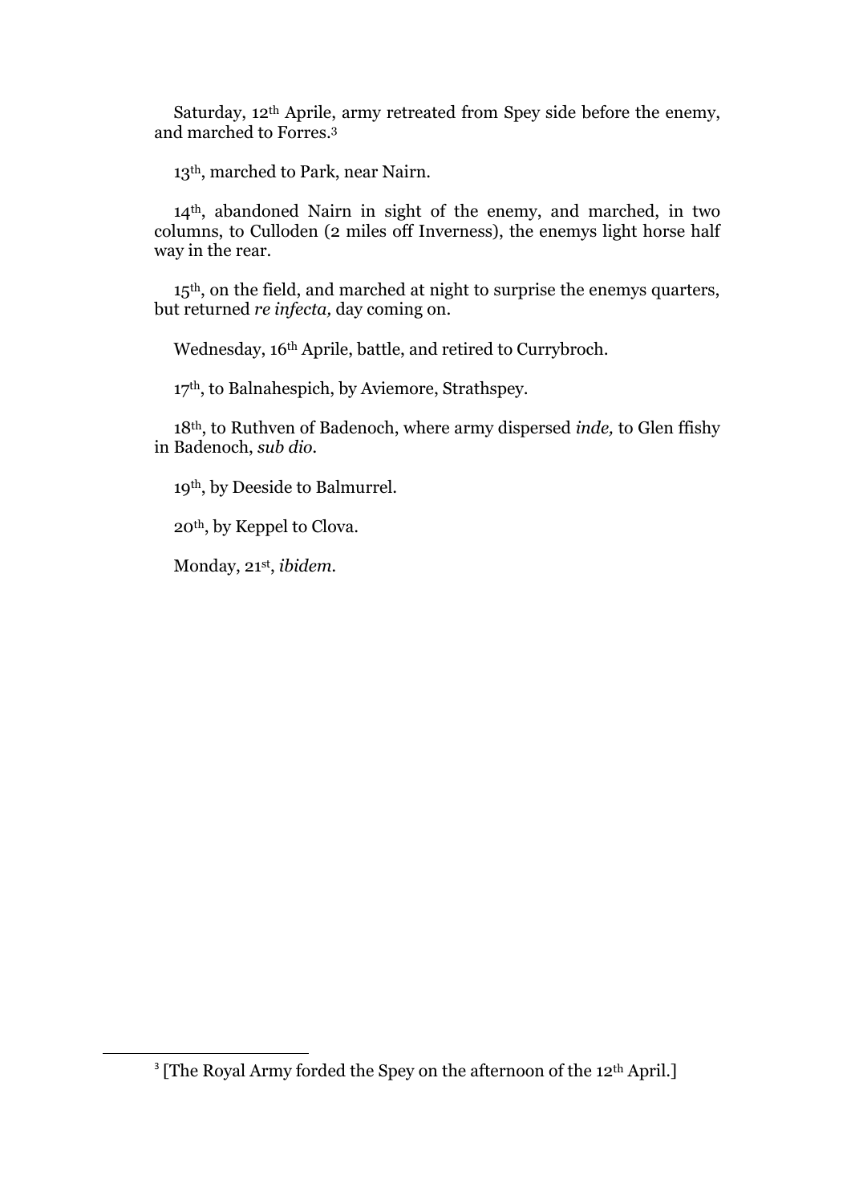Saturday, 12th Aprile, army retreated from Spey side before the enemy, and marched to Forres.[3]

13th, marched to Park, near Nairn.

14th, abandoned Nairn in sight of the enemy, and marched, in two columns, to Culloden (2 miles off Inverness), the enemys light horse half way in the rear.

15th, on the field, and marched at night to surprise the enemys quarters, but returned *re infecta,* day coming on.

Wednesday, 16th Aprile, battle, and retired to Currybroch.

17th, to Balnahespich, by Aviemore, Strathspey.

18th, to Ruthven of Badenoch, where army dispersed *inde,* to Glen ffishy in Badenoch, *sub dio.*

19th, by Deeside to Balmurrel.

20th, by Keppel to Clova.

Monday, 21st, *ibidem.*

---

[3] [The Royal Army forded the Spey on the afternoon of the 12th April.]